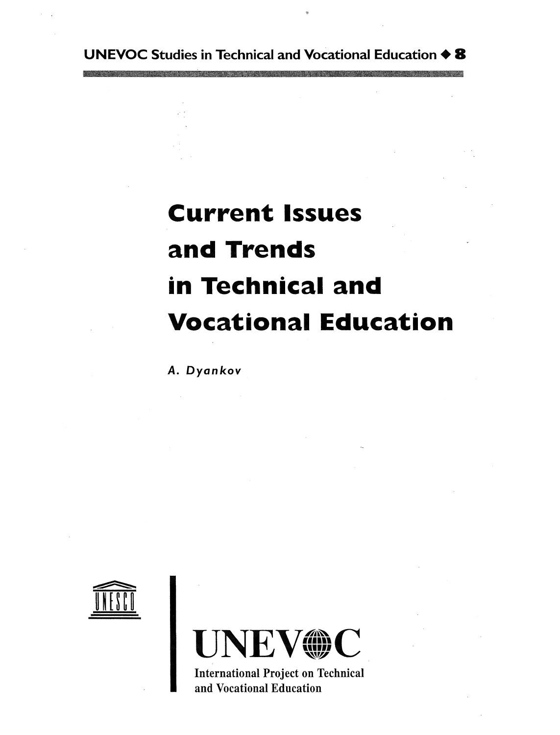UNEVOC Studies in Technical and Vocational Education ◆ 8

# Current Issues and Trends in Technical and Vocational Education

*A. Dyankov*

UNESCO

UNEVOC

International Project on Technical and Vocational Education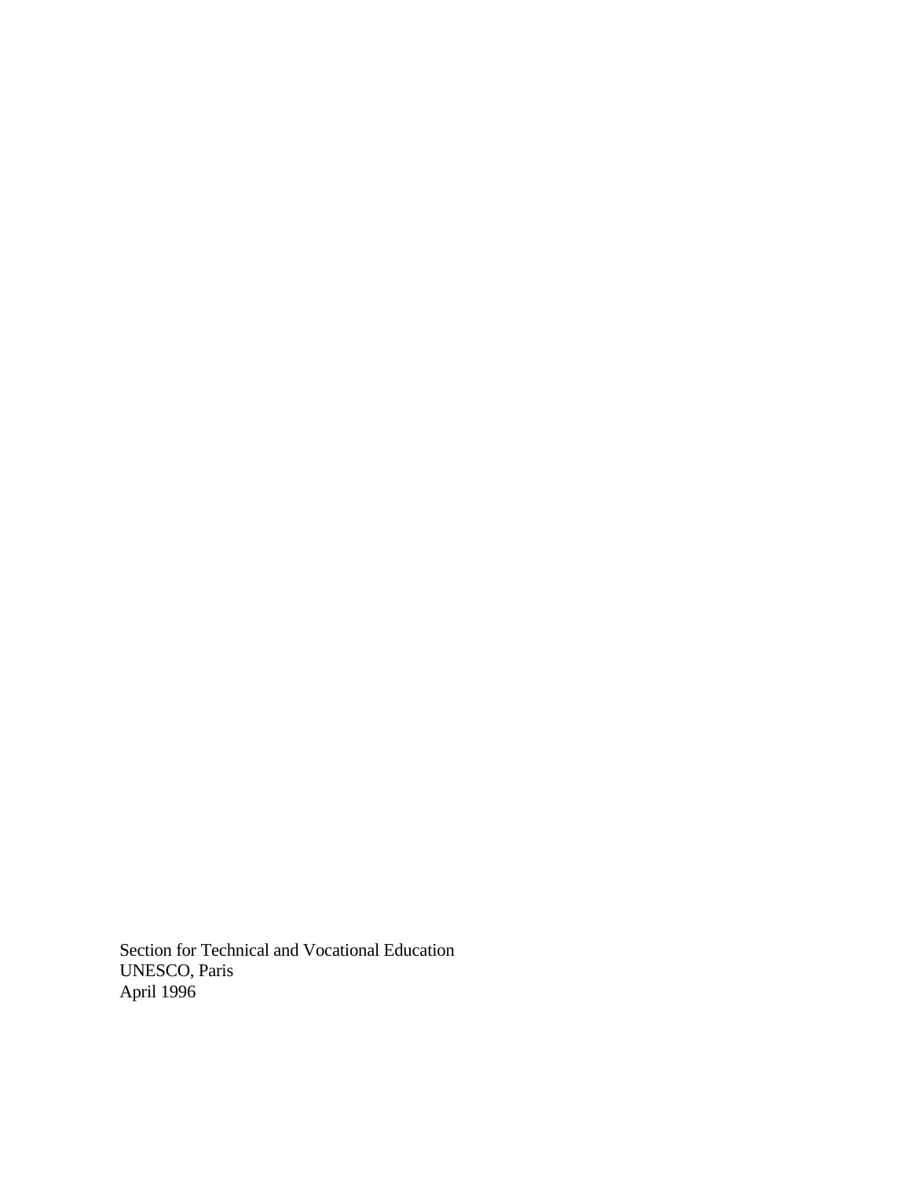Section for Technical and Vocational Education
UNESCO, Paris
April 1996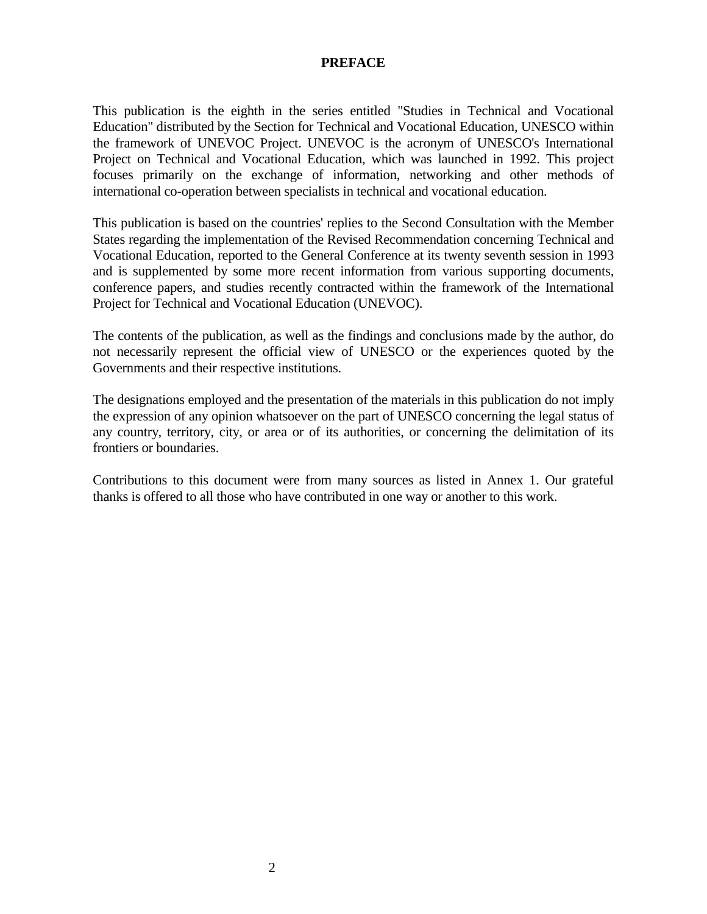# PREFACE

This publication is the eighth in the series entitled "Studies in Technical and Vocational Education" distributed by the Section for Technical and Vocational Education, UNESCO within the framework of UNEVOC Project. UNEVOC is the acronym of UNESCO's International Project on Technical and Vocational Education, which was launched in 1992. This project focuses primarily on the exchange of information, networking and other methods of international co-operation between specialists in technical and vocational education.

This publication is based on the countries' replies to the Second Consultation with the Member States regarding the implementation of the Revised Recommendation concerning Technical and Vocational Education, reported to the General Conference at its twenty seventh session in 1993 and is supplemented by some more recent information from various supporting documents, conference papers, and studies recently contracted within the framework of the International Project for Technical and Vocational Education (UNEVOC).

The contents of the publication, as well as the findings and conclusions made by the author, do not necessarily represent the official view of UNESCO or the experiences quoted by the Governments and their respective institutions.

The designations employed and the presentation of the materials in this publication do not imply the expression of any opinion whatsoever on the part of UNESCO concerning the legal status of any country, territory, city, or area or of its authorities, or concerning the delimitation of its frontiers or boundaries.

Contributions to this document were from many sources as listed in Annex 1. Our grateful thanks is offered to all those who have contributed in one way or another to this work.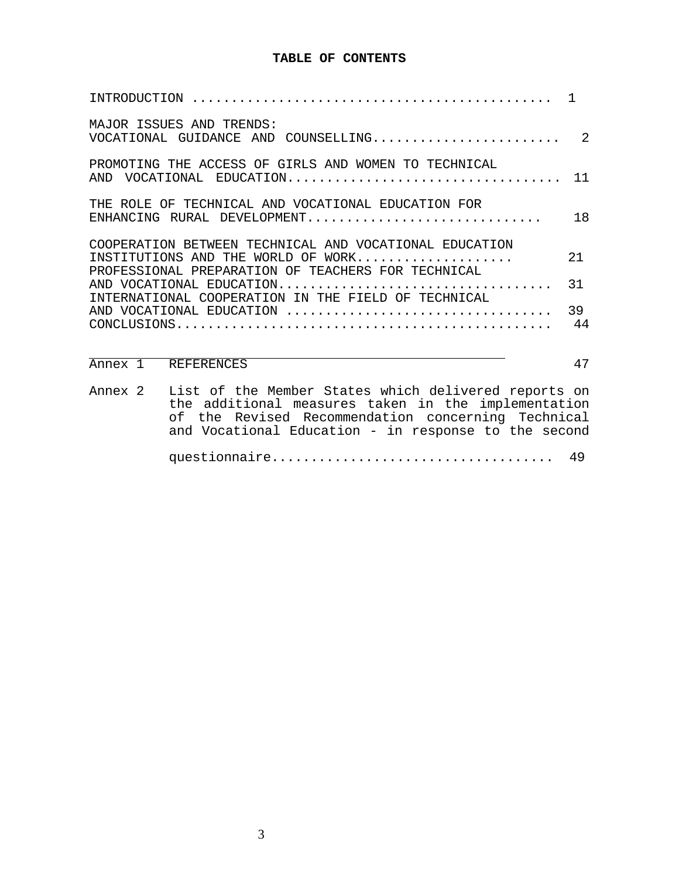**TABLE OF CONTENTS**

| | |
|---|---|
| INTRODUCTION | 1 |
| MAJOR ISSUES AND TRENDS: VOCATIONAL GUIDANCE AND COUNSELLING | 2 |
| PROMOTING THE ACCESS OF GIRLS AND WOMEN TO TECHNICAL AND VOCATIONAL EDUCATION | 11 |
| THE ROLE OF TECHNICAL AND VOCATIONAL EDUCATION FOR ENHANCING RURAL DEVELOPMENT | 18 |
| COOPERATION BETWEEN TECHNICAL AND VOCATIONAL EDUCATION INSTITUTIONS AND THE WORLD OF WORK | 21 |
| PROFESSIONAL PREPARATION OF TEACHERS FOR TECHNICAL AND VOCATIONAL EDUCATION | 31 |
| INTERNATIONAL COOPERATION IN THE FIELD OF TECHNICAL AND VOCATIONAL EDUCATION | 39 |
| CONCLUSIONS | 44 |
| Annex 1 REFERENCES | 47 |
| Annex 2 List of the Member States which delivered reports on the additional measures taken in the implementation of the Revised Recommendation concerning Technical and Vocational Education - in response to the second questionnaire | 49 |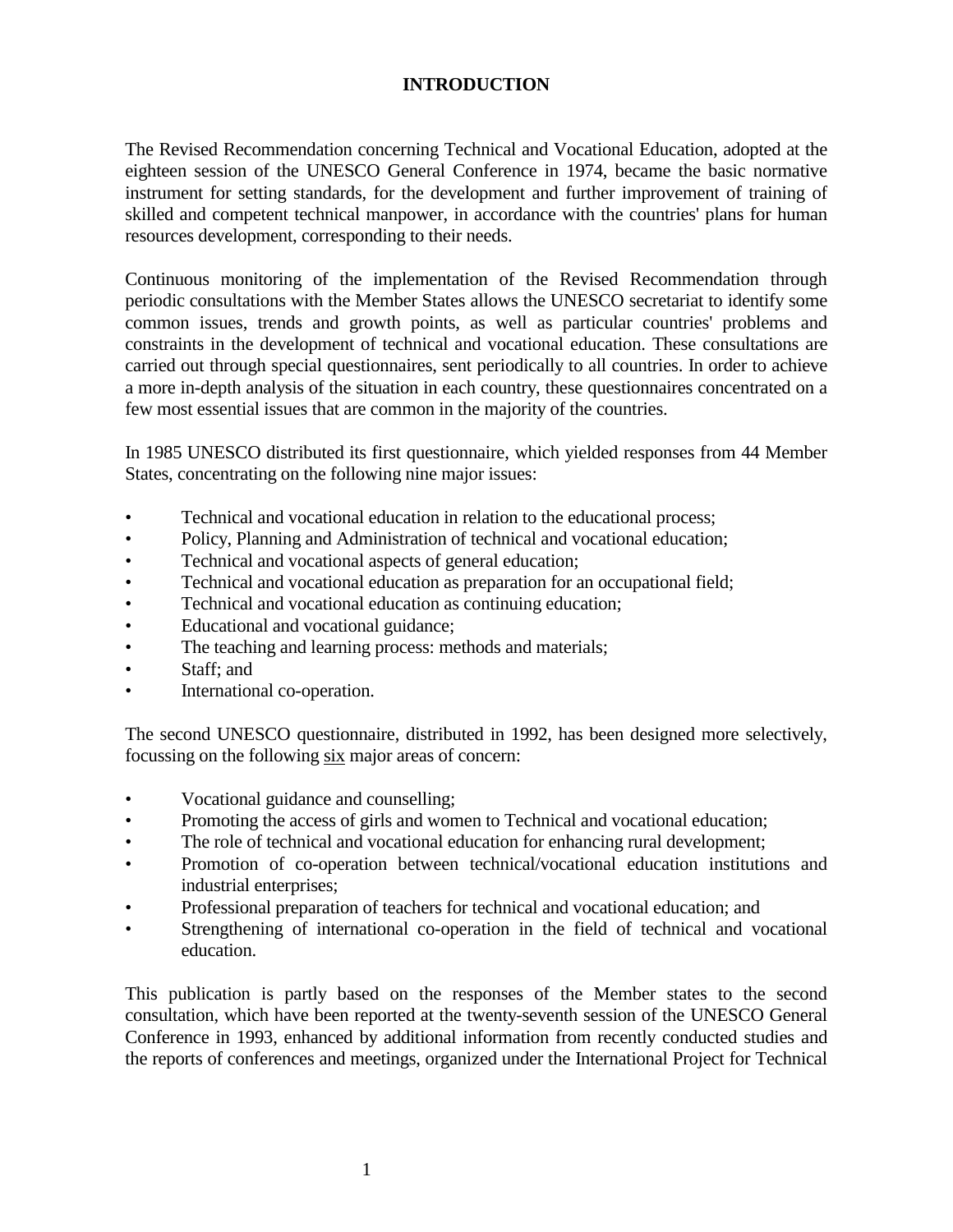# INTRODUCTION

The Revised Recommendation concerning Technical and Vocational Education, adopted at the eighteen session of the UNESCO General Conference in 1974, became the basic normative instrument for setting standards, for the development and further improvement of training of skilled and competent technical manpower, in accordance with the countries' plans for human resources development, corresponding to their needs.

Continuous monitoring of the implementation of the Revised Recommendation through periodic consultations with the Member States allows the UNESCO secretariat to identify some common issues, trends and growth points, as well as particular countries' problems and constraints in the development of technical and vocational education. These consultations are carried out through special questionnaires, sent periodically to all countries. In order to achieve a more in-depth analysis of the situation in each country, these questionnaires concentrated on a few most essential issues that are common in the majority of the countries.

In 1985 UNESCO distributed its first questionnaire, which yielded responses from 44 Member States, concentrating on the following nine major issues:

- Technical and vocational education in relation to the educational process;
- Policy, Planning and Administration of technical and vocational education;
- Technical and vocational aspects of general education;
- Technical and vocational education as preparation for an occupational field;
- Technical and vocational education as continuing education;
- Educational and vocational guidance;
- The teaching and learning process: methods and materials;
- Staff; and
- International co-operation.

The second UNESCO questionnaire, distributed in 1992, has been designed more selectively, focussing on the following <u>six</u> major areas of concern:

- Vocational guidance and counselling;
- Promoting the access of girls and women to Technical and vocational education;
- The role of technical and vocational education for enhancing rural development;
- Promotion of co-operation between technical/vocational education institutions and industrial enterprises;
- Professional preparation of teachers for technical and vocational education; and
- Strengthening of international co-operation in the field of technical and vocational education.

This publication is partly based on the responses of the Member states to the second consultation, which have been reported at the twenty-seventh session of the UNESCO General Conference in 1993, enhanced by additional information from recently conducted studies and the reports of conferences and meetings, organized under the International Project for Technical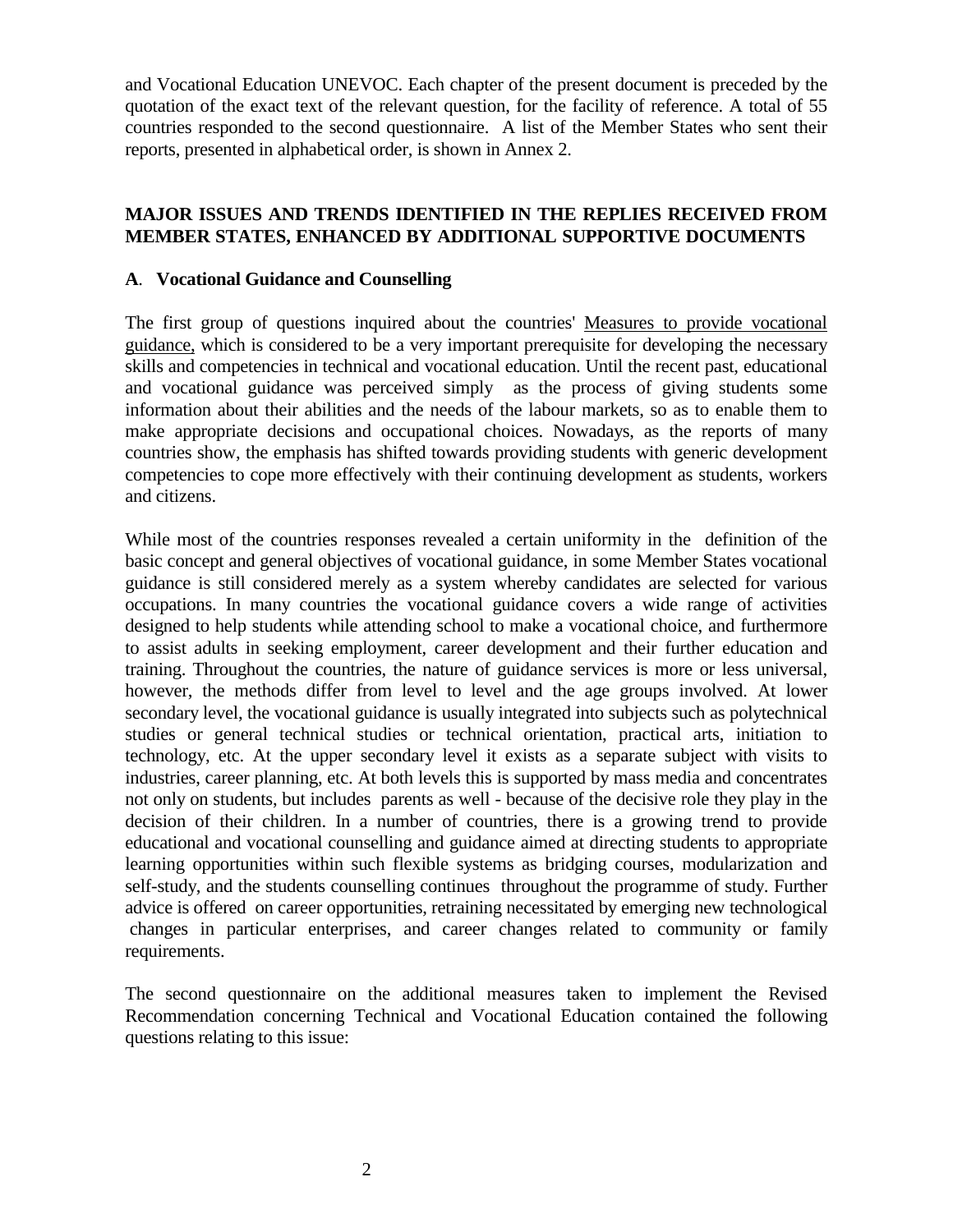and Vocational Education UNEVOC. Each chapter of the present document is preceded by the quotation of the exact text of the relevant question, for the facility of reference. A total of 55 countries responded to the second questionnaire. A list of the Member States who sent their reports, presented in alphabetical order, is shown in Annex 2.

## MAJOR ISSUES AND TRENDS IDENTIFIED IN THE REPLIES RECEIVED FROM MEMBER STATES, ENHANCED BY ADDITIONAL SUPPORTIVE DOCUMENTS

### A. Vocational Guidance and Counselling

The first group of questions inquired about the countries' <u>Measures to provide vocational guidance,</u> which is considered to be a very important prerequisite for developing the necessary skills and competencies in technical and vocational education. Until the recent past, educational and vocational guidance was perceived simply as the process of giving students some information about their abilities and the needs of the labour markets, so as to enable them to make appropriate decisions and occupational choices. Nowadays, as the reports of many countries show, the emphasis has shifted towards providing students with generic development competencies to cope more effectively with their continuing development as students, workers and citizens.

While most of the countries responses revealed a certain uniformity in the definition of the basic concept and general objectives of vocational guidance, in some Member States vocational guidance is still considered merely as a system whereby candidates are selected for various occupations. In many countries the vocational guidance covers a wide range of activities designed to help students while attending school to make a vocational choice, and furthermore to assist adults in seeking employment, career development and their further education and training. Throughout the countries, the nature of guidance services is more or less universal, however, the methods differ from level to level and the age groups involved. At lower secondary level, the vocational guidance is usually integrated into subjects such as polytechnical studies or general technical studies or technical orientation, practical arts, initiation to technology, etc. At the upper secondary level it exists as a separate subject with visits to industries, career planning, etc. At both levels this is supported by mass media and concentrates not only on students, but includes parents as well - because of the decisive role they play in the decision of their children. In a number of countries, there is a growing trend to provide educational and vocational counselling and guidance aimed at directing students to appropriate learning opportunities within such flexible systems as bridging courses, modularization and self-study, and the students counselling continues throughout the programme of study. Further advice is offered on career opportunities, retraining necessitated by emerging new technological changes in particular enterprises, and career changes related to community or family requirements.

The second questionnaire on the additional measures taken to implement the Revised Recommendation concerning Technical and Vocational Education contained the following questions relating to this issue: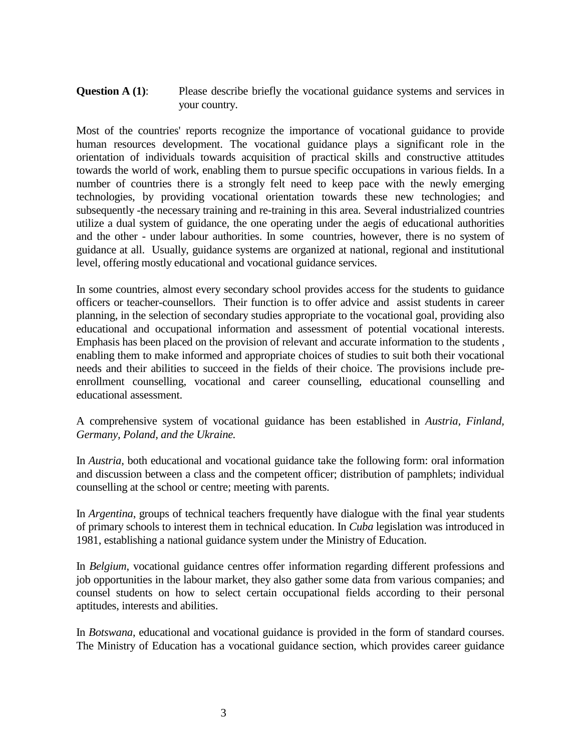**Question A (1)**: Please describe briefly the vocational guidance systems and services in your country.

Most of the countries' reports recognize the importance of vocational guidance to provide human resources development. The vocational guidance plays a significant role in the orientation of individuals towards acquisition of practical skills and constructive attitudes towards the world of work, enabling them to pursue specific occupations in various fields. In a number of countries there is a strongly felt need to keep pace with the newly emerging technologies, by providing vocational orientation towards these new technologies; and subsequently -the necessary training and re-training in this area. Several industrialized countries utilize a dual system of guidance, the one operating under the aegis of educational authorities and the other - under labour authorities. In some countries, however, there is no system of guidance at all. Usually, guidance systems are organized at national, regional and institutional level, offering mostly educational and vocational guidance services.

In some countries, almost every secondary school provides access for the students to guidance officers or teacher-counsellors. Their function is to offer advice and assist students in career planning, in the selection of secondary studies appropriate to the vocational goal, providing also educational and occupational information and assessment of potential vocational interests. Emphasis has been placed on the provision of relevant and accurate information to the students , enabling them to make informed and appropriate choices of studies to suit both their vocational needs and their abilities to succeed in the fields of their choice. The provisions include pre-enrollment counselling, vocational and career counselling, educational counselling and educational assessment.

A comprehensive system of vocational guidance has been established in *Austria, Finland, Germany, Poland, and the Ukraine.*

In *Austria*, both educational and vocational guidance take the following form: oral information and discussion between a class and the competent officer; distribution of pamphlets; individual counselling at the school or centre; meeting with parents.

In *Argentina*, groups of technical teachers frequently have dialogue with the final year students of primary schools to interest them in technical education. In *Cuba* legislation was introduced in 1981, establishing a national guidance system under the Ministry of Education.

In *Belgium*, vocational guidance centres offer information regarding different professions and job opportunities in the labour market, they also gather some data from various companies; and counsel students on how to select certain occupational fields according to their personal aptitudes, interests and abilities.

In *Botswana*, educational and vocational guidance is provided in the form of standard courses. The Ministry of Education has a vocational guidance section, which provides career guidance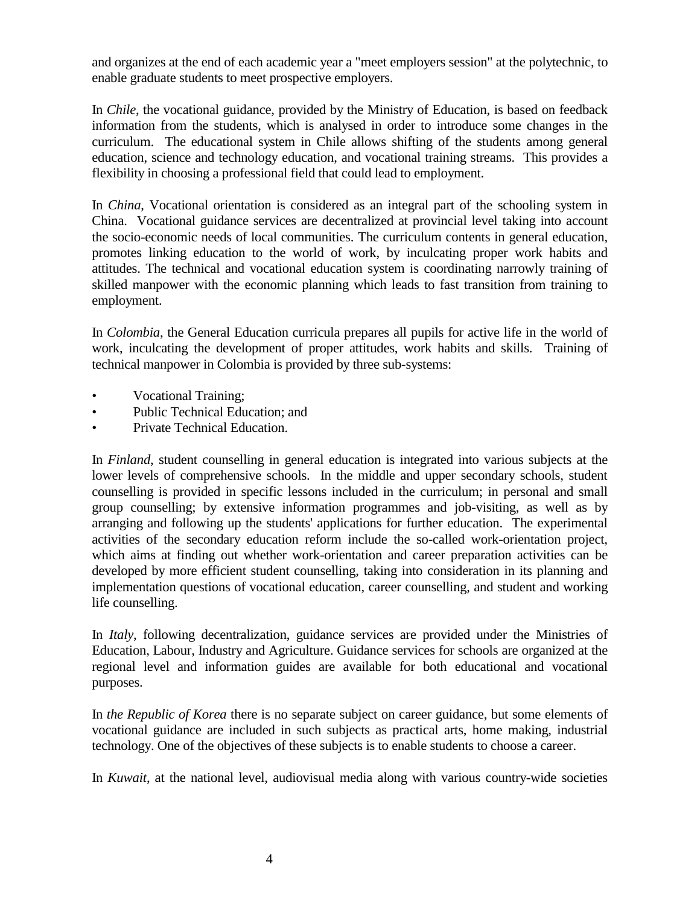and organizes at the end of each academic year a "meet employers session" at the polytechnic, to enable graduate students to meet prospective employers.

In *Chile*, the vocational guidance, provided by the Ministry of Education, is based on feedback information from the students, which is analysed in order to introduce some changes in the curriculum. The educational system in Chile allows shifting of the students among general education, science and technology education, and vocational training streams. This provides a flexibility in choosing a professional field that could lead to employment.

In *China*, Vocational orientation is considered as an integral part of the schooling system in China. Vocational guidance services are decentralized at provincial level taking into account the socio-economic needs of local communities. The curriculum contents in general education, promotes linking education to the world of work, by inculcating proper work habits and attitudes. The technical and vocational education system is coordinating narrowly training of skilled manpower with the economic planning which leads to fast transition from training to employment.

In *Colombia*, the General Education curricula prepares all pupils for active life in the world of work, inculcating the development of proper attitudes, work habits and skills. Training of technical manpower in Colombia is provided by three sub-systems:

- Vocational Training;
- Public Technical Education; and
- Private Technical Education.

In *Finland*, student counselling in general education is integrated into various subjects at the lower levels of comprehensive schools. In the middle and upper secondary schools, student counselling is provided in specific lessons included in the curriculum; in personal and small group counselling; by extensive information programmes and job-visiting, as well as by arranging and following up the students' applications for further education. The experimental activities of the secondary education reform include the so-called work-orientation project, which aims at finding out whether work-orientation and career preparation activities can be developed by more efficient student counselling, taking into consideration in its planning and implementation questions of vocational education, career counselling, and student and working life counselling.

In *Italy*, following decentralization, guidance services are provided under the Ministries of Education, Labour, Industry and Agriculture. Guidance services for schools are organized at the regional level and information guides are available for both educational and vocational purposes.

In *the Republic of Korea* there is no separate subject on career guidance, but some elements of vocational guidance are included in such subjects as practical arts, home making, industrial technology. One of the objectives of these subjects is to enable students to choose a career.

In *Kuwait*, at the national level, audiovisual media along with various country-wide societies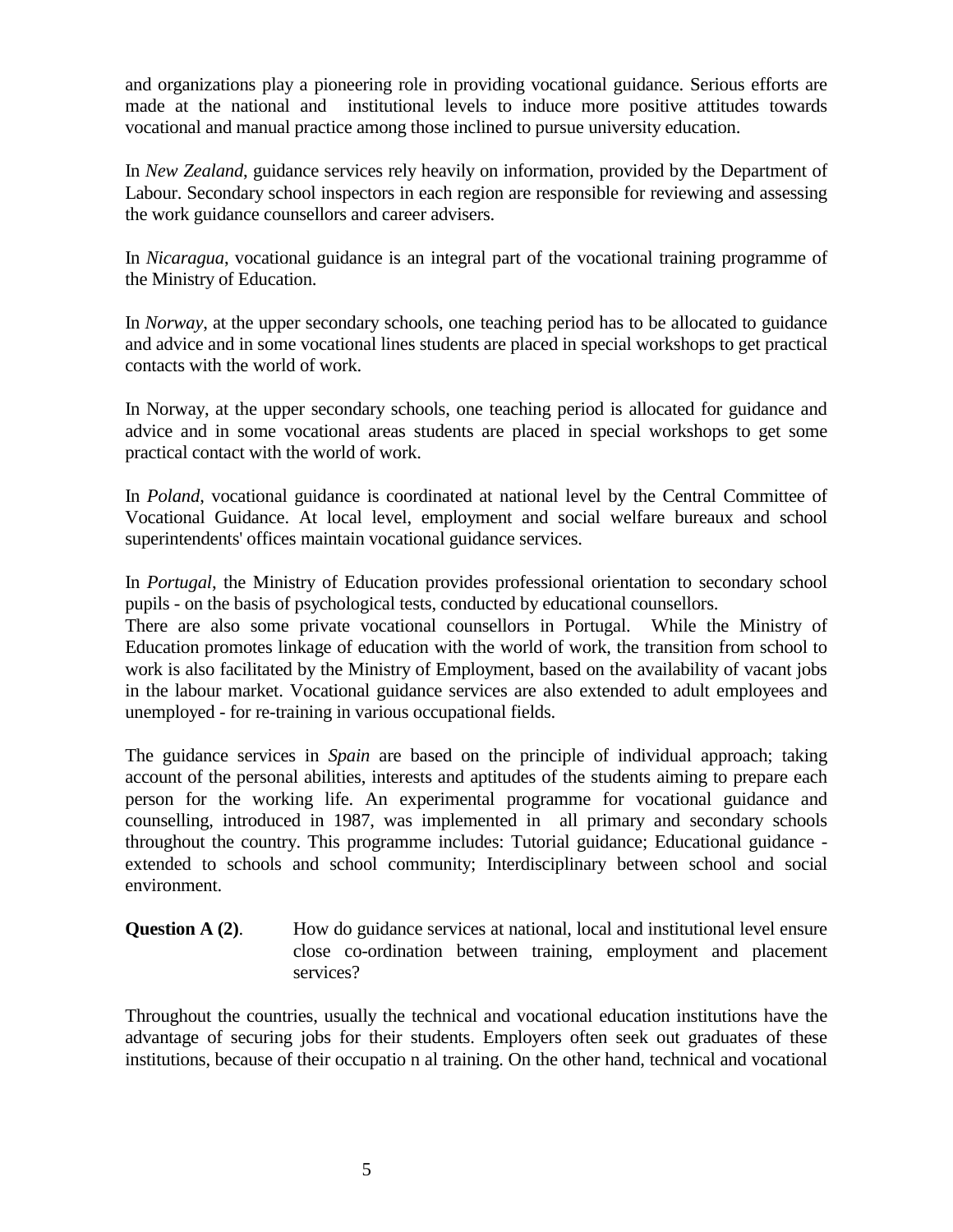and organizations play a pioneering role in providing vocational guidance. Serious efforts are made at the national and institutional levels to induce more positive attitudes towards vocational and manual practice among those inclined to pursue university education.

In *New Zealand*, guidance services rely heavily on information, provided by the Department of Labour. Secondary school inspectors in each region are responsible for reviewing and assessing the work guidance counsellors and career advisers.

In *Nicaragua*, vocational guidance is an integral part of the vocational training programme of the Ministry of Education.

In *Norway*, at the upper secondary schools, one teaching period has to be allocated to guidance and advice and in some vocational lines students are placed in special workshops to get practical contacts with the world of work.

In Norway, at the upper secondary schools, one teaching period is allocated for guidance and advice and in some vocational areas students are placed in special workshops to get some practical contact with the world of work.

In *Poland*, vocational guidance is coordinated at national level by the Central Committee of Vocational Guidance. At local level, employment and social welfare bureaux and school superintendents' offices maintain vocational guidance services.

In *Portugal*, the Ministry of Education provides professional orientation to secondary school pupils - on the basis of psychological tests, conducted by educational counsellors.
There are also some private vocational counsellors in Portugal. While the Ministry of Education promotes linkage of education with the world of work, the transition from school to work is also facilitated by the Ministry of Employment, based on the availability of vacant jobs in the labour market. Vocational guidance services are also extended to adult employees and unemployed - for re-training in various occupational fields.

The guidance services in *Spain* are based on the principle of individual approach; taking account of the personal abilities, interests and aptitudes of the students aiming to prepare each person for the working life. An experimental programme for vocational guidance and counselling, introduced in 1987, was implemented in all primary and secondary schools throughout the country. This programme includes: Tutorial guidance; Educational guidance - extended to schools and school community; Interdisciplinary between school and social environment.

**Question A (2)**. How do guidance services at national, local and institutional level ensure close co-ordination between training, employment and placement services?

Throughout the countries, usually the technical and vocational education institutions have the advantage of securing jobs for their students. Employers often seek out graduates of these institutions, because of their occupatio n al training. On the other hand, technical and vocational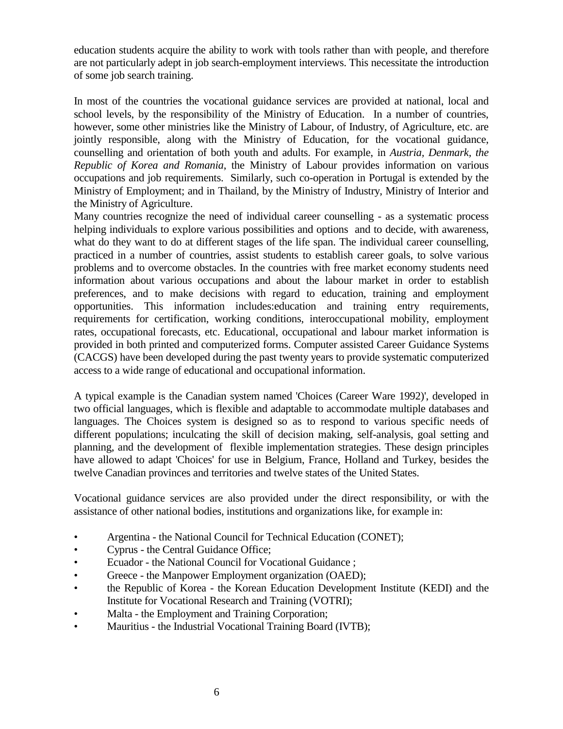education students acquire the ability to work with tools rather than with people, and therefore are not particularly adept in job search-employment interviews. This necessitate the introduction of some job search training.

In most of the countries the vocational guidance services are provided at national, local and school levels, by the responsibility of the Ministry of Education. In a number of countries, however, some other ministries like the Ministry of Labour, of Industry, of Agriculture, etc. are jointly responsible, along with the Ministry of Education, for the vocational guidance, counselling and orientation of both youth and adults. For example, in *Austria, Denmark, the Republic of Korea and Romania*, the Ministry of Labour provides information on various occupations and job requirements. Similarly, such co-operation in Portugal is extended by the Ministry of Employment; and in Thailand, by the Ministry of Industry, Ministry of Interior and the Ministry of Agriculture.

Many countries recognize the need of individual career counselling - as a systematic process helping individuals to explore various possibilities and options and to decide, with awareness, what do they want to do at different stages of the life span. The individual career counselling, practiced in a number of countries, assist students to establish career goals, to solve various problems and to overcome obstacles. In the countries with free market economy students need information about various occupations and about the labour market in order to establish preferences, and to make decisions with regard to education, training and employment opportunities. This information includes:education and training entry requirements, requirements for certification, working conditions, interoccupational mobility, employment rates, occupational forecasts, etc. Educational, occupational and labour market information is provided in both printed and computerized forms. Computer assisted Career Guidance Systems (CACGS) have been developed during the past twenty years to provide systematic computerized access to a wide range of educational and occupational information.

A typical example is the Canadian system named 'Choices (Career Ware 1992)', developed in two official languages, which is flexible and adaptable to accommodate multiple databases and languages. The Choices system is designed so as to respond to various specific needs of different populations; inculcating the skill of decision making, self-analysis, goal setting and planning, and the development of flexible implementation strategies. These design principles have allowed to adapt 'Choices' for use in Belgium, France, Holland and Turkey, besides the twelve Canadian provinces and territories and twelve states of the United States.

Vocational guidance services are also provided under the direct responsibility, or with the assistance of other national bodies, institutions and organizations like, for example in:

- Argentina - the National Council for Technical Education (CONET);
- Cyprus - the Central Guidance Office;
- Ecuador - the National Council for Vocational Guidance ;
- Greece - the Manpower Employment organization (OAED);
- the Republic of Korea - the Korean Education Development Institute (KEDI) and the Institute for Vocational Research and Training (VOTRI);
- Malta - the Employment and Training Corporation;
- Mauritius - the Industrial Vocational Training Board (IVTB);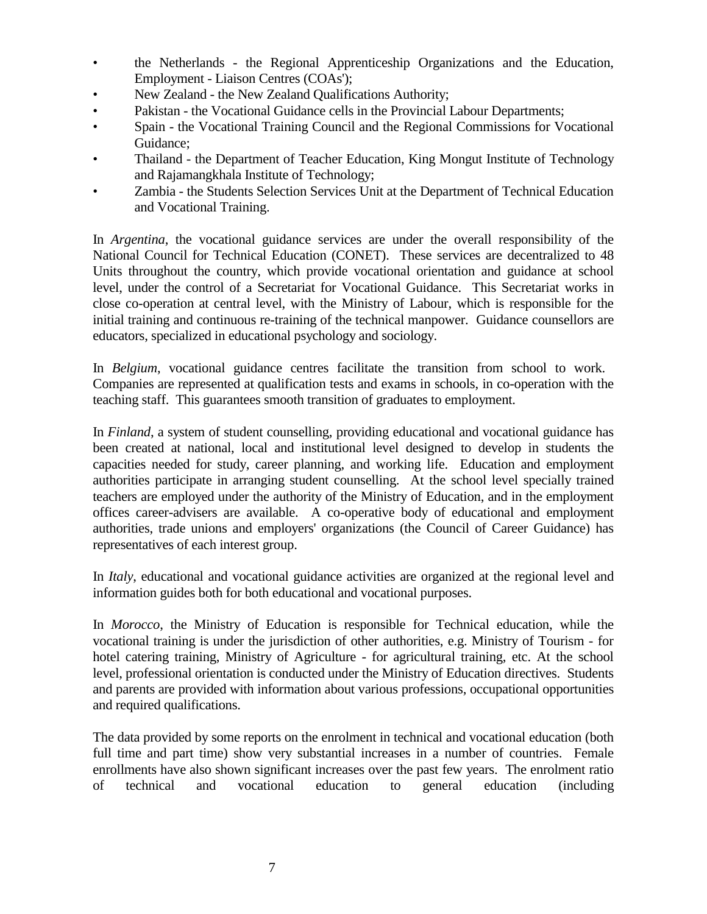- the Netherlands - the Regional Apprenticeship Organizations and the Education, Employment - Liaison Centres (COAs');
- New Zealand - the New Zealand Qualifications Authority;
- Pakistan - the Vocational Guidance cells in the Provincial Labour Departments;
- Spain - the Vocational Training Council and the Regional Commissions for Vocational Guidance;
- Thailand - the Department of Teacher Education, King Mongut Institute of Technology and Rajamangkhala Institute of Technology;
- Zambia - the Students Selection Services Unit at the Department of Technical Education and Vocational Training.

In *Argentina*, the vocational guidance services are under the overall responsibility of the National Council for Technical Education (CONET). These services are decentralized to 48 Units throughout the country, which provide vocational orientation and guidance at school level, under the control of a Secretariat for Vocational Guidance. This Secretariat works in close co-operation at central level, with the Ministry of Labour, which is responsible for the initial training and continuous re-training of the technical manpower. Guidance counsellors are educators, specialized in educational psychology and sociology.

In *Belgium*, vocational guidance centres facilitate the transition from school to work. Companies are represented at qualification tests and exams in schools, in co-operation with the teaching staff. This guarantees smooth transition of graduates to employment.

In *Finland*, a system of student counselling, providing educational and vocational guidance has been created at national, local and institutional level designed to develop in students the capacities needed for study, career planning, and working life. Education and employment authorities participate in arranging student counselling. At the school level specially trained teachers are employed under the authority of the Ministry of Education, and in the employment offices career-advisers are available. A co-operative body of educational and employment authorities, trade unions and employers' organizations (the Council of Career Guidance) has representatives of each interest group.

In *Italy*, educational and vocational guidance activities are organized at the regional level and information guides both for both educational and vocational purposes.

In *Morocco*, the Ministry of Education is responsible for Technical education, while the vocational training is under the jurisdiction of other authorities, e.g. Ministry of Tourism - for hotel catering training, Ministry of Agriculture - for agricultural training, etc. At the school level, professional orientation is conducted under the Ministry of Education directives. Students and parents are provided with information about various professions, occupational opportunities and required qualifications.

The data provided by some reports on the enrolment in technical and vocational education (both full time and part time) show very substantial increases in a number of countries. Female enrollments have also shown significant increases over the past few years. The enrolment ratio of technical and vocational education to general education (including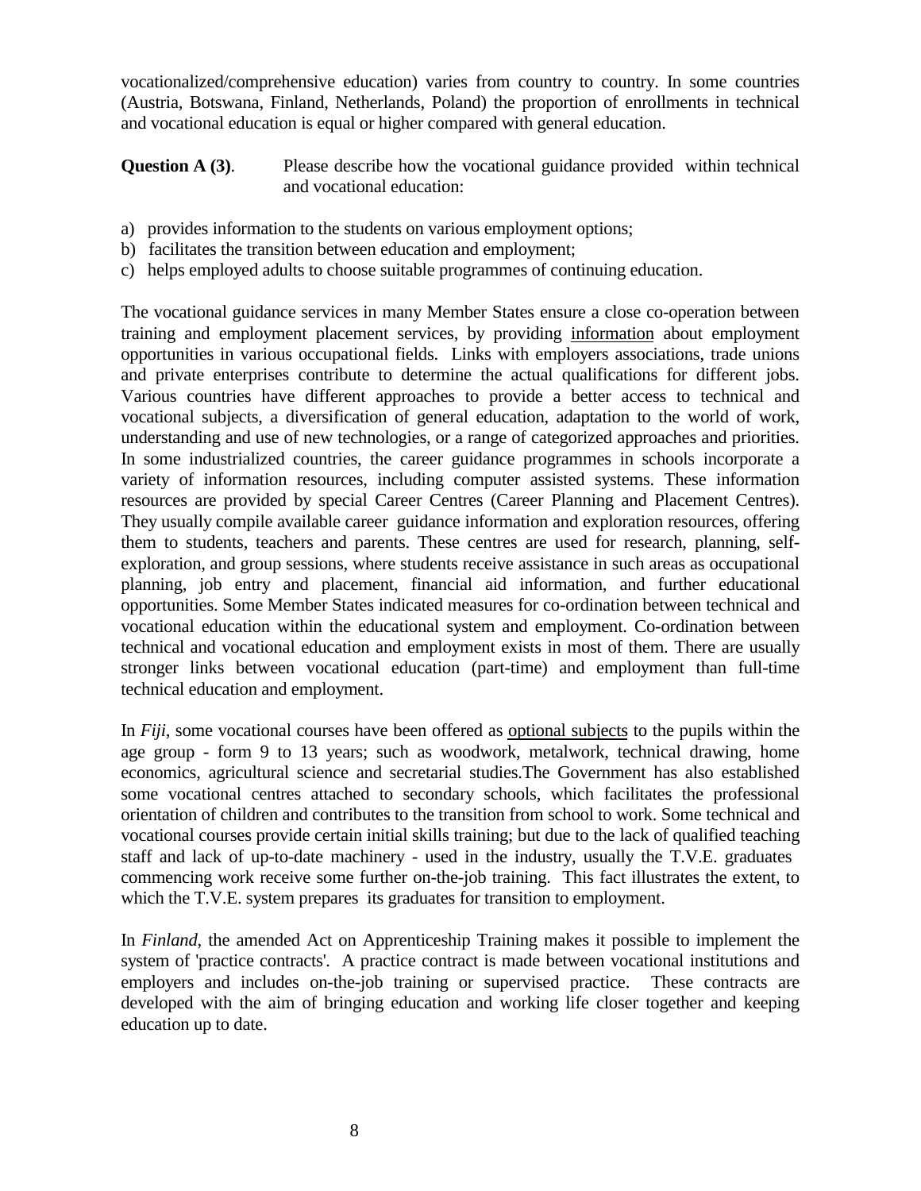vocationalized/comprehensive education) varies from country to country. In some countries (Austria, Botswana, Finland, Netherlands, Poland) the proportion of enrollments in technical and vocational education is equal or higher compared with general education.

**Question A (3)**. Please describe how the vocational guidance provided within technical and vocational education:

a) provides information to the students on various employment options;
b) facilitates the transition between education and employment;
c) helps employed adults to choose suitable programmes of continuing education.

The vocational guidance services in many Member States ensure a close co-operation between training and employment placement services, by providing <u>information</u> about employment opportunities in various occupational fields. Links with employers associations, trade unions and private enterprises contribute to determine the actual qualifications for different jobs. Various countries have different approaches to provide a better access to technical and vocational subjects, a diversification of general education, adaptation to the world of work, understanding and use of new technologies, or a range of categorized approaches and priorities. In some industrialized countries, the career guidance programmes in schools incorporate a variety of information resources, including computer assisted systems. These information resources are provided by special Career Centres (Career Planning and Placement Centres). They usually compile available career guidance information and exploration resources, offering them to students, teachers and parents. These centres are used for research, planning, self-exploration, and group sessions, where students receive assistance in such areas as occupational planning, job entry and placement, financial aid information, and further educational opportunities. Some Member States indicated measures for co-ordination between technical and vocational education within the educational system and employment. Co-ordination between technical and vocational education and employment exists in most of them. There are usually stronger links between vocational education (part-time) and employment than full-time technical education and employment.

In *Fiji*, some vocational courses have been offered as <u>optional subjects</u> to the pupils within the age group - form 9 to 13 years; such as woodwork, metalwork, technical drawing, home economics, agricultural science and secretarial studies.The Government has also established some vocational centres attached to secondary schools, which facilitates the professional orientation of children and contributes to the transition from school to work. Some technical and vocational courses provide certain initial skills training; but due to the lack of qualified teaching staff and lack of up-to-date machinery - used in the industry, usually the T.V.E. graduates commencing work receive some further on-the-job training. This fact illustrates the extent, to which the T.V.E. system prepares its graduates for transition to employment.

In *Finland*, the amended Act on Apprenticeship Training makes it possible to implement the system of 'practice contracts'. A practice contract is made between vocational institutions and employers and includes on-the-job training or supervised practice. These contracts are developed with the aim of bringing education and working life closer together and keeping education up to date.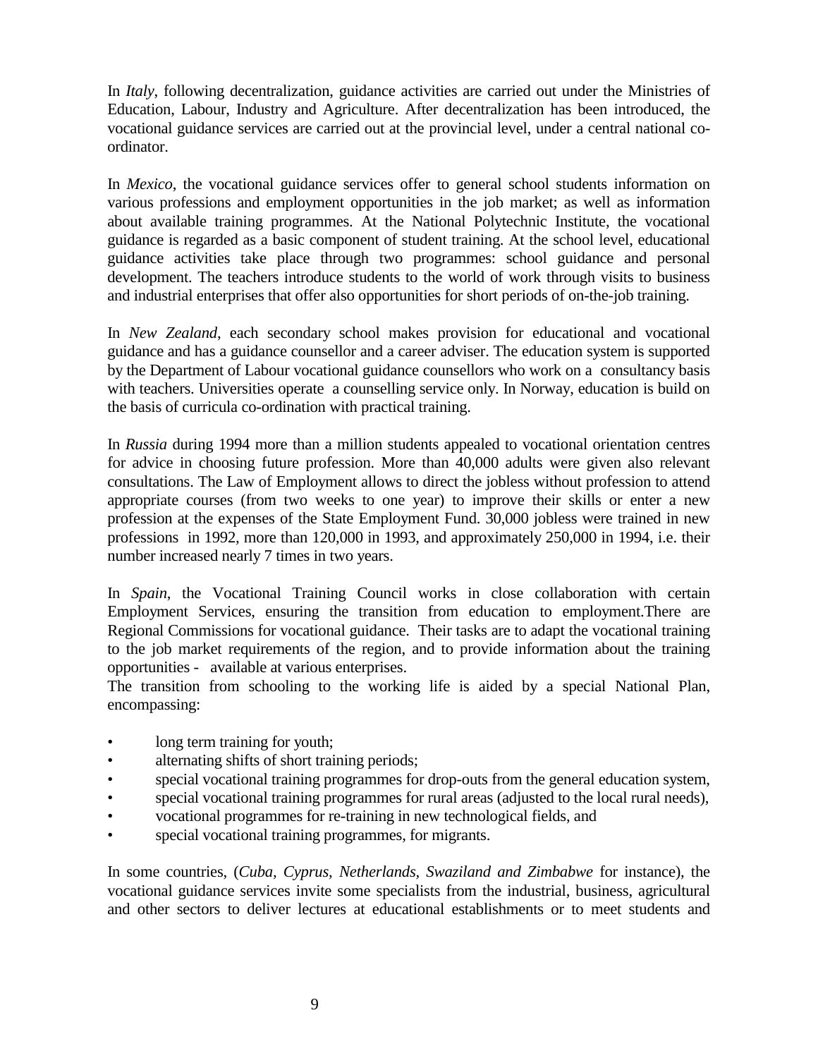In *Italy*, following decentralization, guidance activities are carried out under the Ministries of Education, Labour, Industry and Agriculture. After decentralization has been introduced, the vocational guidance services are carried out at the provincial level, under a central national co-ordinator.

In *Mexico*, the vocational guidance services offer to general school students information on various professions and employment opportunities in the job market; as well as information about available training programmes. At the National Polytechnic Institute, the vocational guidance is regarded as a basic component of student training. At the school level, educational guidance activities take place through two programmes: school guidance and personal development. The teachers introduce students to the world of work through visits to business and industrial enterprises that offer also opportunities for short periods of on-the-job training.

In *New Zealand*, each secondary school makes provision for educational and vocational guidance and has a guidance counsellor and a career adviser. The education system is supported by the Department of Labour vocational guidance counsellors who work on a consultancy basis with teachers. Universities operate a counselling service only. In Norway, education is build on the basis of curricula co-ordination with practical training.

In *Russia* during 1994 more than a million students appealed to vocational orientation centres for advice in choosing future profession. More than 40,000 adults were given also relevant consultations. The Law of Employment allows to direct the jobless without profession to attend appropriate courses (from two weeks to one year) to improve their skills or enter a new profession at the expenses of the State Employment Fund. 30,000 jobless were trained in new professions in 1992, more than 120,000 in 1993, and approximately 250,000 in 1994, i.e. their number increased nearly 7 times in two years.

In *Spain*, the Vocational Training Council works in close collaboration with certain Employment Services, ensuring the transition from education to employment.There are Regional Commissions for vocational guidance. Their tasks are to adapt the vocational training to the job market requirements of the region, and to provide information about the training opportunities - available at various enterprises.
The transition from schooling to the working life is aided by a special National Plan, encompassing:

- long term training for youth;
- alternating shifts of short training periods;
- special vocational training programmes for drop-outs from the general education system,
- special vocational training programmes for rural areas (adjusted to the local rural needs),
- vocational programmes for re-training in new technological fields, and
- special vocational training programmes, for migrants.

In some countries, (*Cuba*, *Cyprus*, *Netherlands*, *Swaziland and Zimbabwe* for instance), the vocational guidance services invite some specialists from the industrial, business, agricultural and other sectors to deliver lectures at educational establishments or to meet students and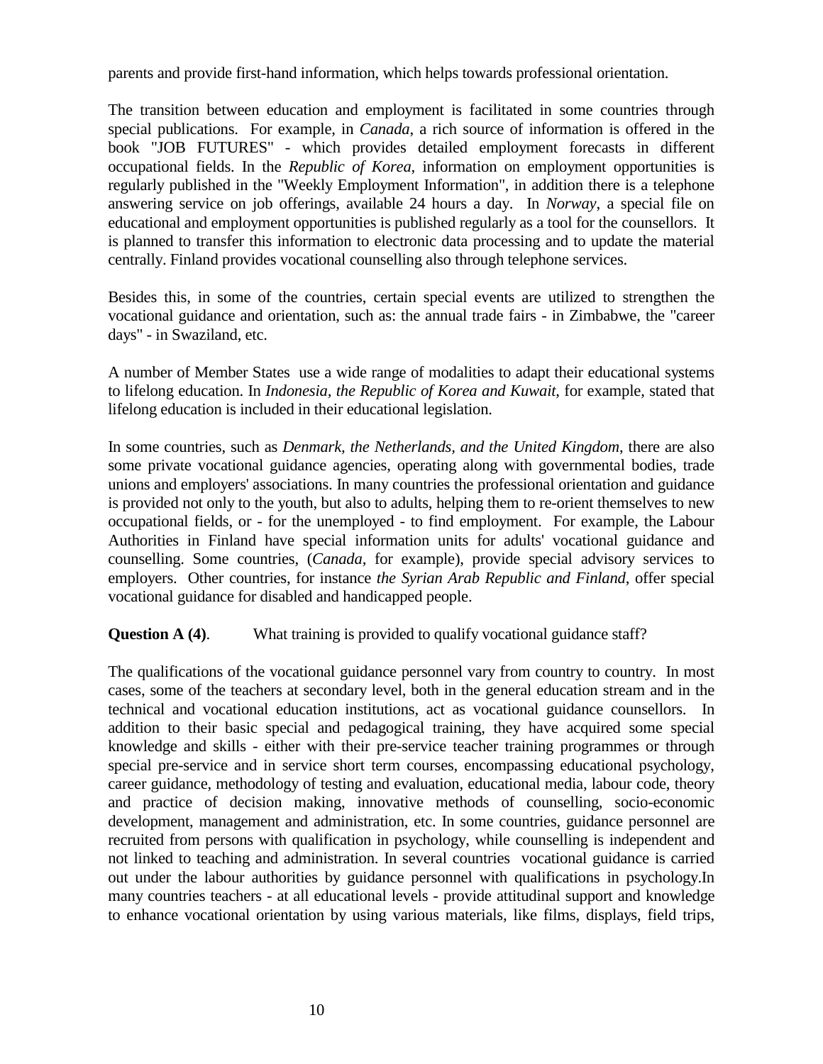parents and provide first-hand information, which helps towards professional orientation.

The transition between education and employment is facilitated in some countries through special publications. For example, in *Canada*, a rich source of information is offered in the book "JOB FUTURES" - which provides detailed employment forecasts in different occupational fields. In the *Republic of Korea*, information on employment opportunities is regularly published in the "Weekly Employment Information", in addition there is a telephone answering service on job offerings, available 24 hours a day. In *Norway*, a special file on educational and employment opportunities is published regularly as a tool for the counsellors. It is planned to transfer this information to electronic data processing and to update the material centrally. Finland provides vocational counselling also through telephone services.

Besides this, in some of the countries, certain special events are utilized to strengthen the vocational guidance and orientation, such as: the annual trade fairs - in Zimbabwe, the "career days" - in Swaziland, etc.

A number of Member States use a wide range of modalities to adapt their educational systems to lifelong education. In *Indonesia, the Republic of Korea and Kuwait*, for example, stated that lifelong education is included in their educational legislation.

In some countries, such as *Denmark, the Netherlands, and the United Kingdom*, there are also some private vocational guidance agencies, operating along with governmental bodies, trade unions and employers' associations. In many countries the professional orientation and guidance is provided not only to the youth, but also to adults, helping them to re-orient themselves to new occupational fields, or - for the unemployed - to find employment. For example, the Labour Authorities in Finland have special information units for adults' vocational guidance and counselling. Some countries, (*Canada*, for example), provide special advisory services to employers. Other countries, for instance *the Syrian Arab Republic and Finland*, offer special vocational guidance for disabled and handicapped people.

**Question A (4)**. What training is provided to qualify vocational guidance staff?

The qualifications of the vocational guidance personnel vary from country to country. In most cases, some of the teachers at secondary level, both in the general education stream and in the technical and vocational education institutions, act as vocational guidance counsellors. In addition to their basic special and pedagogical training, they have acquired some special knowledge and skills - either with their pre-service teacher training programmes or through special pre-service and in service short term courses, encompassing educational psychology, career guidance, methodology of testing and evaluation, educational media, labour code, theory and practice of decision making, innovative methods of counselling, socio-economic development, management and administration, etc. In some countries, guidance personnel are recruited from persons with qualification in psychology, while counselling is independent and not linked to teaching and administration. In several countries vocational guidance is carried out under the labour authorities by guidance personnel with qualifications in psychology.In many countries teachers - at all educational levels - provide attitudinal support and knowledge to enhance vocational orientation by using various materials, like films, displays, field trips,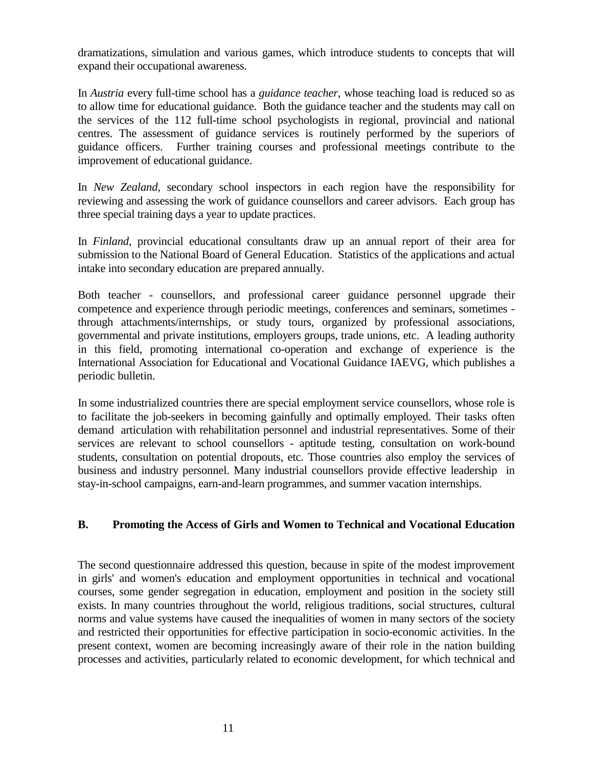dramatizations, simulation and various games, which introduce students to concepts that will expand their occupational awareness.

In *Austria* every full-time school has a *guidance teacher*, whose teaching load is reduced so as to allow time for educational guidance. Both the guidance teacher and the students may call on the services of the 112 full-time school psychologists in regional, provincial and national centres. The assessment of guidance services is routinely performed by the superiors of guidance officers. Further training courses and professional meetings contribute to the improvement of educational guidance.

In *New Zealand*, secondary school inspectors in each region have the responsibility for reviewing and assessing the work of guidance counsellors and career advisors. Each group has three special training days a year to update practices.

In *Finland*, provincial educational consultants draw up an annual report of their area for submission to the National Board of General Education. Statistics of the applications and actual intake into secondary education are prepared annually.

Both teacher - counsellors, and professional career guidance personnel upgrade their competence and experience through periodic meetings, conferences and seminars, sometimes - through attachments/internships, or study tours, organized by professional associations, governmental and private institutions, employers groups, trade unions, etc. A leading authority in this field, promoting international co-operation and exchange of experience is the International Association for Educational and Vocational Guidance IAEVG, which publishes a periodic bulletin.

In some industrialized countries there are special employment service counsellors, whose role is to facilitate the job-seekers in becoming gainfully and optimally employed. Their tasks often demand articulation with rehabilitation personnel and industrial representatives. Some of their services are relevant to school counsellors - aptitude testing, consultation on work-bound students, consultation on potential dropouts, etc. Those countries also employ the services of business and industry personnel. Many industrial counsellors provide effective leadership in stay-in-school campaigns, earn-and-learn programmes, and summer vacation internships.

## B. Promoting the Access of Girls and Women to Technical and Vocational Education

The second questionnaire addressed this question, because in spite of the modest improvement in girls' and women's education and employment opportunities in technical and vocational courses, some gender segregation in education, employment and position in the society still exists. In many countries throughout the world, religious traditions, social structures, cultural norms and value systems have caused the inequalities of women in many sectors of the society and restricted their opportunities for effective participation in socio-economic activities. In the present context, women are becoming increasingly aware of their role in the nation building processes and activities, particularly related to economic development, for which technical and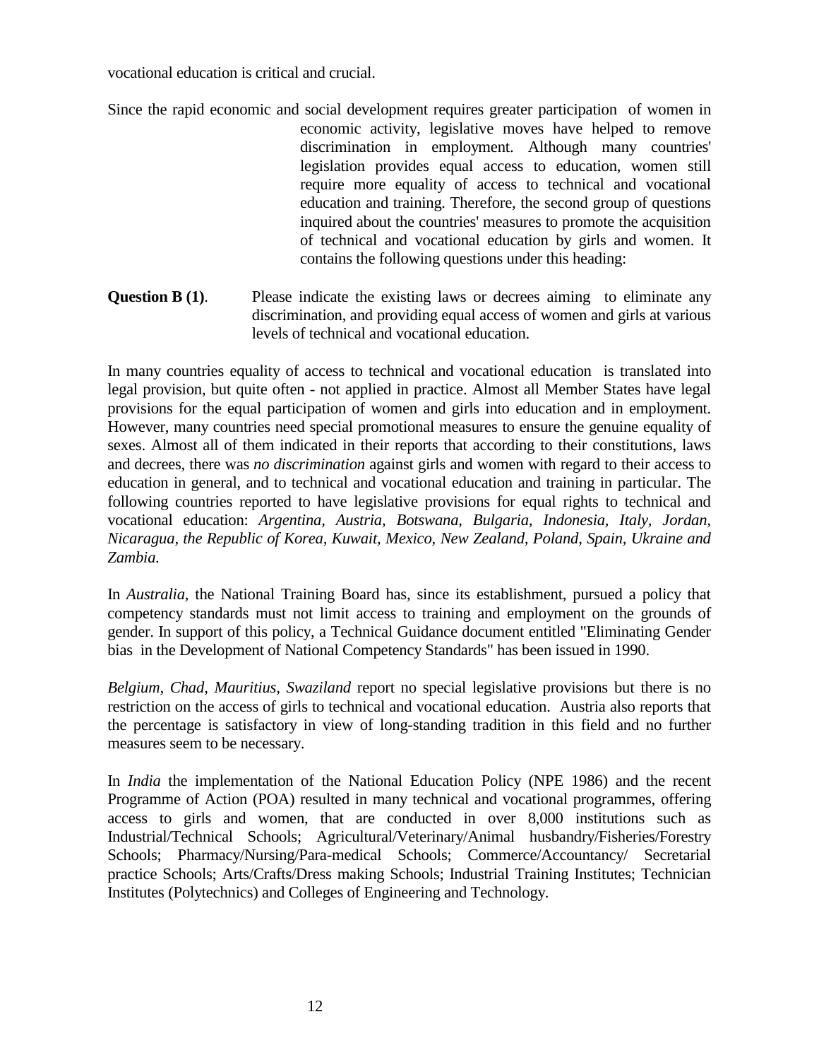vocational education is critical and crucial.

Since the rapid economic and social development requires greater participation of women in economic activity, legislative moves have helped to remove discrimination in employment. Although many countries' legislation provides equal access to education, women still require more equality of access to technical and vocational education and training. Therefore, the second group of questions inquired about the countries' measures to promote the acquisition of technical and vocational education by girls and women. It contains the following questions under this heading:

**Question B (1)**. Please indicate the existing laws or decrees aiming to eliminate any discrimination, and providing equal access of women and girls at various levels of technical and vocational education.

In many countries equality of access to technical and vocational education is translated into legal provision, but quite often - not applied in practice. Almost all Member States have legal provisions for the equal participation of women and girls into education and in employment. However, many countries need special promotional measures to ensure the genuine equality of sexes. Almost all of them indicated in their reports that according to their constitutions, laws and decrees, there was *no discrimination* against girls and women with regard to their access to education in general, and to technical and vocational education and training in particular. The following countries reported to have legislative provisions for equal rights to technical and vocational education: *Argentina, Austria, Botswana, Bulgaria, Indonesia, Italy, Jordan, Nicaragua, the Republic of Korea, Kuwait, Mexico, New Zealand, Poland, Spain, Ukraine and Zambia.*

In *Australia*, the National Training Board has, since its establishment, pursued a policy that competency standards must not limit access to training and employment on the grounds of gender. In support of this policy, a Technical Guidance document entitled "Eliminating Gender bias in the Development of National Competency Standards" has been issued in 1990.

*Belgium, Chad, Mauritius, Swaziland* report no special legislative provisions but there is no restriction on the access of girls to technical and vocational education. Austria also reports that the percentage is satisfactory in view of long-standing tradition in this field and no further measures seem to be necessary.

In *India* the implementation of the National Education Policy (NPE 1986) and the recent Programme of Action (POA) resulted in many technical and vocational programmes, offering access to girls and women, that are conducted in over 8,000 institutions such as Industrial/Technical Schools; Agricultural/Veterinary/Animal husbandry/Fisheries/Forestry Schools; Pharmacy/Nursing/Para-medical Schools; Commerce/Accountancy/ Secretarial practice Schools; Arts/Crafts/Dress making Schools; Industrial Training Institutes; Technician Institutes (Polytechnics) and Colleges of Engineering and Technology.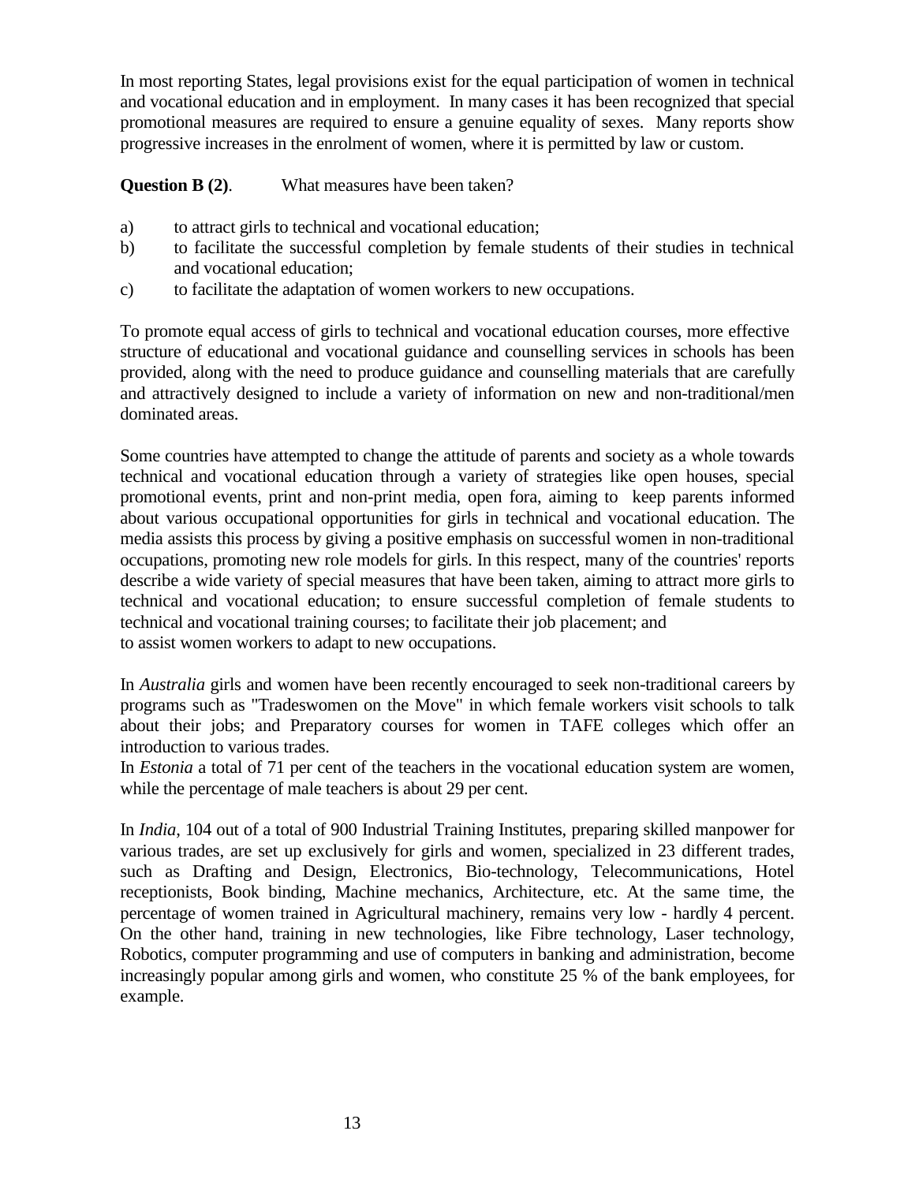In most reporting States, legal provisions exist for the equal participation of women in technical and vocational education and in employment. In many cases it has been recognized that special promotional measures are required to ensure a genuine equality of sexes. Many reports show progressive increases in the enrolment of women, where it is permitted by law or custom.

**Question B (2)**. What measures have been taken?

a) to attract girls to technical and vocational education;
b) to facilitate the successful completion by female students of their studies in technical and vocational education;
c) to facilitate the adaptation of women workers to new occupations.

To promote equal access of girls to technical and vocational education courses, more effective structure of educational and vocational guidance and counselling services in schools has been provided, along with the need to produce guidance and counselling materials that are carefully and attractively designed to include a variety of information on new and non-traditional/men dominated areas.

Some countries have attempted to change the attitude of parents and society as a whole towards technical and vocational education through a variety of strategies like open houses, special promotional events, print and non-print media, open fora, aiming to keep parents informed about various occupational opportunities for girls in technical and vocational education. The media assists this process by giving a positive emphasis on successful women in non-traditional occupations, promoting new role models for girls. In this respect, many of the countries' reports describe a wide variety of special measures that have been taken, aiming to attract more girls to technical and vocational education; to ensure successful completion of female students to technical and vocational training courses; to facilitate their job placement; and to assist women workers to adapt to new occupations.

In *Australia* girls and women have been recently encouraged to seek non-traditional careers by programs such as "Tradeswomen on the Move" in which female workers visit schools to talk about their jobs; and Preparatory courses for women in TAFE colleges which offer an introduction to various trades.

In *Estonia* a total of 71 per cent of the teachers in the vocational education system are women, while the percentage of male teachers is about 29 per cent.

In *India*, 104 out of a total of 900 Industrial Training Institutes, preparing skilled manpower for various trades, are set up exclusively for girls and women, specialized in 23 different trades, such as Drafting and Design, Electronics, Bio-technology, Telecommunications, Hotel receptionists, Book binding, Machine mechanics, Architecture, etc. At the same time, the percentage of women trained in Agricultural machinery, remains very low - hardly 4 percent. On the other hand, training in new technologies, like Fibre technology, Laser technology, Robotics, computer programming and use of computers in banking and administration, become increasingly popular among girls and women, who constitute 25 % of the bank employees, for example.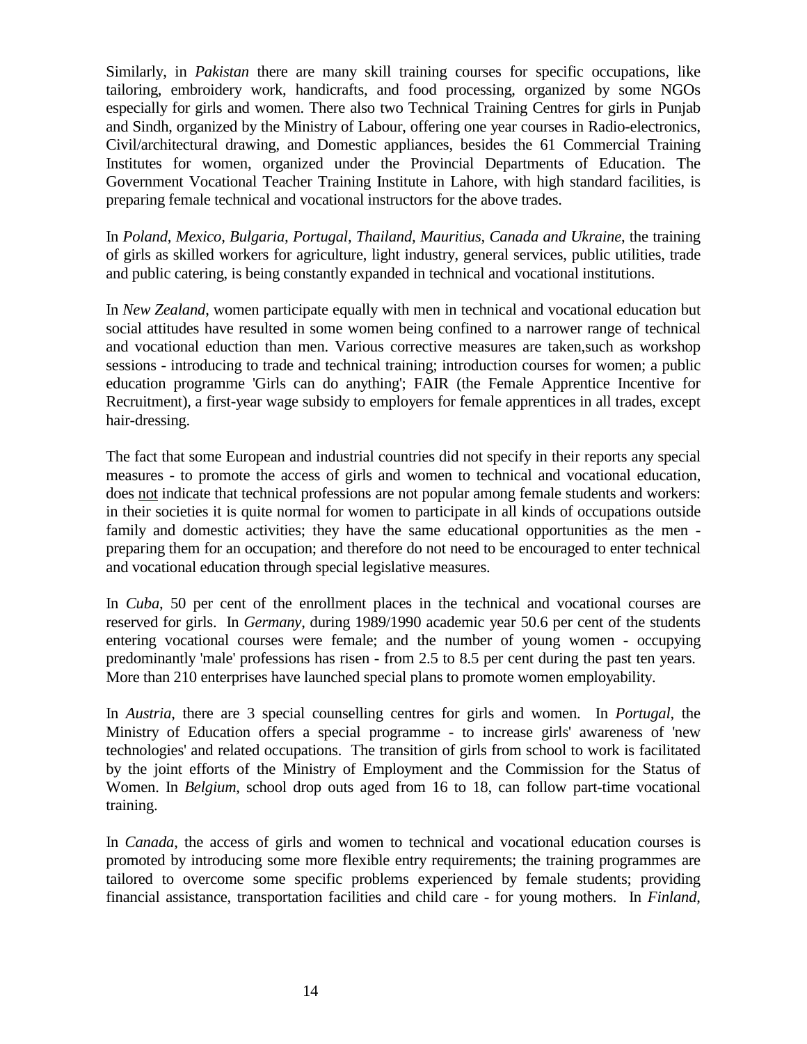Similarly, in *Pakistan* there are many skill training courses for specific occupations, like tailoring, embroidery work, handicrafts, and food processing, organized by some NGOs especially for girls and women. There also two Technical Training Centres for girls in Punjab and Sindh, organized by the Ministry of Labour, offering one year courses in Radio-electronics, Civil/architectural drawing, and Domestic appliances, besides the 61 Commercial Training Institutes for women, organized under the Provincial Departments of Education. The Government Vocational Teacher Training Institute in Lahore, with high standard facilities, is preparing female technical and vocational instructors for the above trades.

In *Poland, Mexico, Bulgaria, Portugal, Thailand, Mauritius, Canada and Ukraine*, the training of girls as skilled workers for agriculture, light industry, general services, public utilities, trade and public catering, is being constantly expanded in technical and vocational institutions.

In *New Zealand*, women participate equally with men in technical and vocational education but social attitudes have resulted in some women being confined to a narrower range of technical and vocational eduction than men. Various corrective measures are taken,such as workshop sessions - introducing to trade and technical training; introduction courses for women; a public education programme 'Girls can do anything'; FAIR (the Female Apprentice Incentive for Recruitment), a first-year wage subsidy to employers for female apprentices in all trades, except hair-dressing.

The fact that some European and industrial countries did not specify in their reports any special measures - to promote the access of girls and women to technical and vocational education, does <u>not</u> indicate that technical professions are not popular among female students and workers: in their societies it is quite normal for women to participate in all kinds of occupations outside family and domestic activities; they have the same educational opportunities as the men - preparing them for an occupation; and therefore do not need to be encouraged to enter technical and vocational education through special legislative measures.

In *Cuba*, 50 per cent of the enrollment places in the technical and vocational courses are reserved for girls. In *Germany*, during 1989/1990 academic year 50.6 per cent of the students entering vocational courses were female; and the number of young women - occupying predominantly 'male' professions has risen - from 2.5 to 8.5 per cent during the past ten years. More than 210 enterprises have launched special plans to promote women employability.

In *Austria*, there are 3 special counselling centres for girls and women. In *Portugal*, the Ministry of Education offers a special programme - to increase girls' awareness of 'new technologies' and related occupations. The transition of girls from school to work is facilitated by the joint efforts of the Ministry of Employment and the Commission for the Status of Women. In *Belgium*, school drop outs aged from 16 to 18, can follow part-time vocational training.

In *Canada*, the access of girls and women to technical and vocational education courses is promoted by introducing some more flexible entry requirements; the training programmes are tailored to overcome some specific problems experienced by female students; providing financial assistance, transportation facilities and child care - for young mothers. In *Finland*,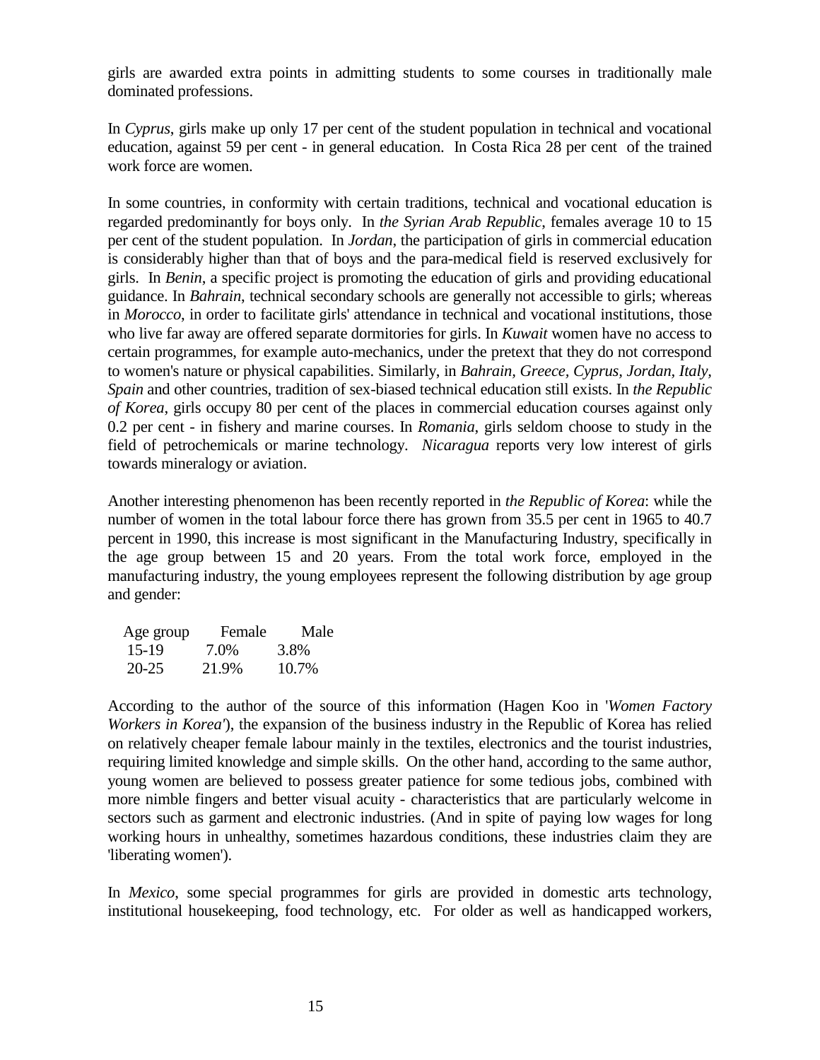girls are awarded extra points in admitting students to some courses in traditionally male dominated professions.

In *Cyprus*, girls make up only 17 per cent of the student population in technical and vocational education, against 59 per cent - in general education. In Costa Rica 28 per cent of the trained work force are women.

In some countries, in conformity with certain traditions, technical and vocational education is regarded predominantly for boys only. In *the Syrian Arab Republic*, females average 10 to 15 per cent of the student population. In *Jordan*, the participation of girls in commercial education is considerably higher than that of boys and the para-medical field is reserved exclusively for girls. In *Benin*, a specific project is promoting the education of girls and providing educational guidance. In *Bahrain*, technical secondary schools are generally not accessible to girls; whereas in *Morocco*, in order to facilitate girls' attendance in technical and vocational institutions, those who live far away are offered separate dormitories for girls. In *Kuwait* women have no access to certain programmes, for example auto-mechanics, under the pretext that they do not correspond to women's nature or physical capabilities. Similarly, in *Bahrain, Greece, Cyprus, Jordan, Italy, Spain* and other countries, tradition of sex-biased technical education still exists. In *the Republic of Korea*, girls occupy 80 per cent of the places in commercial education courses against only 0.2 per cent - in fishery and marine courses. In *Romania*, girls seldom choose to study in the field of petrochemicals or marine technology. *Nicaragua* reports very low interest of girls towards mineralogy or aviation.

Another interesting phenomenon has been recently reported in *the Republic of Korea*: while the number of women in the total labour force there has grown from 35.5 per cent in 1965 to 40.7 percent in 1990, this increase is most significant in the Manufacturing Industry, specifically in the age group between 15 and 20 years. From the total work force, employed in the manufacturing industry, the young employees represent the following distribution by age group and gender:

| Age group | Female | Male |
|---|---|---|
| 15-19 | 7.0% | 3.8% |
| 20-25 | 21.9% | 10.7% |

According to the author of the source of this information (Hagen Koo in '*Women Factory Workers in Korea'*), the expansion of the business industry in the Republic of Korea has relied on relatively cheaper female labour mainly in the textiles, electronics and the tourist industries, requiring limited knowledge and simple skills. On the other hand, according to the same author, young women are believed to possess greater patience for some tedious jobs, combined with more nimble fingers and better visual acuity - characteristics that are particularly welcome in sectors such as garment and electronic industries. (And in spite of paying low wages for long working hours in unhealthy, sometimes hazardous conditions, these industries claim they are 'liberating women').

In *Mexico*, some special programmes for girls are provided in domestic arts technology, institutional housekeeping, food technology, etc. For older as well as handicapped workers,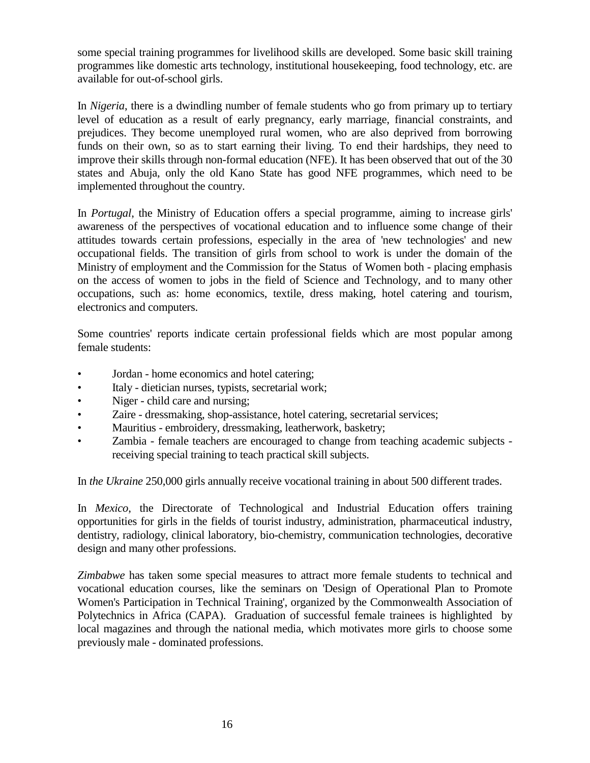some special training programmes for livelihood skills are developed. Some basic skill training programmes like domestic arts technology, institutional housekeeping, food technology, etc. are available for out-of-school girls.

In *Nigeria*, there is a dwindling number of female students who go from primary up to tertiary level of education as a result of early pregnancy, early marriage, financial constraints, and prejudices. They become unemployed rural women, who are also deprived from borrowing funds on their own, so as to start earning their living. To end their hardships, they need to improve their skills through non-formal education (NFE). It has been observed that out of the 30 states and Abuja, only the old Kano State has good NFE programmes, which need to be implemented throughout the country.

In *Portugal*, the Ministry of Education offers a special programme, aiming to increase girls' awareness of the perspectives of vocational education and to influence some change of their attitudes towards certain professions, especially in the area of 'new technologies' and new occupational fields. The transition of girls from school to work is under the domain of the Ministry of employment and the Commission for the Status of Women both - placing emphasis on the access of women to jobs in the field of Science and Technology, and to many other occupations, such as: home economics, textile, dress making, hotel catering and tourism, electronics and computers.

Some countries' reports indicate certain professional fields which are most popular among female students:

- Jordan - home economics and hotel catering;
- Italy - dietician nurses, typists, secretarial work;
- Niger - child care and nursing;
- Zaire - dressmaking, shop-assistance, hotel catering, secretarial services;
- Mauritius - embroidery, dressmaking, leatherwork, basketry;
- Zambia - female teachers are encouraged to change from teaching academic subjects - receiving special training to teach practical skill subjects.

In *the Ukraine* 250,000 girls annually receive vocational training in about 500 different trades.

In *Mexico*, the Directorate of Technological and Industrial Education offers training opportunities for girls in the fields of tourist industry, administration, pharmaceutical industry, dentistry, radiology, clinical laboratory, bio-chemistry, communication technologies, decorative design and many other professions.

*Zimbabwe* has taken some special measures to attract more female students to technical and vocational education courses, like the seminars on 'Design of Operational Plan to Promote Women's Participation in Technical Training', organized by the Commonwealth Association of Polytechnics in Africa (CAPA). Graduation of successful female trainees is highlighted by local magazines and through the national media, which motivates more girls to choose some previously male - dominated professions.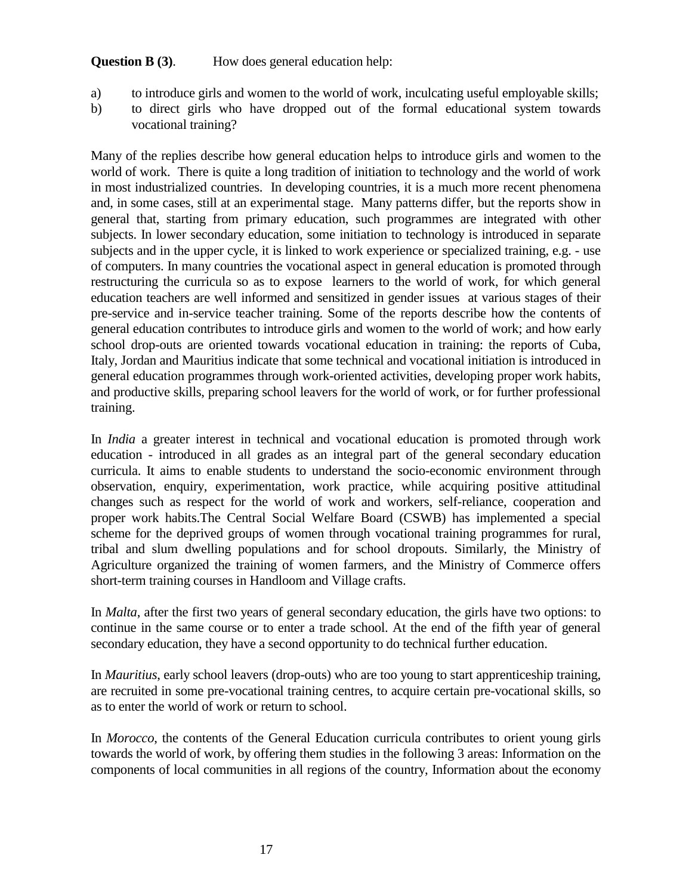**Question B (3)**. How does general education help:

a) to introduce girls and women to the world of work, inculcating useful employable skills;
b) to direct girls who have dropped out of the formal educational system towards vocational training?

Many of the replies describe how general education helps to introduce girls and women to the world of work. There is quite a long tradition of initiation to technology and the world of work in most industrialized countries. In developing countries, it is a much more recent phenomena and, in some cases, still at an experimental stage. Many patterns differ, but the reports show in general that, starting from primary education, such programmes are integrated with other subjects. In lower secondary education, some initiation to technology is introduced in separate subjects and in the upper cycle, it is linked to work experience or specialized training, e.g. - use of computers. In many countries the vocational aspect in general education is promoted through restructuring the curricula so as to expose learners to the world of work, for which general education teachers are well informed and sensitized in gender issues at various stages of their pre-service and in-service teacher training. Some of the reports describe how the contents of general education contributes to introduce girls and women to the world of work; and how early school drop-outs are oriented towards vocational education in training: the reports of Cuba, Italy, Jordan and Mauritius indicate that some technical and vocational initiation is introduced in general education programmes through work-oriented activities, developing proper work habits, and productive skills, preparing school leavers for the world of work, or for further professional training.

In *India* a greater interest in technical and vocational education is promoted through work education - introduced in all grades as an integral part of the general secondary education curricula. It aims to enable students to understand the socio-economic environment through observation, enquiry, experimentation, work practice, while acquiring positive attitudinal changes such as respect for the world of work and workers, self-reliance, cooperation and proper work habits.The Central Social Welfare Board (CSWB) has implemented a special scheme for the deprived groups of women through vocational training programmes for rural, tribal and slum dwelling populations and for school dropouts. Similarly, the Ministry of Agriculture organized the training of women farmers, and the Ministry of Commerce offers short-term training courses in Handloom and Village crafts.

In *Malta*, after the first two years of general secondary education, the girls have two options: to continue in the same course or to enter a trade school. At the end of the fifth year of general secondary education, they have a second opportunity to do technical further education.

In *Mauritius*, early school leavers (drop-outs) who are too young to start apprenticeship training, are recruited in some pre-vocational training centres, to acquire certain pre-vocational skills, so as to enter the world of work or return to school.

In *Morocco*, the contents of the General Education curricula contributes to orient young girls towards the world of work, by offering them studies in the following 3 areas: Information on the components of local communities in all regions of the country, Information about the economy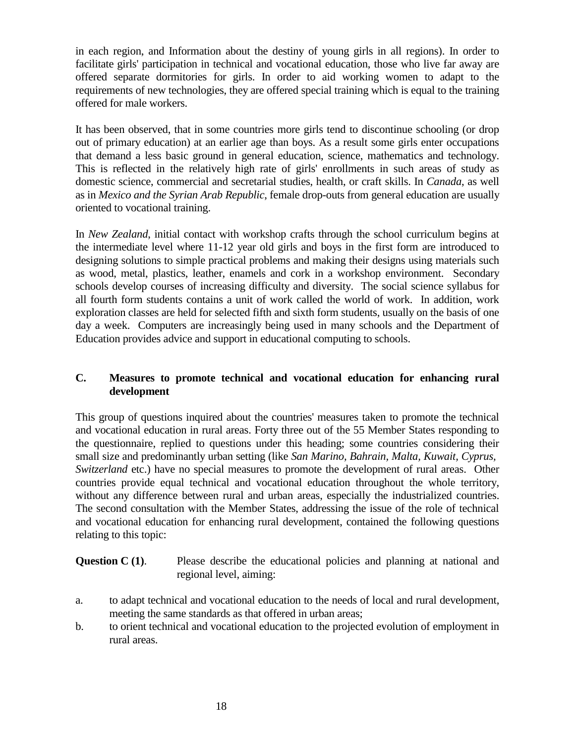in each region, and Information about the destiny of young girls in all regions). In order to facilitate girls' participation in technical and vocational education, those who live far away are offered separate dormitories for girls. In order to aid working women to adapt to the requirements of new technologies, they are offered special training which is equal to the training offered for male workers.

It has been observed, that in some countries more girls tend to discontinue schooling (or drop out of primary education) at an earlier age than boys. As a result some girls enter occupations that demand a less basic ground in general education, science, mathematics and technology. This is reflected in the relatively high rate of girls' enrollments in such areas of study as domestic science, commercial and secretarial studies, health, or craft skills. In *Canada*, as well as in *Mexico and the Syrian Arab Republic*, female drop-outs from general education are usually oriented to vocational training.

In *New Zealand*, initial contact with workshop crafts through the school curriculum begins at the intermediate level where 11-12 year old girls and boys in the first form are introduced to designing solutions to simple practical problems and making their designs using materials such as wood, metal, plastics, leather, enamels and cork in a workshop environment. Secondary schools develop courses of increasing difficulty and diversity. The social science syllabus for all fourth form students contains a unit of work called the world of work. In addition, work exploration classes are held for selected fifth and sixth form students, usually on the basis of one day a week. Computers are increasingly being used in many schools and the Department of Education provides advice and support in educational computing to schools.

## C. Measures to promote technical and vocational education for enhancing rural development

This group of questions inquired about the countries' measures taken to promote the technical and vocational education in rural areas. Forty three out of the 55 Member States responding to the questionnaire, replied to questions under this heading; some countries considering their small size and predominantly urban setting (like *San Marino, Bahrain*, *Malta, Kuwait, Cyprus, Switzerland* etc.) have no special measures to promote the development of rural areas. Other countries provide equal technical and vocational education throughout the whole territory, without any difference between rural and urban areas, especially the industrialized countries. The second consultation with the Member States, addressing the issue of the role of technical and vocational education for enhancing rural development, contained the following questions relating to this topic:

**Question C (1)**. Please describe the educational policies and planning at national and regional level, aiming:

a. to adapt technical and vocational education to the needs of local and rural development, meeting the same standards as that offered in urban areas;
b. to orient technical and vocational education to the projected evolution of employment in rural areas.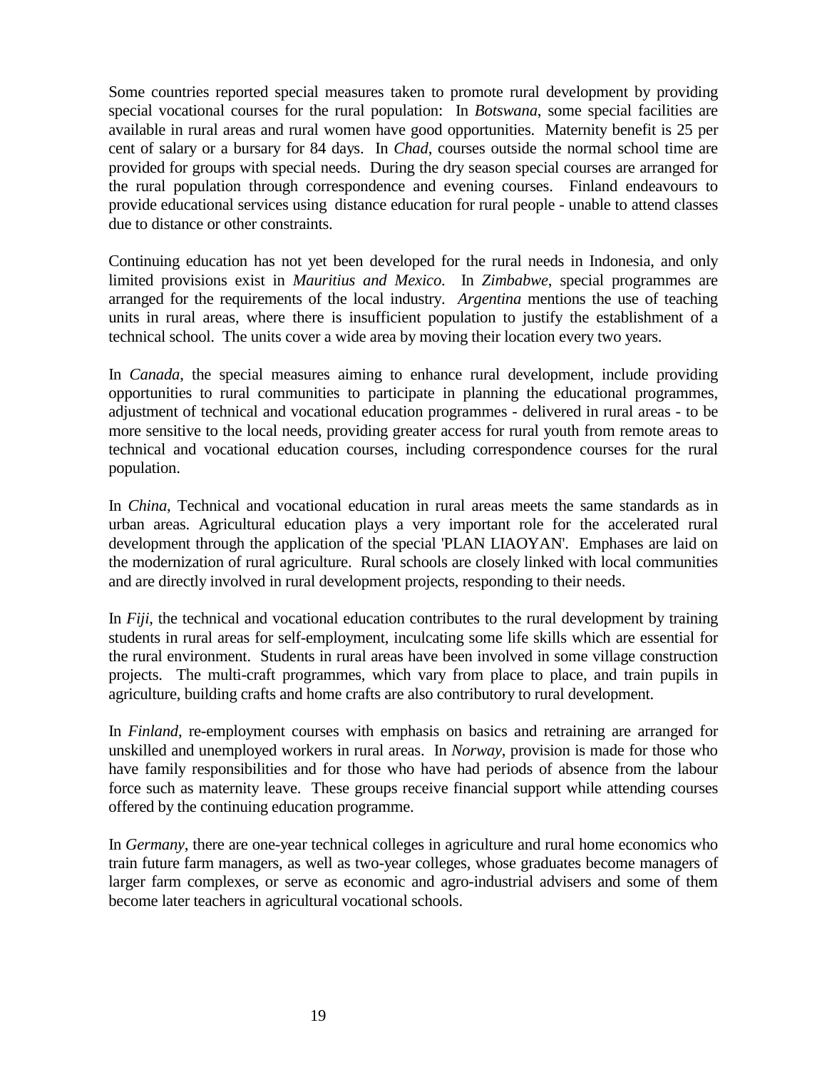Some countries reported special measures taken to promote rural development by providing special vocational courses for the rural population:  In *Botswana*, some special facilities are available in rural areas and rural women have good opportunities.  Maternity benefit is 25 per cent of salary or a bursary for 84 days.  In *Chad*, courses outside the normal school time are provided for groups with special needs.  During the dry season special courses are arranged for the rural population through correspondence and evening courses.  Finland endeavours to provide educational services using  distance education for rural people - unable to attend classes due to distance or other constraints.

Continuing education has not yet been developed for the rural needs in Indonesia, and only limited provisions exist in *Mauritius and Mexico*.  In *Zimbabwe*, special programmes are arranged for the requirements of the local industry.  *Argentina* mentions the use of teaching units in rural areas, where there is insufficient population to justify the establishment of a technical school.  The units cover a wide area by moving their location every two years.

In *Canada*, the special measures aiming to enhance rural development, include providing opportunities to rural communities to participate in planning the educational programmes, adjustment of technical and vocational education programmes - delivered in rural areas - to be more sensitive to the local needs, providing greater access for rural youth from remote areas to technical and vocational education courses, including correspondence courses for the rural population.

In *China*, Technical and vocational education in rural areas meets the same standards as in urban areas. Agricultural education plays a very important role for the accelerated rural development through the application of the special 'PLAN LIAOYAN'.  Emphases are laid on the modernization of rural agriculture.  Rural schools are closely linked with local communities and are directly involved in rural development projects, responding to their needs.

In *Fiji*, the technical and vocational education contributes to the rural development by training students in rural areas for self-employment, inculcating some life skills which are essential for the rural environment.  Students in rural areas have been involved in some village construction projects.  The multi-craft programmes, which vary from place to place, and train pupils in agriculture, building crafts and home crafts are also contributory to rural development.

In *Finland*, re-employment courses with emphasis on basics and retraining are arranged for unskilled and unemployed workers in rural areas.  In *Norway*, provision is made for those who have family responsibilities and for those who have had periods of absence from the labour force such as maternity leave.  These groups receive financial support while attending courses offered by the continuing education programme.

In *Germany*, there are one-year technical colleges in agriculture and rural home economics who train future farm managers, as well as two-year colleges, whose graduates become managers of larger farm complexes, or serve as economic and agro-industrial advisers and some of them become later teachers in agricultural vocational schools.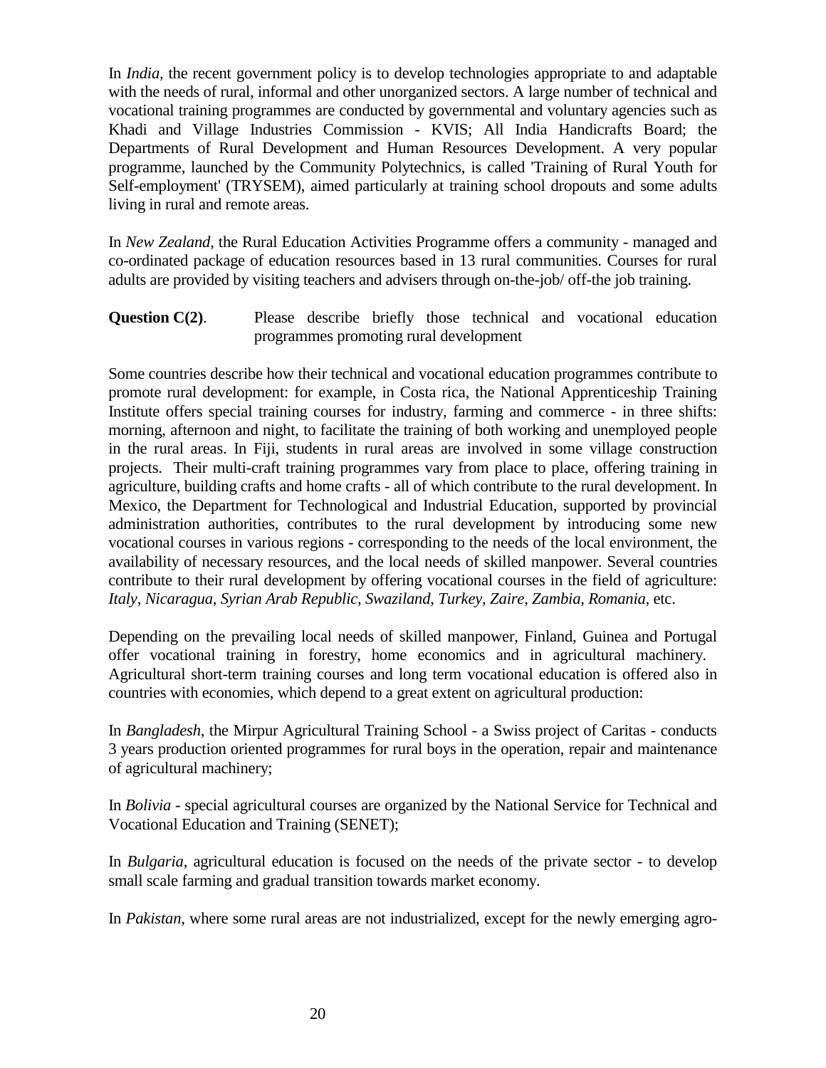In *India*, the recent government policy is to develop technologies appropriate to and adaptable with the needs of rural, informal and other unorganized sectors. A large number of technical and vocational training programmes are conducted by governmental and voluntary agencies such as Khadi and Village Industries Commission - KVIS; All India Handicrafts Board; the Departments of Rural Development and Human Resources Development. A very popular programme, launched by the Community Polytechnics, is called 'Training of Rural Youth for Self-employment' (TRYSEM), aimed particularly at training school dropouts and some adults living in rural and remote areas.

In *New Zealand*, the Rural Education Activities Programme offers a community - managed and co-ordinated package of education resources based in 13 rural communities. Courses for rural adults are provided by visiting teachers and advisers through on-the-job/ off-the job training.

**Question C(2)**. Please describe briefly those technical and vocational education programmes promoting rural development

Some countries describe how their technical and vocational education programmes contribute to promote rural development: for example, in Costa rica, the National Apprenticeship Training Institute offers special training courses for industry, farming and commerce - in three shifts: morning, afternoon and night, to facilitate the training of both working and unemployed people in the rural areas. In Fiji, students in rural areas are involved in some village construction projects. Their multi-craft training programmes vary from place to place, offering training in agriculture, building crafts and home crafts - all of which contribute to the rural development. In Mexico, the Department for Technological and Industrial Education, supported by provincial administration authorities, contributes to the rural development by introducing some new vocational courses in various regions - corresponding to the needs of the local environment, the availability of necessary resources, and the local needs of skilled manpower. Several countries contribute to their rural development by offering vocational courses in the field of agriculture: *Italy, Nicaragua, Syrian Arab Republic, Swaziland, Turkey, Zaire, Zambia, Romania*, etc.

Depending on the prevailing local needs of skilled manpower, Finland, Guinea and Portugal offer vocational training in forestry, home economics and in agricultural machinery. Agricultural short-term training courses and long term vocational education is offered also in countries with economies, which depend to a great extent on agricultural production:

In *Bangladesh*, the Mirpur Agricultural Training School - a Swiss project of Caritas - conducts 3 years production oriented programmes for rural boys in the operation, repair and maintenance of agricultural machinery;

In *Bolivia* - special agricultural courses are organized by the National Service for Technical and Vocational Education and Training (SENET);

In *Bulgaria*, agricultural education is focused on the needs of the private sector - to develop small scale farming and gradual transition towards market economy.

In *Pakistan*, where some rural areas are not industrialized, except for the newly emerging agro-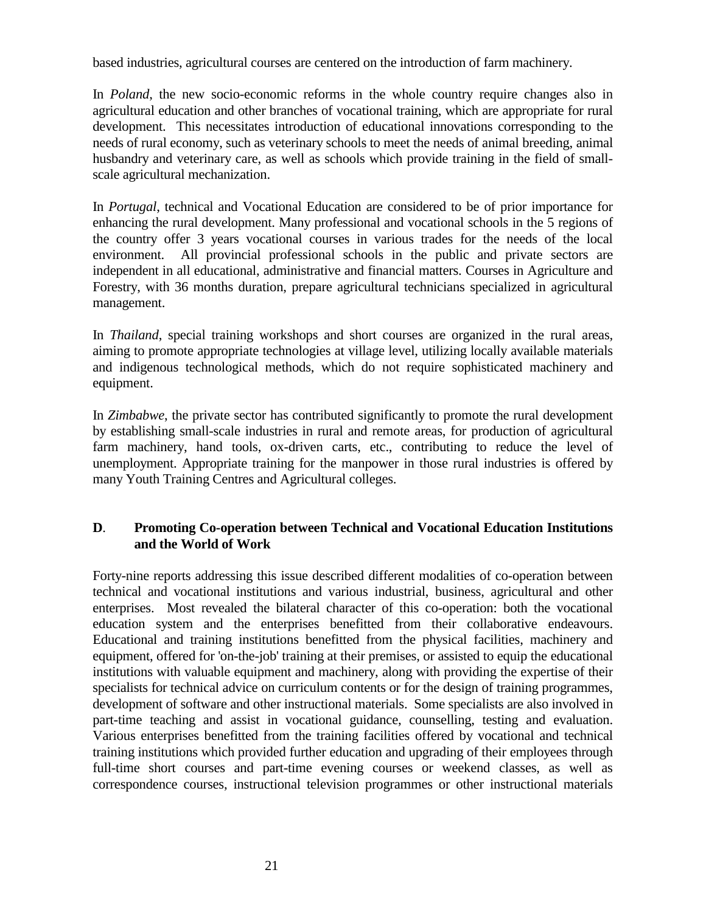based industries, agricultural courses are centered on the introduction of farm machinery.

In *Poland*, the new socio-economic reforms in the whole country require changes also in agricultural education and other branches of vocational training, which are appropriate for rural development. This necessitates introduction of educational innovations corresponding to the needs of rural economy, such as veterinary schools to meet the needs of animal breeding, animal husbandry and veterinary care, as well as schools which provide training in the field of small-scale agricultural mechanization.

In *Portugal*, technical and Vocational Education are considered to be of prior importance for enhancing the rural development. Many professional and vocational schools in the 5 regions of the country offer 3 years vocational courses in various trades for the needs of the local environment. All provincial professional schools in the public and private sectors are independent in all educational, administrative and financial matters. Courses in Agriculture and Forestry, with 36 months duration, prepare agricultural technicians specialized in agricultural management.

In *Thailand*, special training workshops and short courses are organized in the rural areas, aiming to promote appropriate technologies at village level, utilizing locally available materials and indigenous technological methods, which do not require sophisticated machinery and equipment.

In *Zimbabwe*, the private sector has contributed significantly to promote the rural development by establishing small-scale industries in rural and remote areas, for production of agricultural farm machinery, hand tools, ox-driven carts, etc., contributing to reduce the level of unemployment. Appropriate training for the manpower in those rural industries is offered by many Youth Training Centres and Agricultural colleges.

## D. Promoting Co-operation between Technical and Vocational Education Institutions and the World of Work

Forty-nine reports addressing this issue described different modalities of co-operation between technical and vocational institutions and various industrial, business, agricultural and other enterprises. Most revealed the bilateral character of this co-operation: both the vocational education system and the enterprises benefitted from their collaborative endeavours. Educational and training institutions benefitted from the physical facilities, machinery and equipment, offered for 'on-the-job' training at their premises, or assisted to equip the educational institutions with valuable equipment and machinery, along with providing the expertise of their specialists for technical advice on curriculum contents or for the design of training programmes, development of software and other instructional materials. Some specialists are also involved in part-time teaching and assist in vocational guidance, counselling, testing and evaluation. Various enterprises benefitted from the training facilities offered by vocational and technical training institutions which provided further education and upgrading of their employees through full-time short courses and part-time evening courses or weekend classes, as well as correspondence courses, instructional television programmes or other instructional materials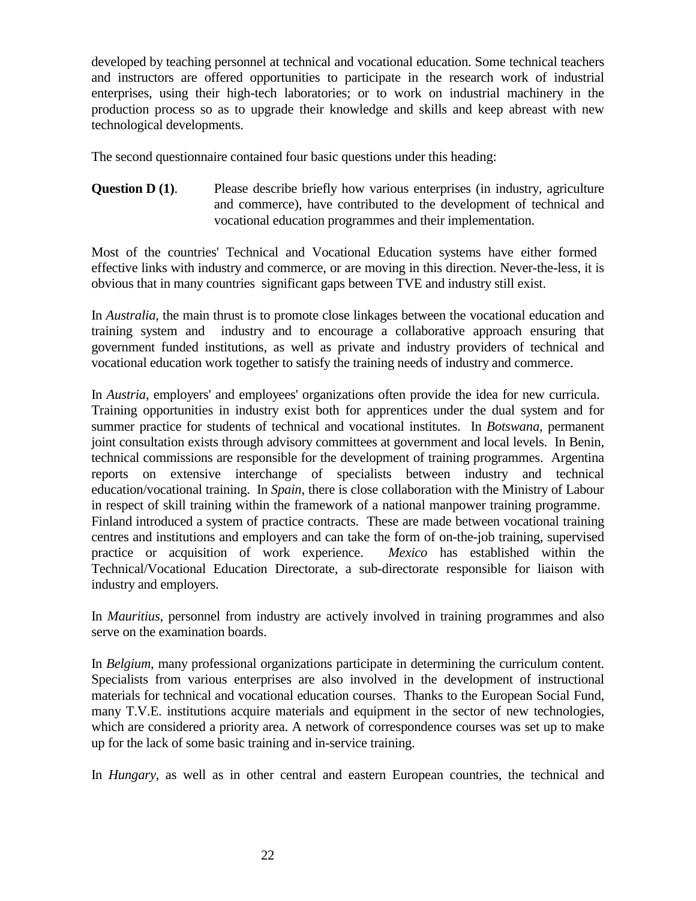developed by teaching personnel at technical and vocational education. Some technical teachers and instructors are offered opportunities to participate in the research work of industrial enterprises, using their high-tech laboratories; or to work on industrial machinery in the production process so as to upgrade their knowledge and skills and keep abreast with new technological developments.

The second questionnaire contained four basic questions under this heading:

**Question D (1)**. Please describe briefly how various enterprises (in industry, agriculture and commerce), have contributed to the development of technical and vocational education programmes and their implementation.

Most of the countries' Technical and Vocational Education systems have either formed effective links with industry and commerce, or are moving in this direction. Never-the-less, it is obvious that in many countries significant gaps between TVE and industry still exist.

In *Australia*, the main thrust is to promote close linkages between the vocational education and training system and industry and to encourage a collaborative approach ensuring that government funded institutions, as well as private and industry providers of technical and vocational education work together to satisfy the training needs of industry and commerce.

In *Austria*, employers' and employees' organizations often provide the idea for new curricula. Training opportunities in industry exist both for apprentices under the dual system and for summer practice for students of technical and vocational institutes. In *Botswana*, permanent joint consultation exists through advisory committees at government and local levels. In Benin, technical commissions are responsible for the development of training programmes. Argentina reports on extensive interchange of specialists between industry and technical education/vocational training. In *Spain*, there is close collaboration with the Ministry of Labour in respect of skill training within the framework of a national manpower training programme. Finland introduced a system of practice contracts. These are made between vocational training centres and institutions and employers and can take the form of on-the-job training, supervised practice or acquisition of work experience. *Mexico* has established within the Technical/Vocational Education Directorate, a sub-directorate responsible for liaison with industry and employers.

In *Mauritius*, personnel from industry are actively involved in training programmes and also serve on the examination boards.

In *Belgium*, many professional organizations participate in determining the curriculum content. Specialists from various enterprises are also involved in the development of instructional materials for technical and vocational education courses. Thanks to the European Social Fund, many T.V.E. institutions acquire materials and equipment in the sector of new technologies, which are considered a priority area. A network of correspondence courses was set up to make up for the lack of some basic training and in-service training.

In *Hungary*, as well as in other central and eastern European countries, the technical and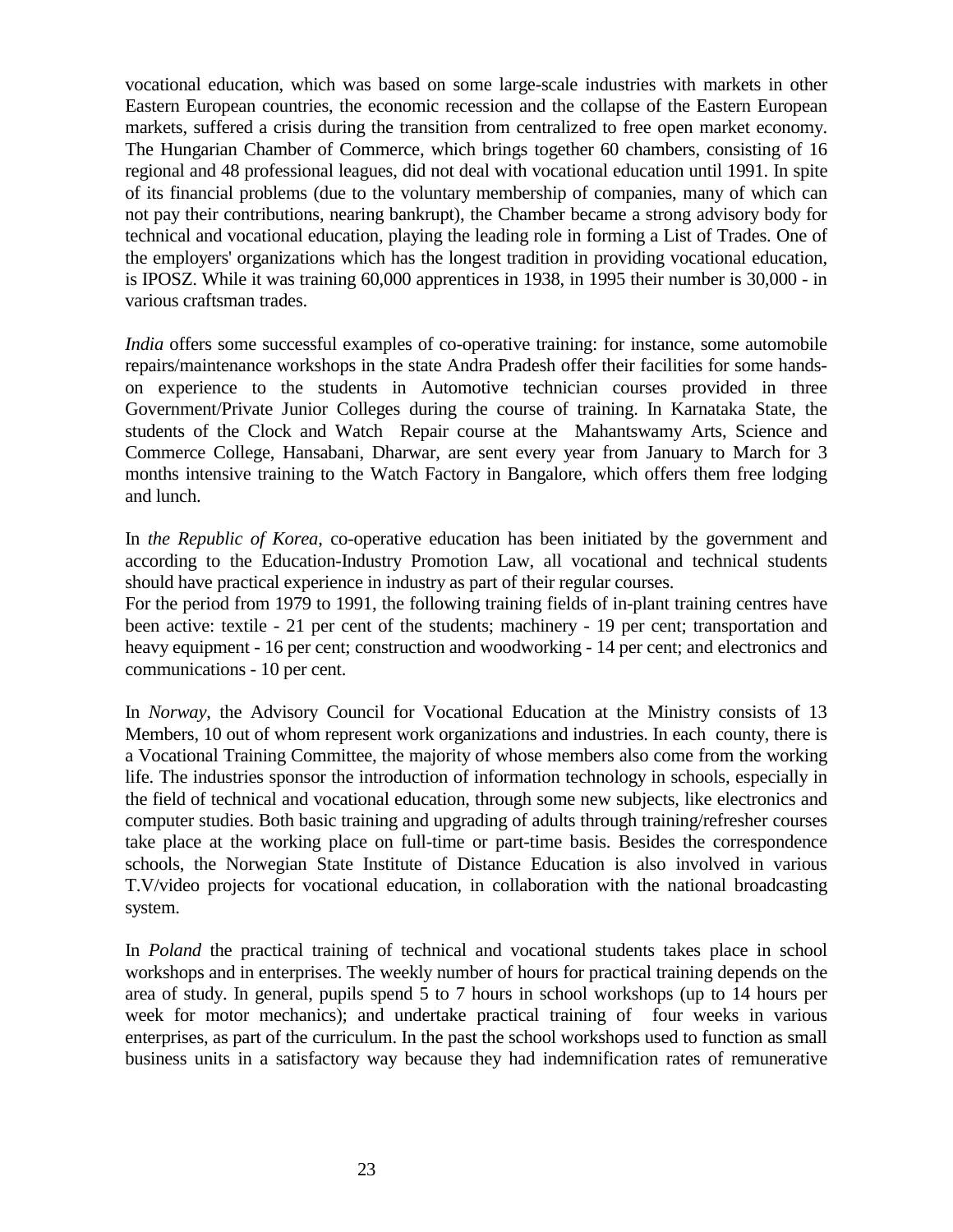vocational education, which was based on some large-scale industries with markets in other Eastern European countries, the economic recession and the collapse of the Eastern European markets, suffered a crisis during the transition from centralized to free open market economy. The Hungarian Chamber of Commerce, which brings together 60 chambers, consisting of 16 regional and 48 professional leagues, did not deal with vocational education until 1991. In spite of its financial problems (due to the voluntary membership of companies, many of which can not pay their contributions, nearing bankrupt), the Chamber became a strong advisory body for technical and vocational education, playing the leading role in forming a List of Trades. One of the employers' organizations which has the longest tradition in providing vocational education, is IPOSZ. While it was training 60,000 apprentices in 1938, in 1995 their number is 30,000 - in various craftsman trades.

*India* offers some successful examples of co-operative training: for instance, some automobile repairs/maintenance workshops in the state Andra Pradesh offer their facilities for some hands-on experience to the students in Automotive technician courses provided in three Government/Private Junior Colleges during the course of training. In Karnataka State, the students of the Clock and Watch Repair course at the Mahantswamy Arts, Science and Commerce College, Hansabani, Dharwar, are sent every year from January to March for 3 months intensive training to the Watch Factory in Bangalore, which offers them free lodging and lunch.

In *the Republic of Korea*, co-operative education has been initiated by the government and according to the Education-Industry Promotion Law, all vocational and technical students should have practical experience in industry as part of their regular courses.
For the period from 1979 to 1991, the following training fields of in-plant training centres have been active: textile - 21 per cent of the students; machinery - 19 per cent; transportation and heavy equipment - 16 per cent; construction and woodworking - 14 per cent; and electronics and communications - 10 per cent.

In *Norway*, the Advisory Council for Vocational Education at the Ministry consists of 13 Members, 10 out of whom represent work organizations and industries. In each county, there is a Vocational Training Committee, the majority of whose members also come from the working life. The industries sponsor the introduction of information technology in schools, especially in the field of technical and vocational education, through some new subjects, like electronics and computer studies. Both basic training and upgrading of adults through training/refresher courses take place at the working place on full-time or part-time basis. Besides the correspondence schools, the Norwegian State Institute of Distance Education is also involved in various T.V/video projects for vocational education, in collaboration with the national broadcasting system.

In *Poland* the practical training of technical and vocational students takes place in school workshops and in enterprises. The weekly number of hours for practical training depends on the area of study. In general, pupils spend 5 to 7 hours in school workshops (up to 14 hours per week for motor mechanics); and undertake practical training of four weeks in various enterprises, as part of the curriculum. In the past the school workshops used to function as small business units in a satisfactory way because they had indemnification rates of remunerative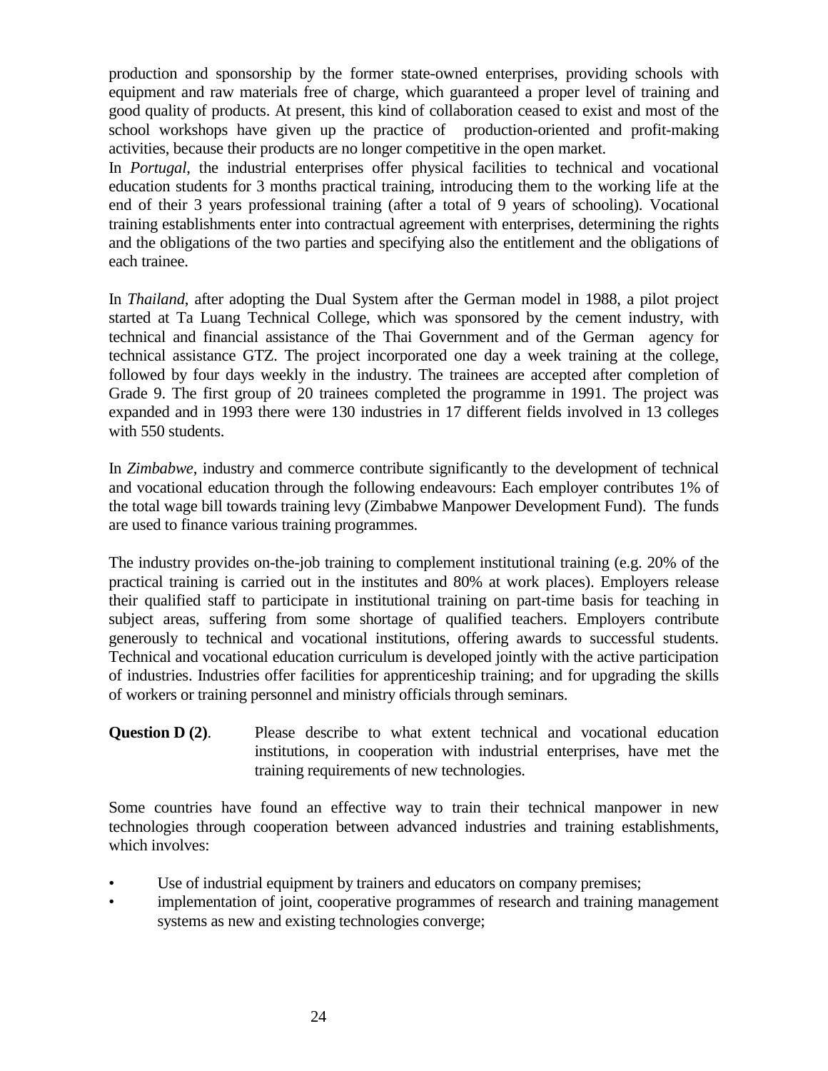production and sponsorship by the former state-owned enterprises, providing schools with equipment and raw materials free of charge, which guaranteed a proper level of training and good quality of products. At present, this kind of collaboration ceased to exist and most of the school workshops have given up the practice of production-oriented and profit-making activities, because their products are no longer competitive in the open market.

In *Portugal*, the industrial enterprises offer physical facilities to technical and vocational education students for 3 months practical training, introducing them to the working life at the end of their 3 years professional training (after a total of 9 years of schooling). Vocational training establishments enter into contractual agreement with enterprises, determining the rights and the obligations of the two parties and specifying also the entitlement and the obligations of each trainee.

In *Thailand*, after adopting the Dual System after the German model in 1988, a pilot project started at Ta Luang Technical College, which was sponsored by the cement industry, with technical and financial assistance of the Thai Government and of the German agency for technical assistance GTZ. The project incorporated one day a week training at the college, followed by four days weekly in the industry. The trainees are accepted after completion of Grade 9. The first group of 20 trainees completed the programme in 1991. The project was expanded and in 1993 there were 130 industries in 17 different fields involved in 13 colleges with 550 students.

In *Zimbabwe*, industry and commerce contribute significantly to the development of technical and vocational education through the following endeavours: Each employer contributes 1% of the total wage bill towards training levy (Zimbabwe Manpower Development Fund). The funds are used to finance various training programmes.

The industry provides on-the-job training to complement institutional training (e.g. 20% of the practical training is carried out in the institutes and 80% at work places). Employers release their qualified staff to participate in institutional training on part-time basis for teaching in subject areas, suffering from some shortage of qualified teachers. Employers contribute generously to technical and vocational institutions, offering awards to successful students. Technical and vocational education curriculum is developed jointly with the active participation of industries. Industries offer facilities for apprenticeship training; and for upgrading the skills of workers or training personnel and ministry officials through seminars.

**Question D (2)**. Please describe to what extent technical and vocational education institutions, in cooperation with industrial enterprises, have met the training requirements of new technologies.

Some countries have found an effective way to train their technical manpower in new technologies through cooperation between advanced industries and training establishments, which involves:

- Use of industrial equipment by trainers and educators on company premises;
- implementation of joint, cooperative programmes of research and training management systems as new and existing technologies converge;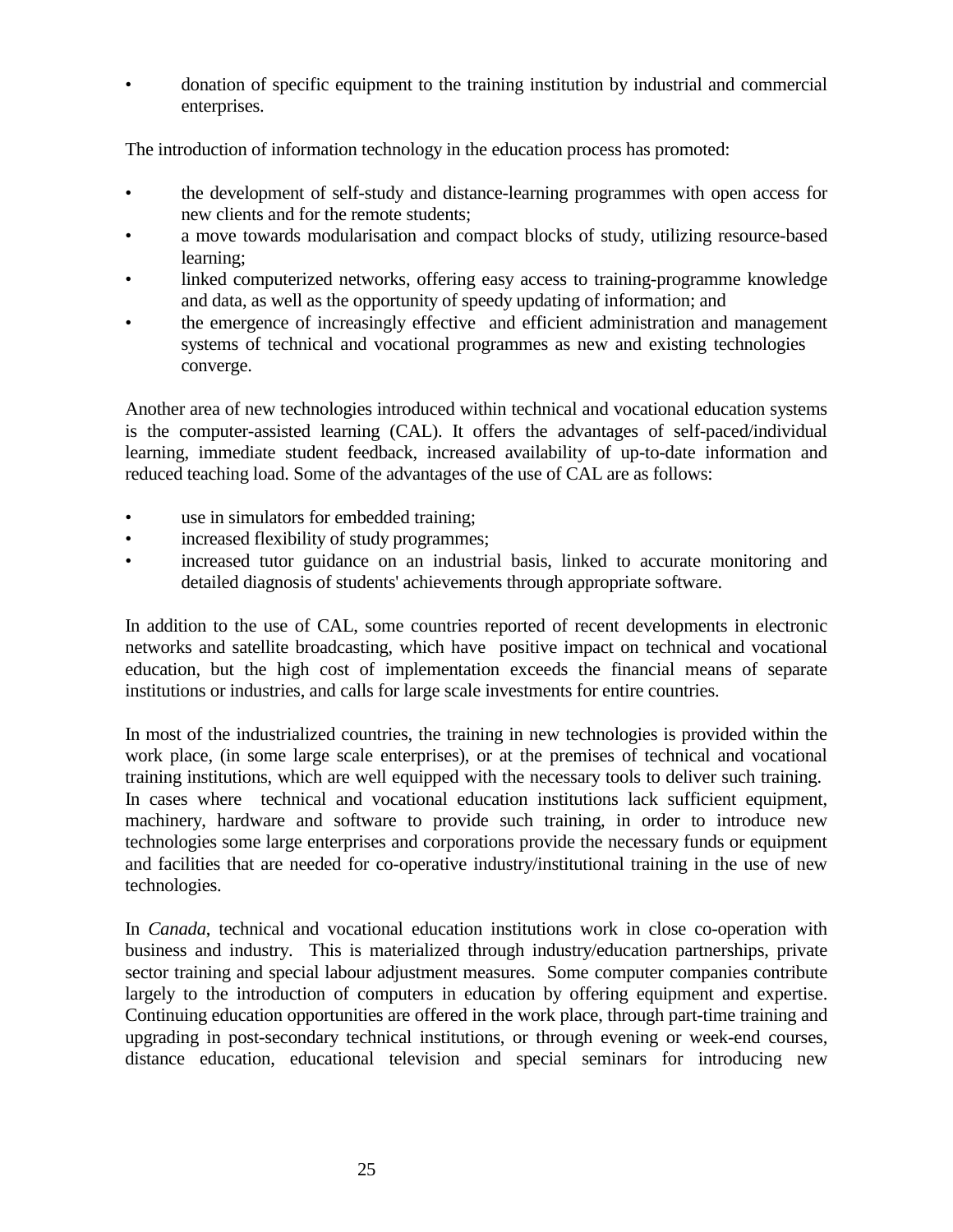- donation of specific equipment to the training institution by industrial and commercial enterprises.

The introduction of information technology in the education process has promoted:

- the development of self-study and distance-learning programmes with open access for new clients and for the remote students;
- a move towards modularisation and compact blocks of study, utilizing resource-based learning;
- linked computerized networks, offering easy access to training-programme knowledge and data, as well as the opportunity of speedy updating of information; and
- the emergence of increasingly effective and efficient administration and management systems of technical and vocational programmes as new and existing technologies converge.

Another area of new technologies introduced within technical and vocational education systems is the computer-assisted learning (CAL). It offers the advantages of self-paced/individual learning, immediate student feedback, increased availability of up-to-date information and reduced teaching load. Some of the advantages of the use of CAL are as follows:

- use in simulators for embedded training;
- increased flexibility of study programmes;
- increased tutor guidance on an industrial basis, linked to accurate monitoring and detailed diagnosis of students' achievements through appropriate software.

In addition to the use of CAL, some countries reported of recent developments in electronic networks and satellite broadcasting, which have positive impact on technical and vocational education, but the high cost of implementation exceeds the financial means of separate institutions or industries, and calls for large scale investments for entire countries.

In most of the industrialized countries, the training in new technologies is provided within the work place, (in some large scale enterprises), or at the premises of technical and vocational training institutions, which are well equipped with the necessary tools to deliver such training. In cases where technical and vocational education institutions lack sufficient equipment, machinery, hardware and software to provide such training, in order to introduce new technologies some large enterprises and corporations provide the necessary funds or equipment and facilities that are needed for co-operative industry/institutional training in the use of new technologies.

In *Canada*, technical and vocational education institutions work in close co-operation with business and industry. This is materialized through industry/education partnerships, private sector training and special labour adjustment measures. Some computer companies contribute largely to the introduction of computers in education by offering equipment and expertise. Continuing education opportunities are offered in the work place, through part-time training and upgrading in post-secondary technical institutions, or through evening or week-end courses, distance education, educational television and special seminars for introducing new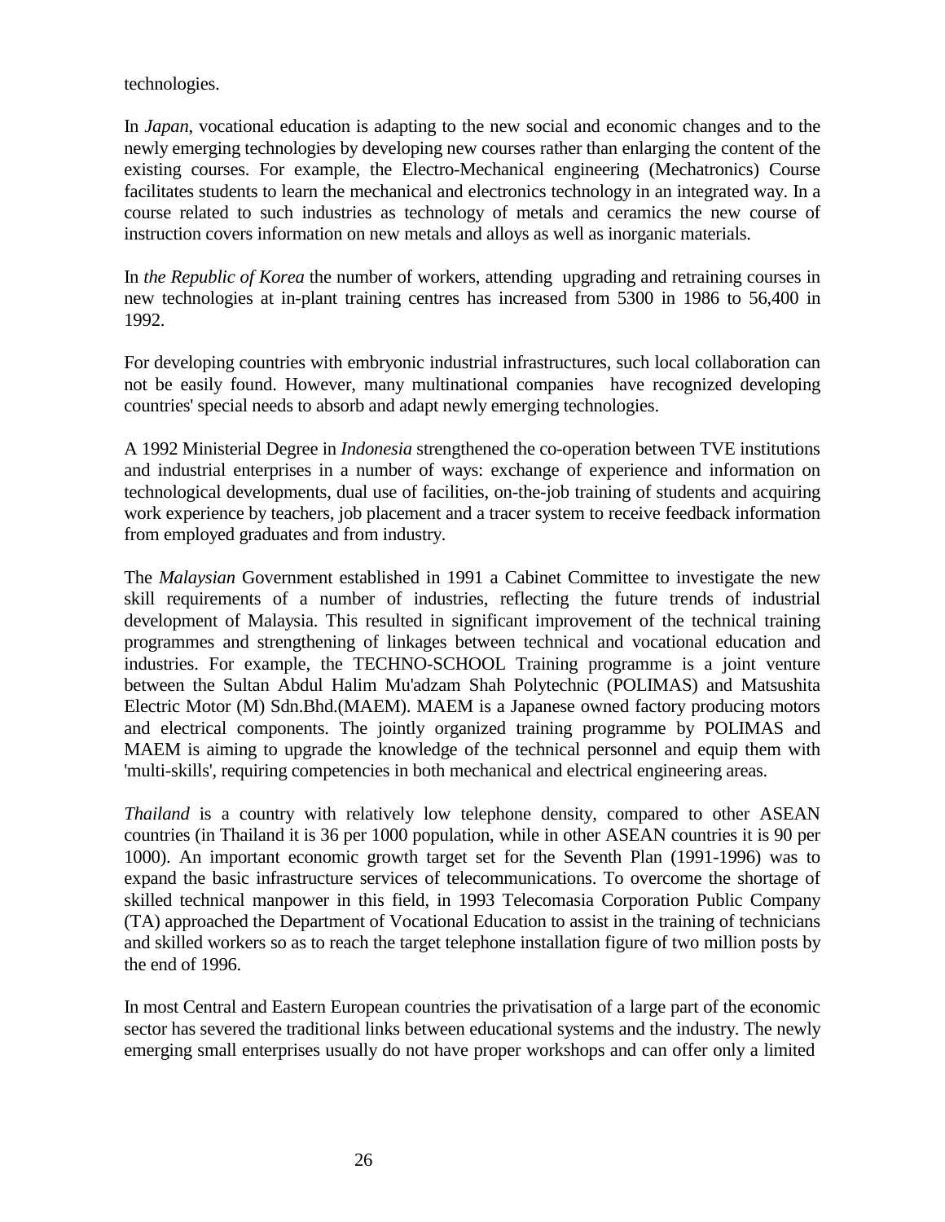technologies.

In *Japan*, vocational education is adapting to the new social and economic changes and to the newly emerging technologies by developing new courses rather than enlarging the content of the existing courses. For example, the Electro-Mechanical engineering (Mechatronics) Course facilitates students to learn the mechanical and electronics technology in an integrated way. In a course related to such industries as technology of metals and ceramics the new course of instruction covers information on new metals and alloys as well as inorganic materials.

In *the Republic of Korea* the number of workers, attending upgrading and retraining courses in new technologies at in-plant training centres has increased from 5300 in 1986 to 56,400 in 1992.

For developing countries with embryonic industrial infrastructures, such local collaboration can not be easily found. However, many multinational companies have recognized developing countries' special needs to absorb and adapt newly emerging technologies.

A 1992 Ministerial Degree in *Indonesia* strengthened the co-operation between TVE institutions and industrial enterprises in a number of ways: exchange of experience and information on technological developments, dual use of facilities, on-the-job training of students and acquiring work experience by teachers, job placement and a tracer system to receive feedback information from employed graduates and from industry.

The *Malaysian* Government established in 1991 a Cabinet Committee to investigate the new skill requirements of a number of industries, reflecting the future trends of industrial development of Malaysia. This resulted in significant improvement of the technical training programmes and strengthening of linkages between technical and vocational education and industries. For example, the TECHNO-SCHOOL Training programme is a joint venture between the Sultan Abdul Halim Mu'adzam Shah Polytechnic (POLIMAS) and Matsushita Electric Motor (M) Sdn.Bhd.(MAEM). MAEM is a Japanese owned factory producing motors and electrical components. The jointly organized training programme by POLIMAS and MAEM is aiming to upgrade the knowledge of the technical personnel and equip them with 'multi-skills', requiring competencies in both mechanical and electrical engineering areas.

*Thailand* is a country with relatively low telephone density, compared to other ASEAN countries (in Thailand it is 36 per 1000 population, while in other ASEAN countries it is 90 per 1000). An important economic growth target set for the Seventh Plan (1991-1996) was to expand the basic infrastructure services of telecommunications. To overcome the shortage of skilled technical manpower in this field, in 1993 Telecomasia Corporation Public Company (TA) approached the Department of Vocational Education to assist in the training of technicians and skilled workers so as to reach the target telephone installation figure of two million posts by the end of 1996.

In most Central and Eastern European countries the privatisation of a large part of the economic sector has severed the traditional links between educational systems and the industry. The newly emerging small enterprises usually do not have proper workshops and can offer only a limited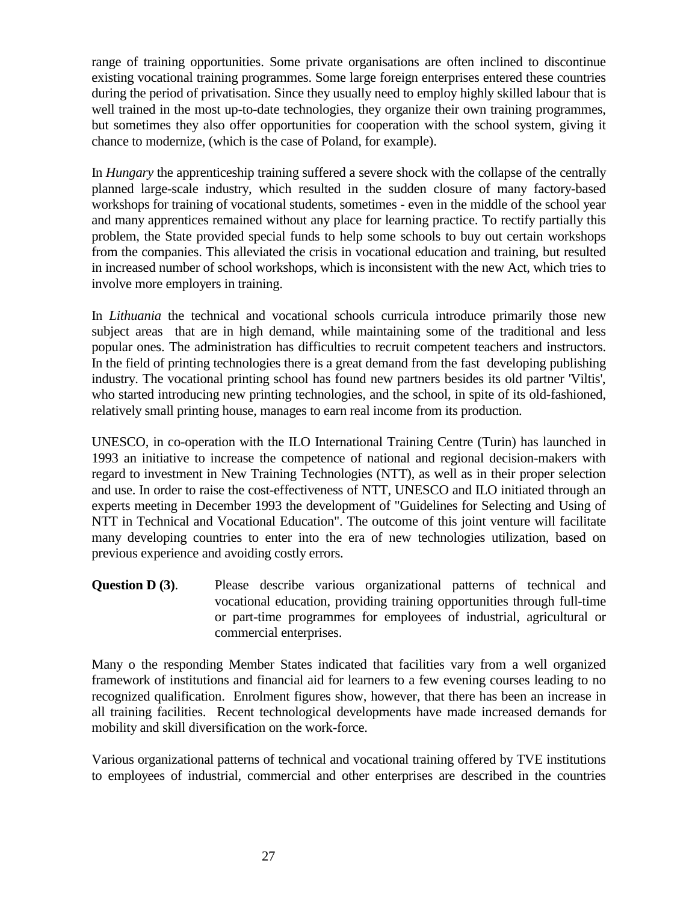range of training opportunities. Some private organisations are often inclined to discontinue existing vocational training programmes. Some large foreign enterprises entered these countries during the period of privatisation. Since they usually need to employ highly skilled labour that is well trained in the most up-to-date technologies, they organize their own training programmes, but sometimes they also offer opportunities for cooperation with the school system, giving it chance to modernize, (which is the case of Poland, for example).

In *Hungary* the apprenticeship training suffered a severe shock with the collapse of the centrally planned large-scale industry, which resulted in the sudden closure of many factory-based workshops for training of vocational students, sometimes - even in the middle of the school year and many apprentices remained without any place for learning practice. To rectify partially this problem, the State provided special funds to help some schools to buy out certain workshops from the companies. This alleviated the crisis in vocational education and training, but resulted in increased number of school workshops, which is inconsistent with the new Act, which tries to involve more employers in training.

In *Lithuania* the technical and vocational schools curricula introduce primarily those new subject areas that are in high demand, while maintaining some of the traditional and less popular ones. The administration has difficulties to recruit competent teachers and instructors. In the field of printing technologies there is a great demand from the fast developing publishing industry. The vocational printing school has found new partners besides its old partner 'Viltis', who started introducing new printing technologies, and the school, in spite of its old-fashioned, relatively small printing house, manages to earn real income from its production.

UNESCO, in co-operation with the ILO International Training Centre (Turin) has launched in 1993 an initiative to increase the competence of national and regional decision-makers with regard to investment in New Training Technologies (NTT), as well as in their proper selection and use. In order to raise the cost-effectiveness of NTT, UNESCO and ILO initiated through an experts meeting in December 1993 the development of "Guidelines for Selecting and Using of NTT in Technical and Vocational Education". The outcome of this joint venture will facilitate many developing countries to enter into the era of new technologies utilization, based on previous experience and avoiding costly errors.

**Question D (3)**. Please describe various organizational patterns of technical and vocational education, providing training opportunities through full-time or part-time programmes for employees of industrial, agricultural or commercial enterprises.

Many o the responding Member States indicated that facilities vary from a well organized framework of institutions and financial aid for learners to a few evening courses leading to no recognized qualification. Enrolment figures show, however, that there has been an increase in all training facilities. Recent technological developments have made increased demands for mobility and skill diversification on the work-force.

Various organizational patterns of technical and vocational training offered by TVE institutions to employees of industrial, commercial and other enterprises are described in the countries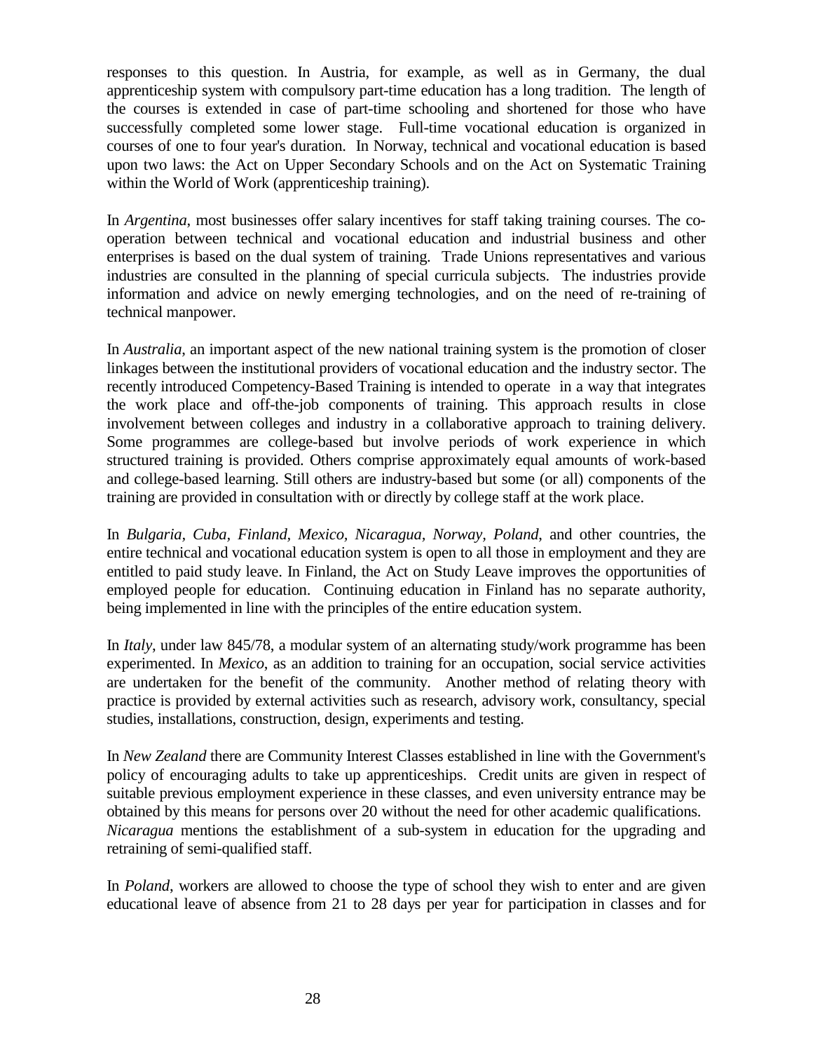responses to this question. In Austria, for example, as well as in Germany, the dual apprenticeship system with compulsory part-time education has a long tradition. The length of the courses is extended in case of part-time schooling and shortened for those who have successfully completed some lower stage. Full-time vocational education is organized in courses of one to four year's duration. In Norway, technical and vocational education is based upon two laws: the Act on Upper Secondary Schools and on the Act on Systematic Training within the World of Work (apprenticeship training).

In *Argentina*, most businesses offer salary incentives for staff taking training courses. The co-operation between technical and vocational education and industrial business and other enterprises is based on the dual system of training. Trade Unions representatives and various industries are consulted in the planning of special curricula subjects. The industries provide information and advice on newly emerging technologies, and on the need of re-training of technical manpower.

In *Australia*, an important aspect of the new national training system is the promotion of closer linkages between the institutional providers of vocational education and the industry sector. The recently introduced Competency-Based Training is intended to operate in a way that integrates the work place and off-the-job components of training. This approach results in close involvement between colleges and industry in a collaborative approach to training delivery. Some programmes are college-based but involve periods of work experience in which structured training is provided. Others comprise approximately equal amounts of work-based and college-based learning. Still others are industry-based but some (or all) components of the training are provided in consultation with or directly by college staff at the work place.

In *Bulgaria, Cuba, Finland, Mexico, Nicaragua, Norway, Poland*, and other countries, the entire technical and vocational education system is open to all those in employment and they are entitled to paid study leave. In Finland, the Act on Study Leave improves the opportunities of employed people for education. Continuing education in Finland has no separate authority, being implemented in line with the principles of the entire education system.

In *Italy*, under law 845/78, a modular system of an alternating study/work programme has been experimented. In *Mexico*, as an addition to training for an occupation, social service activities are undertaken for the benefit of the community. Another method of relating theory with practice is provided by external activities such as research, advisory work, consultancy, special studies, installations, construction, design, experiments and testing.

In *New Zealand* there are Community Interest Classes established in line with the Government's policy of encouraging adults to take up apprenticeships. Credit units are given in respect of suitable previous employment experience in these classes, and even university entrance may be obtained by this means for persons over 20 without the need for other academic qualifications. *Nicaragua* mentions the establishment of a sub-system in education for the upgrading and retraining of semi-qualified staff.

In *Poland*, workers are allowed to choose the type of school they wish to enter and are given educational leave of absence from 21 to 28 days per year for participation in classes and for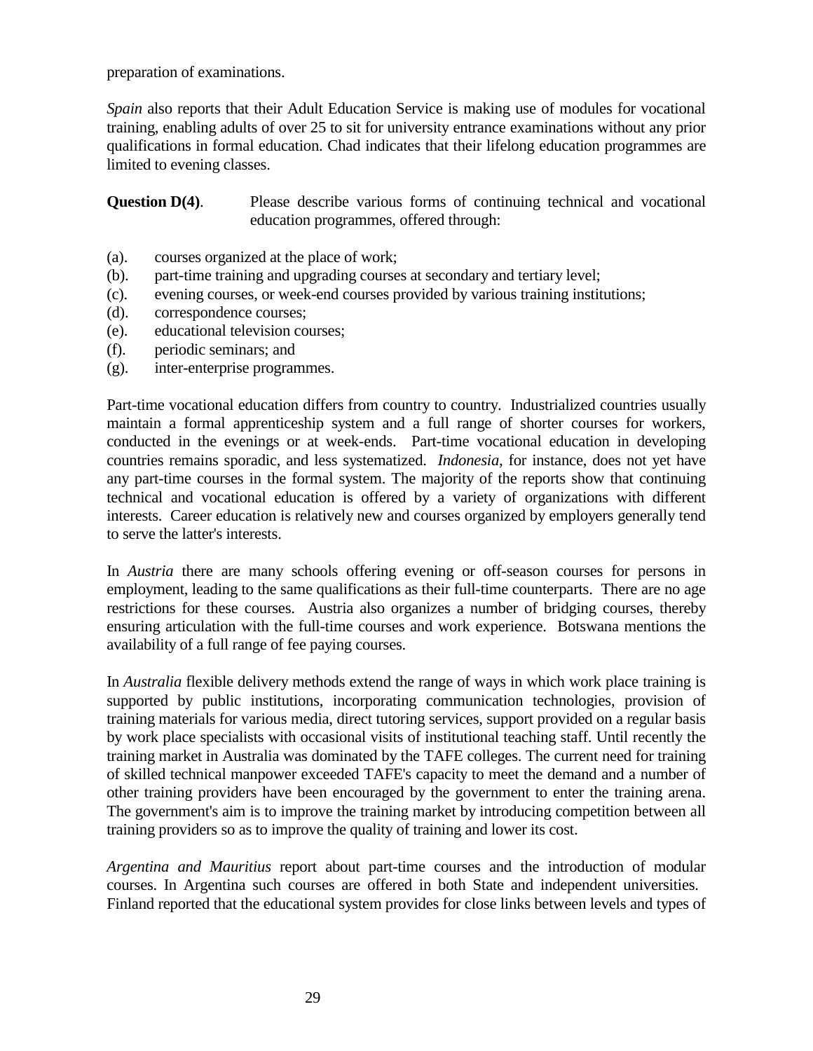preparation of examinations.

*Spain* also reports that their Adult Education Service is making use of modules for vocational training, enabling adults of over 25 to sit for university entrance examinations without any prior qualifications in formal education. Chad indicates that their lifelong education programmes are limited to evening classes.

**Question D(4)**. Please describe various forms of continuing technical and vocational education programmes, offered through:

(a). courses organized at the place of work;
(b). part-time training and upgrading courses at secondary and tertiary level;
(c). evening courses, or week-end courses provided by various training institutions;
(d). correspondence courses;
(e). educational television courses;
(f). periodic seminars; and
(g). inter-enterprise programmes.

Part-time vocational education differs from country to country. Industrialized countries usually maintain a formal apprenticeship system and a full range of shorter courses for workers, conducted in the evenings or at week-ends. Part-time vocational education in developing countries remains sporadic, and less systematized. *Indonesia*, for instance, does not yet have any part-time courses in the formal system. The majority of the reports show that continuing technical and vocational education is offered by a variety of organizations with different interests. Career education is relatively new and courses organized by employers generally tend to serve the latter's interests.

In *Austria* there are many schools offering evening or off-season courses for persons in employment, leading to the same qualifications as their full-time counterparts. There are no age restrictions for these courses. Austria also organizes a number of bridging courses, thereby ensuring articulation with the full-time courses and work experience. Botswana mentions the availability of a full range of fee paying courses.

In *Australia* flexible delivery methods extend the range of ways in which work place training is supported by public institutions, incorporating communication technologies, provision of training materials for various media, direct tutoring services, support provided on a regular basis by work place specialists with occasional visits of institutional teaching staff. Until recently the training market in Australia was dominated by the TAFE colleges. The current need for training of skilled technical manpower exceeded TAFE's capacity to meet the demand and a number of other training providers have been encouraged by the government to enter the training arena. The government's aim is to improve the training market by introducing competition between all training providers so as to improve the quality of training and lower its cost.

*Argentina and Mauritius* report about part-time courses and the introduction of modular courses. In Argentina such courses are offered in both State and independent universities. Finland reported that the educational system provides for close links between levels and types of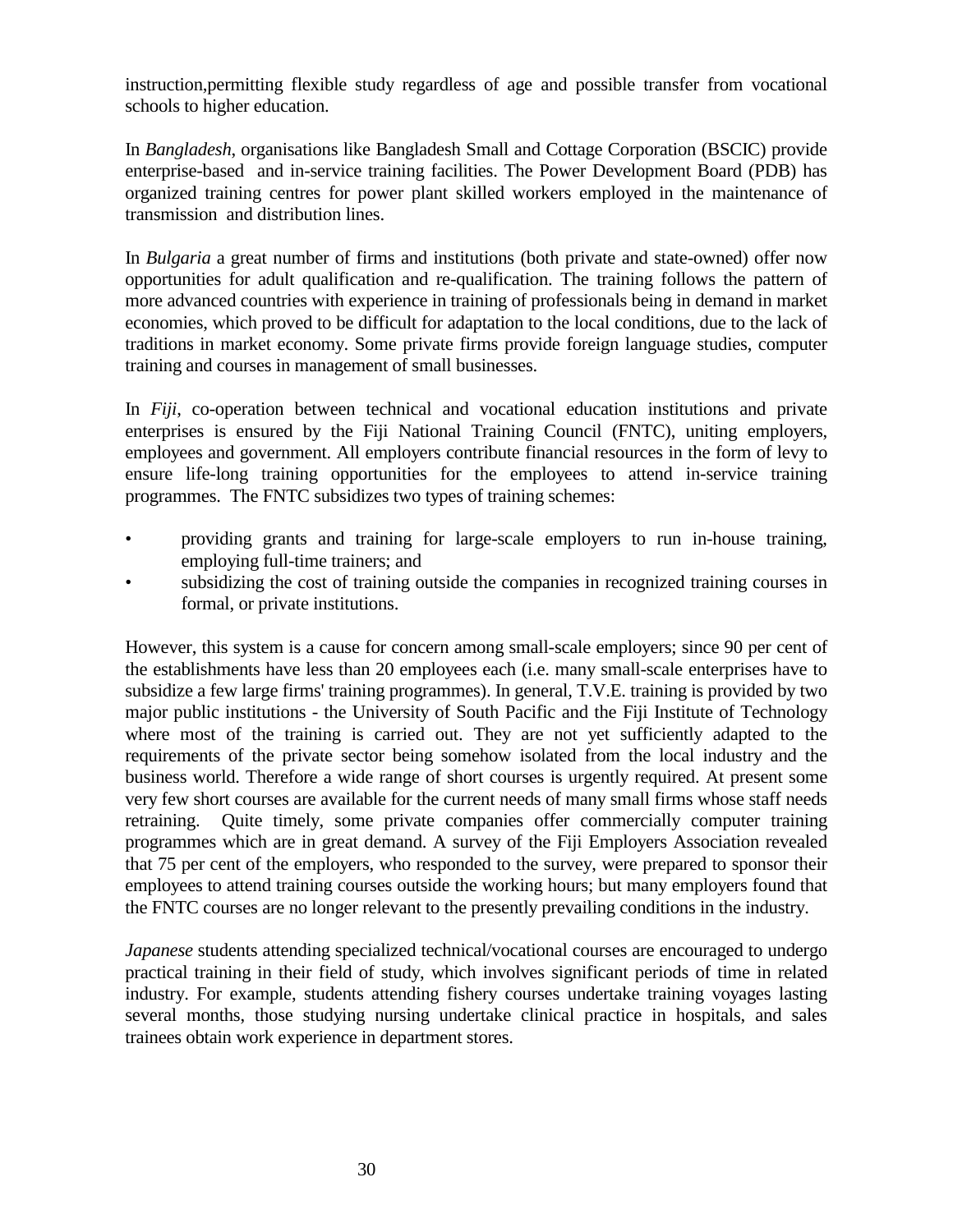instruction,permitting flexible study regardless of age and possible transfer from vocational schools to higher education.

In *Bangladesh*, organisations like Bangladesh Small and Cottage Corporation (BSCIC) provide enterprise-based and in-service training facilities. The Power Development Board (PDB) has organized training centres for power plant skilled workers employed in the maintenance of transmission and distribution lines.

In *Bulgaria* a great number of firms and institutions (both private and state-owned) offer now opportunities for adult qualification and re-qualification. The training follows the pattern of more advanced countries with experience in training of professionals being in demand in market economies, which proved to be difficult for adaptation to the local conditions, due to the lack of traditions in market economy. Some private firms provide foreign language studies, computer training and courses in management of small businesses.

In *Fiji*, co-operation between technical and vocational education institutions and private enterprises is ensured by the Fiji National Training Council (FNTC), uniting employers, employees and government. All employers contribute financial resources in the form of levy to ensure life-long training opportunities for the employees to attend in-service training programmes. The FNTC subsidizes two types of training schemes:

- providing grants and training for large-scale employers to run in-house training, employing full-time trainers; and
- subsidizing the cost of training outside the companies in recognized training courses in formal, or private institutions.

However, this system is a cause for concern among small-scale employers; since 90 per cent of the establishments have less than 20 employees each (i.e. many small-scale enterprises have to subsidize a few large firms' training programmes). In general, T.V.E. training is provided by two major public institutions - the University of South Pacific and the Fiji Institute of Technology where most of the training is carried out. They are not yet sufficiently adapted to the requirements of the private sector being somehow isolated from the local industry and the business world. Therefore a wide range of short courses is urgently required. At present some very few short courses are available for the current needs of many small firms whose staff needs retraining. Quite timely, some private companies offer commercially computer training programmes which are in great demand. A survey of the Fiji Employers Association revealed that 75 per cent of the employers, who responded to the survey, were prepared to sponsor their employees to attend training courses outside the working hours; but many employers found that the FNTC courses are no longer relevant to the presently prevailing conditions in the industry.

*Japanese* students attending specialized technical/vocational courses are encouraged to undergo practical training in their field of study, which involves significant periods of time in related industry. For example, students attending fishery courses undertake training voyages lasting several months, those studying nursing undertake clinical practice in hospitals, and sales trainees obtain work experience in department stores.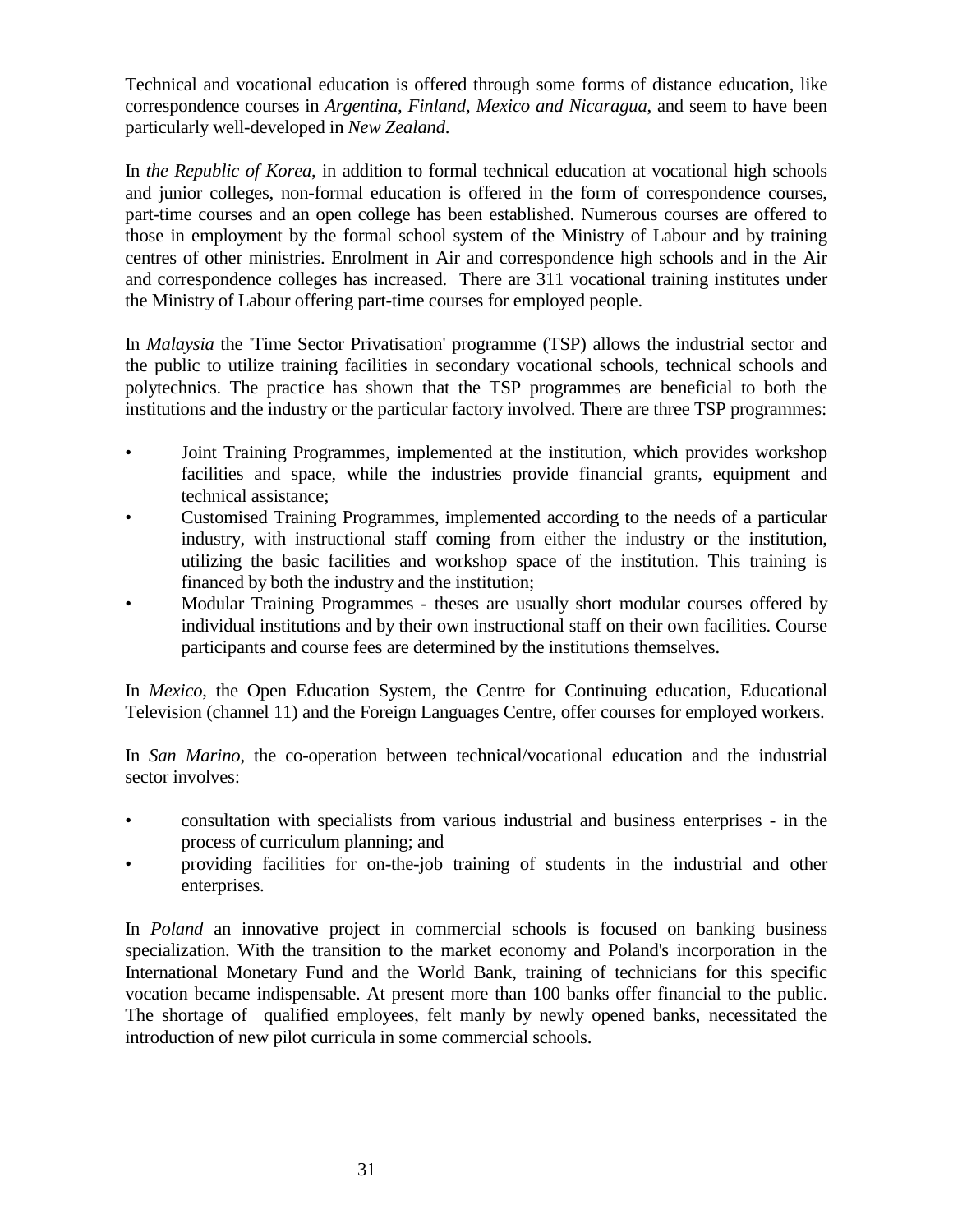Technical and vocational education is offered through some forms of distance education, like correspondence courses in *Argentina, Finland, Mexico and Nicaragua*, and seem to have been particularly well-developed in *New Zealand*.

In *the Republic of Korea*, in addition to formal technical education at vocational high schools and junior colleges, non-formal education is offered in the form of correspondence courses, part-time courses and an open college has been established. Numerous courses are offered to those in employment by the formal school system of the Ministry of Labour and by training centres of other ministries. Enrolment in Air and correspondence high schools and in the Air and correspondence colleges has increased. There are 311 vocational training institutes under the Ministry of Labour offering part-time courses for employed people.

In *Malaysia* the 'Time Sector Privatisation' programme (TSP) allows the industrial sector and the public to utilize training facilities in secondary vocational schools, technical schools and polytechnics. The practice has shown that the TSP programmes are beneficial to both the institutions and the industry or the particular factory involved. There are three TSP programmes:

- Joint Training Programmes, implemented at the institution, which provides workshop facilities and space, while the industries provide financial grants, equipment and technical assistance;
- Customised Training Programmes, implemented according to the needs of a particular industry, with instructional staff coming from either the industry or the institution, utilizing the basic facilities and workshop space of the institution. This training is financed by both the industry and the institution;
- Modular Training Programmes - theses are usually short modular courses offered by individual institutions and by their own instructional staff on their own facilities. Course participants and course fees are determined by the institutions themselves.

In *Mexico*, the Open Education System, the Centre for Continuing education, Educational Television (channel 11) and the Foreign Languages Centre, offer courses for employed workers.

In *San Marino*, the co-operation between technical/vocational education and the industrial sector involves:

- consultation with specialists from various industrial and business enterprises - in the process of curriculum planning; and
- providing facilities for on-the-job training of students in the industrial and other enterprises.

In *Poland* an innovative project in commercial schools is focused on banking business specialization. With the transition to the market economy and Poland's incorporation in the International Monetary Fund and the World Bank, training of technicians for this specific vocation became indispensable. At present more than 100 banks offer financial to the public. The shortage of qualified employees, felt manly by newly opened banks, necessitated the introduction of new pilot curricula in some commercial schools.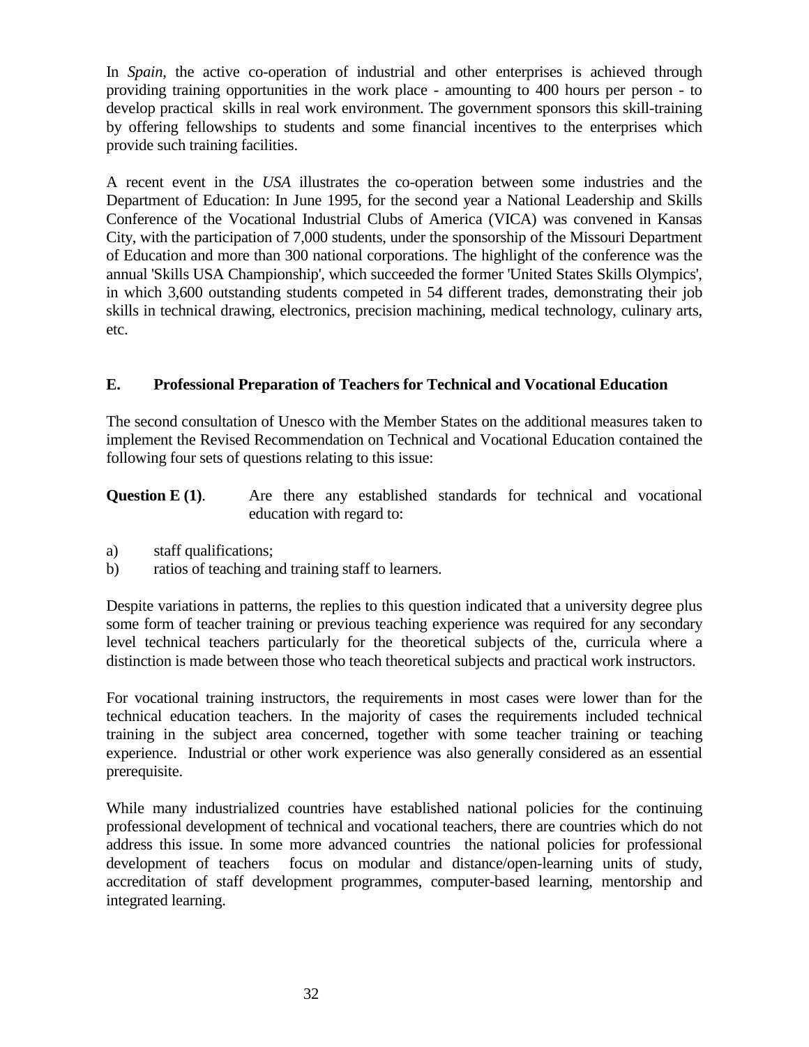In *Spain*, the active co-operation of industrial and other enterprises is achieved through providing training opportunities in the work place - amounting to 400 hours per person - to develop practical skills in real work environment. The government sponsors this skill-training by offering fellowships to students and some financial incentives to the enterprises which provide such training facilities.

A recent event in the *USA* illustrates the co-operation between some industries and the Department of Education: In June 1995, for the second year a National Leadership and Skills Conference of the Vocational Industrial Clubs of America (VICA) was convened in Kansas City, with the participation of 7,000 students, under the sponsorship of the Missouri Department of Education and more than 300 national corporations. The highlight of the conference was the annual 'Skills USA Championship', which succeeded the former 'United States Skills Olympics', in which 3,600 outstanding students competed in 54 different trades, demonstrating their job skills in technical drawing, electronics, precision machining, medical technology, culinary arts, etc.

## E. Professional Preparation of Teachers for Technical and Vocational Education

The second consultation of Unesco with the Member States on the additional measures taken to implement the Revised Recommendation on Technical and Vocational Education contained the following four sets of questions relating to this issue:

**Question E (1)**. Are there any established standards for technical and vocational education with regard to:

a) staff qualifications;
b) ratios of teaching and training staff to learners.

Despite variations in patterns, the replies to this question indicated that a university degree plus some form of teacher training or previous teaching experience was required for any secondary level technical teachers particularly for the theoretical subjects of the, curricula where a distinction is made between those who teach theoretical subjects and practical work instructors.

For vocational training instructors, the requirements in most cases were lower than for the technical education teachers. In the majority of cases the requirements included technical training in the subject area concerned, together with some teacher training or teaching experience. Industrial or other work experience was also generally considered as an essential prerequisite.

While many industrialized countries have established national policies for the continuing professional development of technical and vocational teachers, there are countries which do not address this issue. In some more advanced countries the national policies for professional development of teachers focus on modular and distance/open-learning units of study, accreditation of staff development programmes, computer-based learning, mentorship and integrated learning.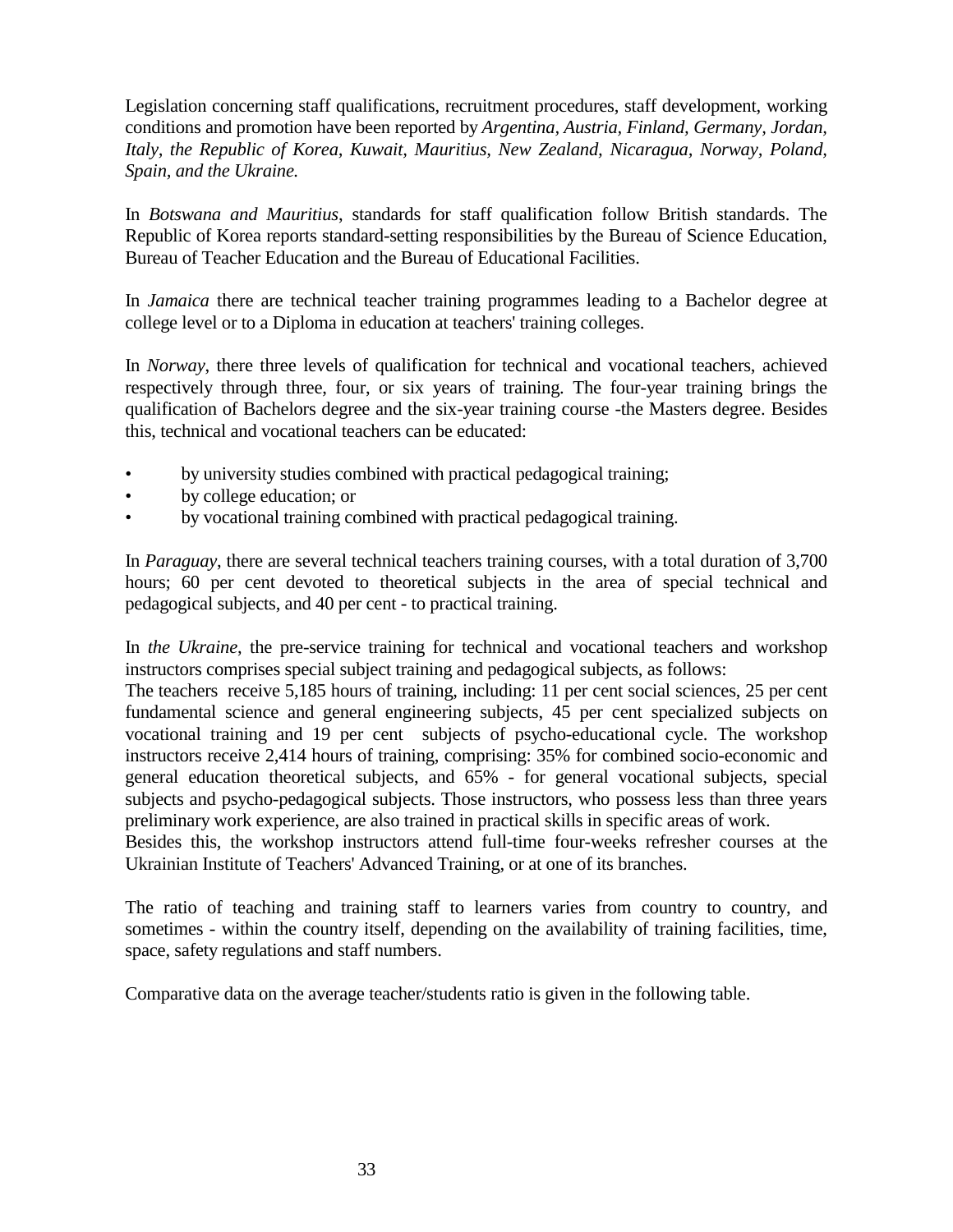Legislation concerning staff qualifications, recruitment procedures, staff development, working conditions and promotion have been reported by *Argentina, Austria, Finland, Germany, Jordan, Italy, the Republic of Korea, Kuwait, Mauritius, New Zealand, Nicaragua, Norway, Poland, Spain, and the Ukraine.*

In *Botswana and Mauritius*, standards for staff qualification follow British standards. The Republic of Korea reports standard-setting responsibilities by the Bureau of Science Education, Bureau of Teacher Education and the Bureau of Educational Facilities.

In *Jamaica* there are technical teacher training programmes leading to a Bachelor degree at college level or to a Diploma in education at teachers' training colleges.

In *Norway*, there three levels of qualification for technical and vocational teachers, achieved respectively through three, four, or six years of training. The four-year training brings the qualification of Bachelors degree and the six-year training course -the Masters degree. Besides this, technical and vocational teachers can be educated:

- by university studies combined with practical pedagogical training;
- by college education; or
- by vocational training combined with practical pedagogical training.

In *Paraguay*, there are several technical teachers training courses, with a total duration of 3,700 hours; 60 per cent devoted to theoretical subjects in the area of special technical and pedagogical subjects, and 40 per cent - to practical training.

In *the Ukraine*, the pre-service training for technical and vocational teachers and workshop instructors comprises special subject training and pedagogical subjects, as follows:
The teachers receive 5,185 hours of training, including: 11 per cent social sciences, 25 per cent fundamental science and general engineering subjects, 45 per cent specialized subjects on vocational training and 19 per cent subjects of psycho-educational cycle. The workshop instructors receive 2,414 hours of training, comprising: 35% for combined socio-economic and general education theoretical subjects, and 65% - for general vocational subjects, special subjects and psycho-pedagogical subjects. Those instructors, who possess less than three years preliminary work experience, are also trained in practical skills in specific areas of work.
Besides this, the workshop instructors attend full-time four-weeks refresher courses at the Ukrainian Institute of Teachers' Advanced Training, or at one of its branches.

The ratio of teaching and training staff to learners varies from country to country, and sometimes - within the country itself, depending on the availability of training facilities, time, space, safety regulations and staff numbers.

Comparative data on the average teacher/students ratio is given in the following table.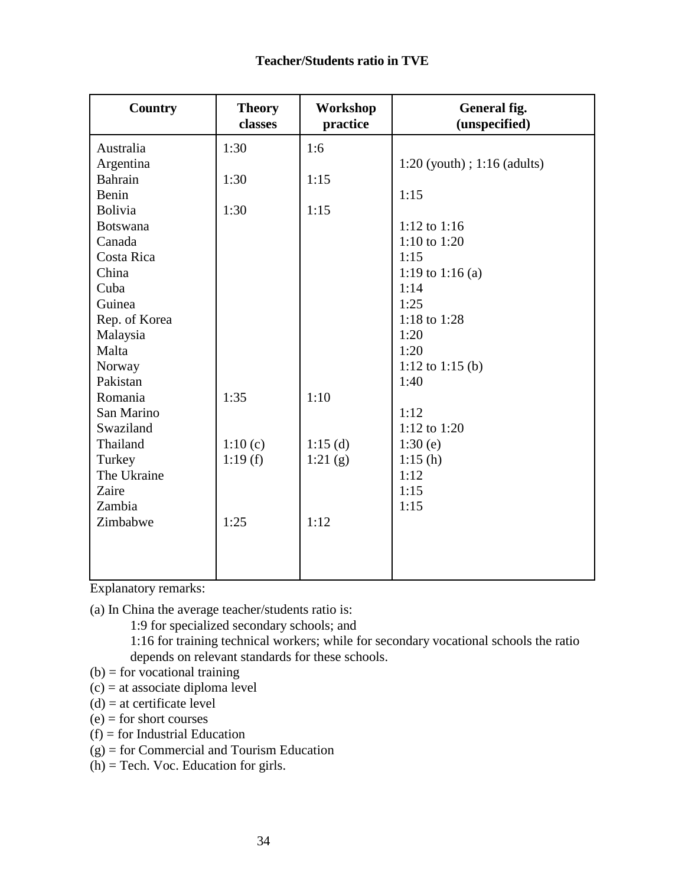**Teacher/Students ratio in TVE**

| Country | Theory classes | Workshop practice | General fig. (unspecified) |
|---|---|---|---|
| Australia | 1:30 | 1:6 | |
| Argentina | | | 1:20 (youth) ; 1:16 (adults) |
| Bahrain | 1:30 | 1:15 | |
| Benin | | | 1:15 |
| Bolivia | 1:30 | 1:15 | |
| Botswana | | | 1:12 to 1:16 |
| Canada | | | 1:10 to 1:20 |
| Costa Rica | | | 1:15 |
| China | | | 1:19 to 1:16 (a) |
| Cuba | | | 1:14 |
| Guinea | | | 1:25 |
| Rep. of Korea | | | 1:18 to 1:28 |
| Malaysia | | | 1:20 |
| Malta | | | 1:20 |
| Norway | | | 1:12 to 1:15 (b) |
| Pakistan | | | 1:40 |
| Romania | 1:35 | 1:10 | |
| San Marino | | | 1:12 |
| Swaziland | | | 1:12 to 1:20 |
| Thailand | 1:10 (c) | 1:15 (d) | 1:30 (e) |
| Turkey | 1:19 (f) | 1:21 (g) | 1:15 (h) |
| The Ukraine | | | 1:12 |
| Zaire | | | 1:15 |
| Zambia | | | 1:15 |
| Zimbabwe | 1:25 | 1:12 | |

Explanatory remarks:

(a) In China the average teacher/students ratio is:

> 1:9 for specialized secondary schools; and
>
> 1:16 for training technical workers; while for secondary vocational schools the ratio depends on relevant standards for these schools.

(b) = for vocational training
(c) = at associate diploma level
(d) = at certificate level
(e) = for short courses
(f) = for Industrial Education
(g) = for Commercial and Tourism Education
(h) = Tech. Voc. Education for girls.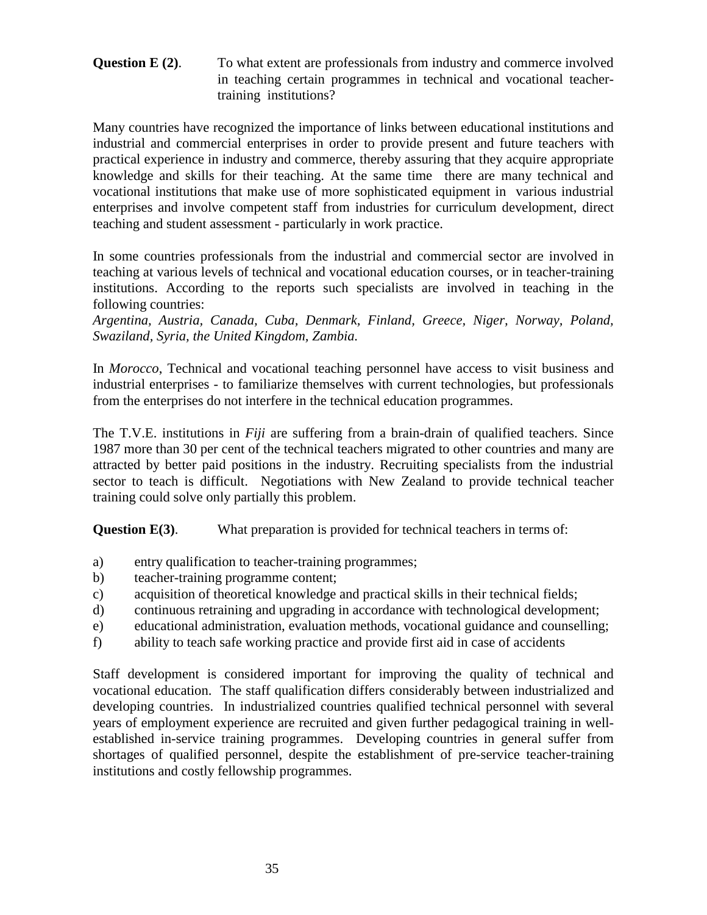**Question E (2)**. To what extent are professionals from industry and commerce involved in teaching certain programmes in technical and vocational teacher-training institutions?

Many countries have recognized the importance of links between educational institutions and industrial and commercial enterprises in order to provide present and future teachers with practical experience in industry and commerce, thereby assuring that they acquire appropriate knowledge and skills for their teaching. At the same time there are many technical and vocational institutions that make use of more sophisticated equipment in various industrial enterprises and involve competent staff from industries for curriculum development, direct teaching and student assessment - particularly in work practice.

In some countries professionals from the industrial and commercial sector are involved in teaching at various levels of technical and vocational education courses, or in teacher-training institutions. According to the reports such specialists are involved in teaching in the following countries:
*Argentina, Austria, Canada, Cuba, Denmark, Finland, Greece, Niger, Norway, Poland, Swaziland, Syria, the United Kingdom, Zambia.*

In *Morocco*, Technical and vocational teaching personnel have access to visit business and industrial enterprises - to familiarize themselves with current technologies, but professionals from the enterprises do not interfere in the technical education programmes.

The T.V.E. institutions in *Fiji* are suffering from a brain-drain of qualified teachers. Since 1987 more than 30 per cent of the technical teachers migrated to other countries and many are attracted by better paid positions in the industry. Recruiting specialists from the industrial sector to teach is difficult. Negotiations with New Zealand to provide technical teacher training could solve only partially this problem.

**Question E(3)**. What preparation is provided for technical teachers in terms of:

a) entry qualification to teacher-training programmes;
b) teacher-training programme content;
c) acquisition of theoretical knowledge and practical skills in their technical fields;
d) continuous retraining and upgrading in accordance with technological development;
e) educational administration, evaluation methods, vocational guidance and counselling;
f) ability to teach safe working practice and provide first aid in case of accidents

Staff development is considered important for improving the quality of technical and vocational education. The staff qualification differs considerably between industrialized and developing countries. In industrialized countries qualified technical personnel with several years of employment experience are recruited and given further pedagogical training in well-established in-service training programmes. Developing countries in general suffer from shortages of qualified personnel, despite the establishment of pre-service teacher-training institutions and costly fellowship programmes.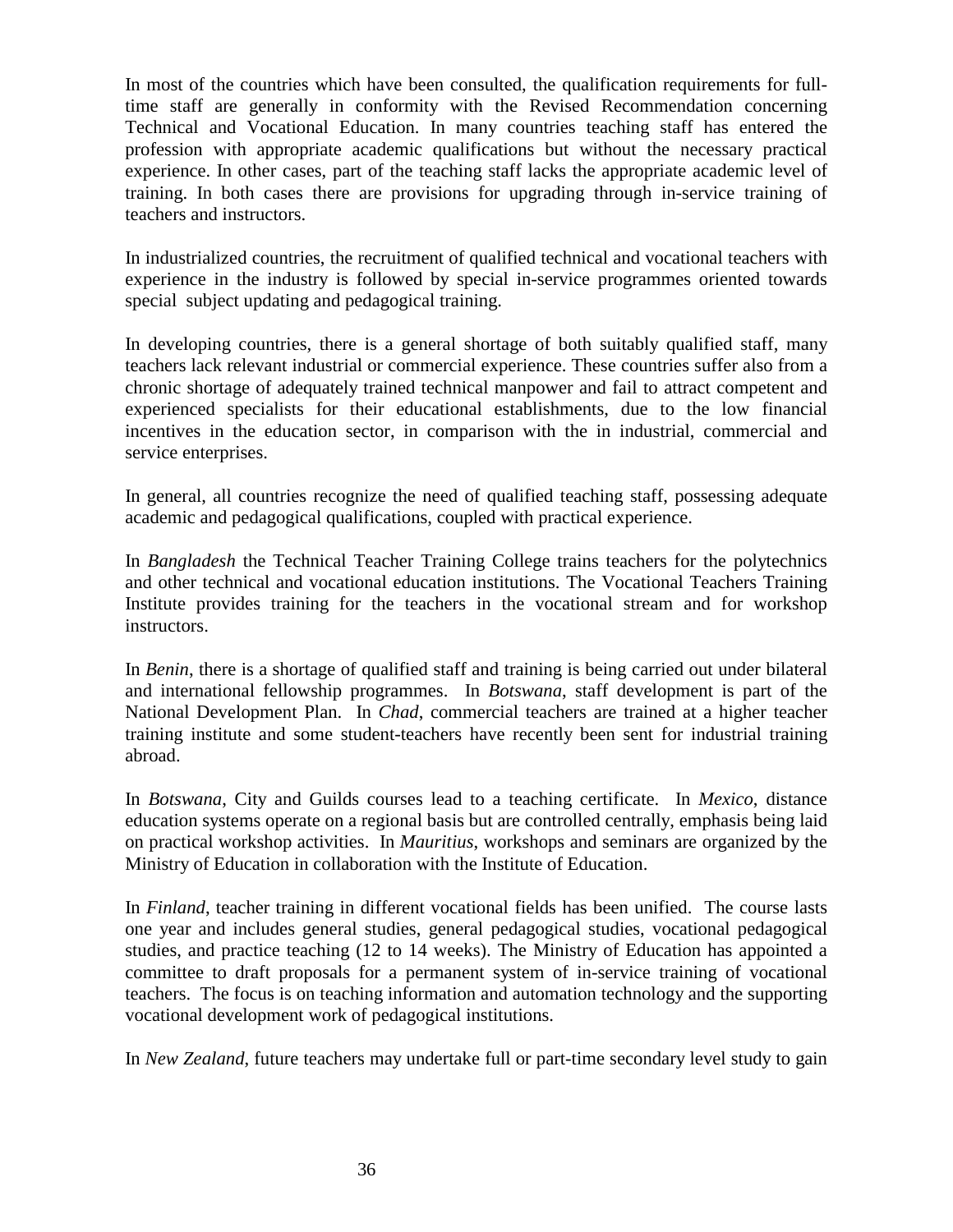In most of the countries which have been consulted, the qualification requirements for full-time staff are generally in conformity with the Revised Recommendation concerning Technical and Vocational Education. In many countries teaching staff has entered the profession with appropriate academic qualifications but without the necessary practical experience. In other cases, part of the teaching staff lacks the appropriate academic level of training. In both cases there are provisions for upgrading through in-service training of teachers and instructors.

In industrialized countries, the recruitment of qualified technical and vocational teachers with experience in the industry is followed by special in-service programmes oriented towards special subject updating and pedagogical training.

In developing countries, there is a general shortage of both suitably qualified staff, many teachers lack relevant industrial or commercial experience. These countries suffer also from a chronic shortage of adequately trained technical manpower and fail to attract competent and experienced specialists for their educational establishments, due to the low financial incentives in the education sector, in comparison with the in industrial, commercial and service enterprises.

In general, all countries recognize the need of qualified teaching staff, possessing adequate academic and pedagogical qualifications, coupled with practical experience.

In *Bangladesh* the Technical Teacher Training College trains teachers for the polytechnics and other technical and vocational education institutions. The Vocational Teachers Training Institute provides training for the teachers in the vocational stream and for workshop instructors.

In *Benin*, there is a shortage of qualified staff and training is being carried out under bilateral and international fellowship programmes. In *Botswana*, staff development is part of the National Development Plan. In *Chad*, commercial teachers are trained at a higher teacher training institute and some student-teachers have recently been sent for industrial training abroad.

In *Botswana*, City and Guilds courses lead to a teaching certificate. In *Mexico*, distance education systems operate on a regional basis but are controlled centrally, emphasis being laid on practical workshop activities. In *Mauritius*, workshops and seminars are organized by the Ministry of Education in collaboration with the Institute of Education.

In *Finland*, teacher training in different vocational fields has been unified. The course lasts one year and includes general studies, general pedagogical studies, vocational pedagogical studies, and practice teaching (12 to 14 weeks). The Ministry of Education has appointed a committee to draft proposals for a permanent system of in-service training of vocational teachers. The focus is on teaching information and automation technology and the supporting vocational development work of pedagogical institutions.

In *New Zealand*, future teachers may undertake full or part-time secondary level study to gain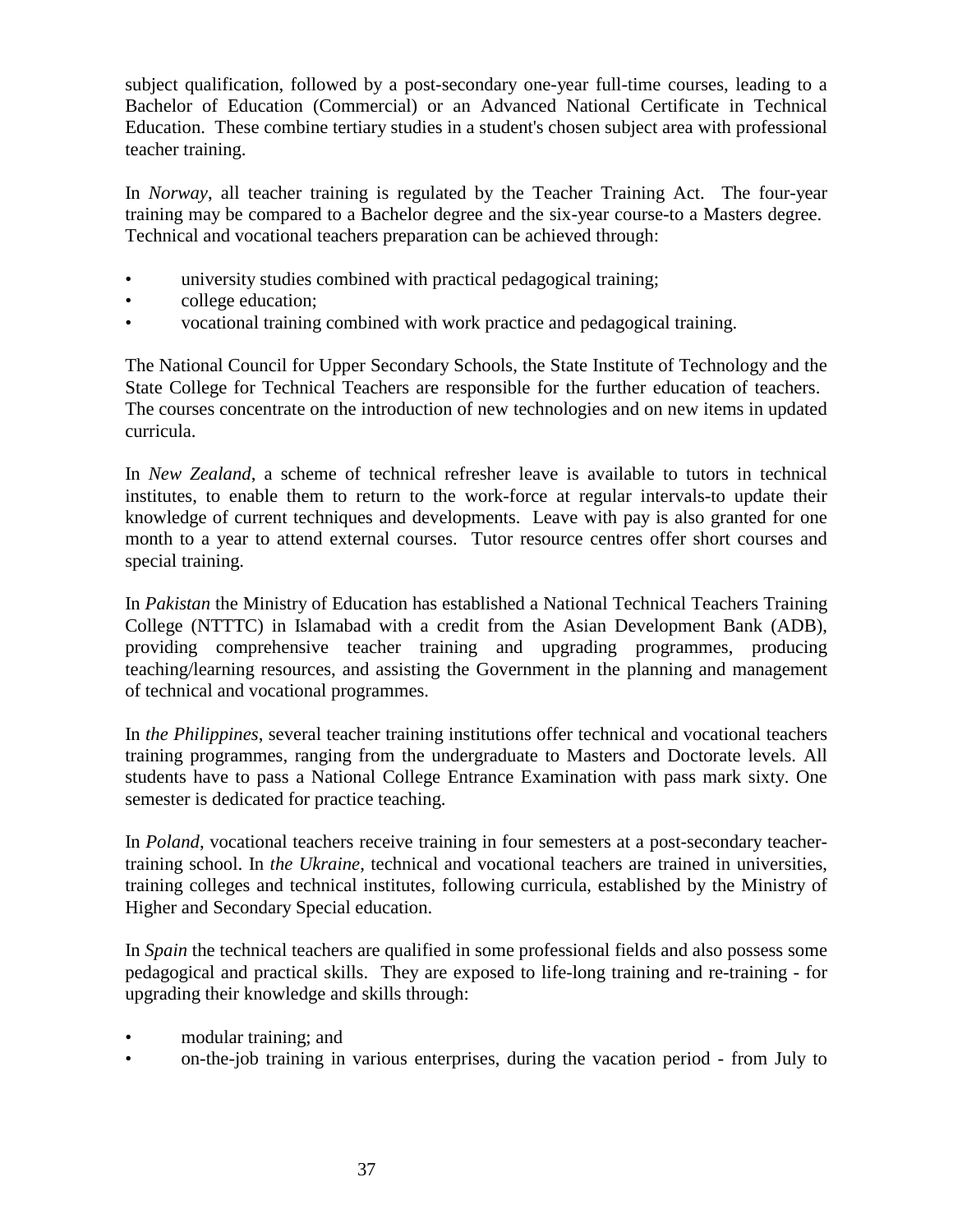subject qualification, followed by a post-secondary one-year full-time courses, leading to a Bachelor of Education (Commercial) or an Advanced National Certificate in Technical Education. These combine tertiary studies in a student's chosen subject area with professional teacher training.

In *Norway*, all teacher training is regulated by the Teacher Training Act. The four-year training may be compared to a Bachelor degree and the six-year course-to a Masters degree. Technical and vocational teachers preparation can be achieved through:

- university studies combined with practical pedagogical training;
- college education;
- vocational training combined with work practice and pedagogical training.

The National Council for Upper Secondary Schools, the State Institute of Technology and the State College for Technical Teachers are responsible for the further education of teachers. The courses concentrate on the introduction of new technologies and on new items in updated curricula.

In *New Zealand*, a scheme of technical refresher leave is available to tutors in technical institutes, to enable them to return to the work-force at regular intervals-to update their knowledge of current techniques and developments. Leave with pay is also granted for one month to a year to attend external courses. Tutor resource centres offer short courses and special training.

In *Pakistan* the Ministry of Education has established a National Technical Teachers Training College (NTTTC) in Islamabad with a credit from the Asian Development Bank (ADB), providing comprehensive teacher training and upgrading programmes, producing teaching/learning resources, and assisting the Government in the planning and management of technical and vocational programmes.

In *the Philippines*, several teacher training institutions offer technical and vocational teachers training programmes, ranging from the undergraduate to Masters and Doctorate levels. All students have to pass a National College Entrance Examination with pass mark sixty. One semester is dedicated for practice teaching.

In *Poland*, vocational teachers receive training in four semesters at a post-secondary teacher-training school. In *the Ukraine*, technical and vocational teachers are trained in universities, training colleges and technical institutes, following curricula, established by the Ministry of Higher and Secondary Special education.

In *Spain* the technical teachers are qualified in some professional fields and also possess some pedagogical and practical skills. They are exposed to life-long training and re-training - for upgrading their knowledge and skills through:

- modular training; and
- on-the-job training in various enterprises, during the vacation period - from July to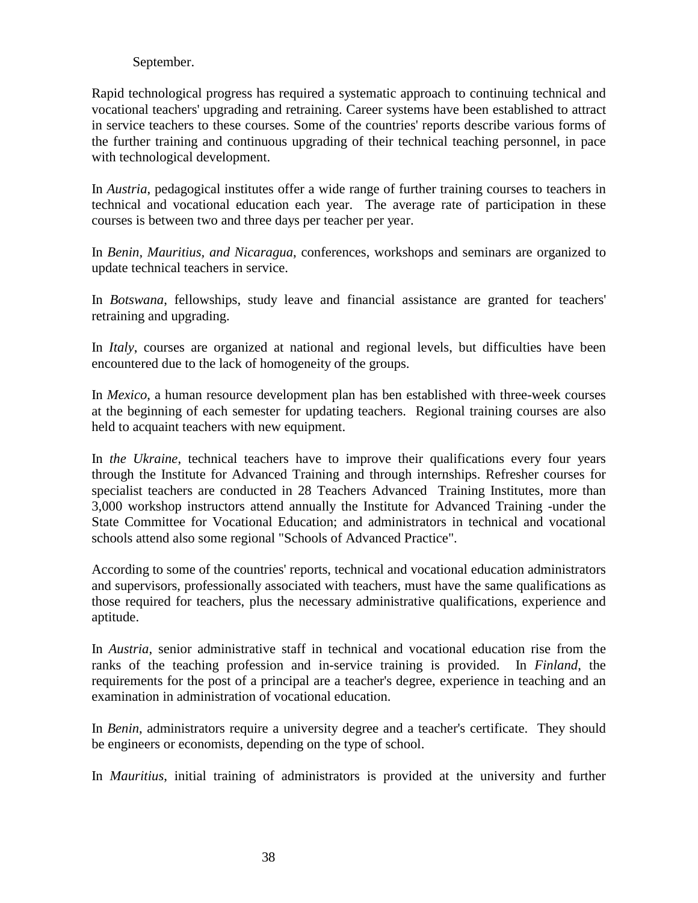September.

Rapid technological progress has required a systematic approach to continuing technical and vocational teachers' upgrading and retraining. Career systems have been established to attract in service teachers to these courses. Some of the countries' reports describe various forms of the further training and continuous upgrading of their technical teaching personnel, in pace with technological development.

In *Austria*, pedagogical institutes offer a wide range of further training courses to teachers in technical and vocational education each year. The average rate of participation in these courses is between two and three days per teacher per year.

In *Benin, Mauritius, and Nicaragua*, conferences, workshops and seminars are organized to update technical teachers in service.

In *Botswana*, fellowships, study leave and financial assistance are granted for teachers' retraining and upgrading.

In *Italy*, courses are organized at national and regional levels, but difficulties have been encountered due to the lack of homogeneity of the groups.

In *Mexico*, a human resource development plan has ben established with three-week courses at the beginning of each semester for updating teachers. Regional training courses are also held to acquaint teachers with new equipment.

In *the Ukraine*, technical teachers have to improve their qualifications every four years through the Institute for Advanced Training and through internships. Refresher courses for specialist teachers are conducted in 28 Teachers Advanced Training Institutes, more than 3,000 workshop instructors attend annually the Institute for Advanced Training -under the State Committee for Vocational Education; and administrators in technical and vocational schools attend also some regional "Schools of Advanced Practice".

According to some of the countries' reports, technical and vocational education administrators and supervisors, professionally associated with teachers, must have the same qualifications as those required for teachers, plus the necessary administrative qualifications, experience and aptitude.

In *Austria*, senior administrative staff in technical and vocational education rise from the ranks of the teaching profession and in-service training is provided. In *Finland*, the requirements for the post of a principal are a teacher's degree, experience in teaching and an examination in administration of vocational education.

In *Benin*, administrators require a university degree and a teacher's certificate. They should be engineers or economists, depending on the type of school.

In *Mauritius*, initial training of administrators is provided at the university and further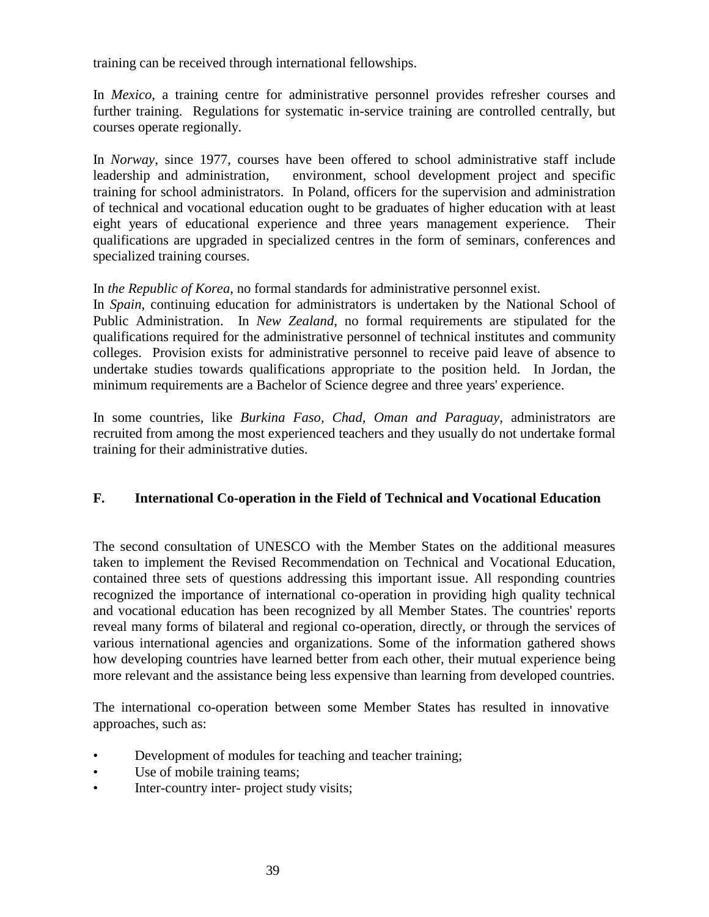training can be received through international fellowships.

In *Mexico*, a training centre for administrative personnel provides refresher courses and further training. Regulations for systematic in-service training are controlled centrally, but courses operate regionally.

In *Norway*, since 1977, courses have been offered to school administrative staff include leadership and administration, environment, school development project and specific training for school administrators. In Poland, officers for the supervision and administration of technical and vocational education ought to be graduates of higher education with at least eight years of educational experience and three years management experience. Their qualifications are upgraded in specialized centres in the form of seminars, conferences and specialized training courses.

In *the Republic of Korea*, no formal standards for administrative personnel exist.
In *Spain*, continuing education for administrators is undertaken by the National School of Public Administration. In *New Zealand*, no formal requirements are stipulated for the qualifications required for the administrative personnel of technical institutes and community colleges. Provision exists for administrative personnel to receive paid leave of absence to undertake studies towards qualifications appropriate to the position held. In Jordan, the minimum requirements are a Bachelor of Science degree and three years' experience.

In some countries, like *Burkina Faso, Chad, Oman and Paraguay*, administrators are recruited from among the most experienced teachers and they usually do not undertake formal training for their administrative duties.

## F. International Co-operation in the Field of Technical and Vocational Education

The second consultation of UNESCO with the Member States on the additional measures taken to implement the Revised Recommendation on Technical and Vocational Education, contained three sets of questions addressing this important issue. All responding countries recognized the importance of international co-operation in providing high quality technical and vocational education has been recognized by all Member States. The countries' reports reveal many forms of bilateral and regional co-operation, directly, or through the services of various international agencies and organizations. Some of the information gathered shows how developing countries have learned better from each other, their mutual experience being more relevant and the assistance being less expensive than learning from developed countries.

The international co-operation between some Member States has resulted in innovative approaches, such as:

- Development of modules for teaching and teacher training;
- Use of mobile training teams;
- Inter-country inter- project study visits;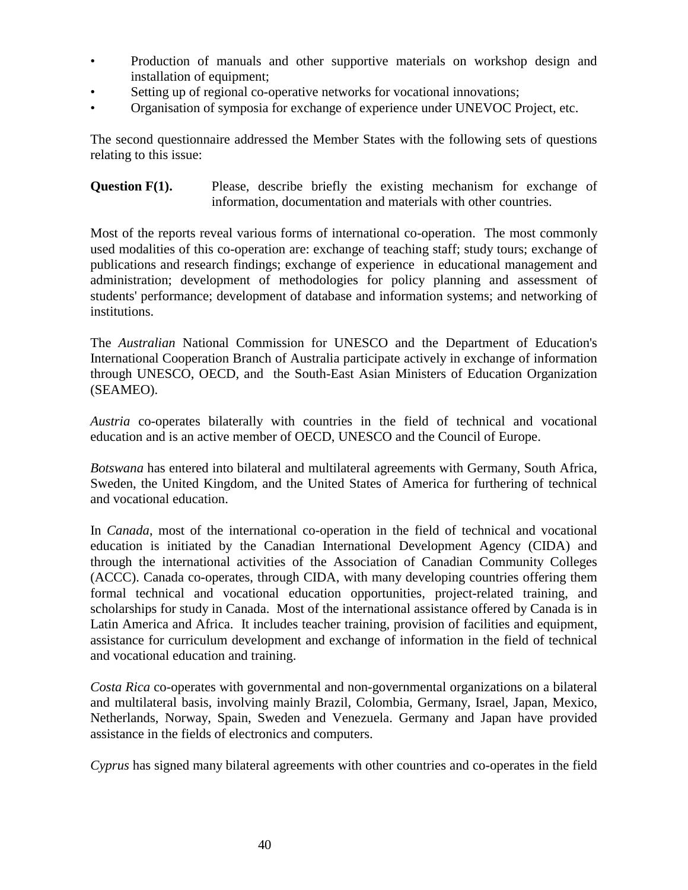- Production of manuals and other supportive materials on workshop design and installation of equipment;
- Setting up of regional co-operative networks for vocational innovations;
- Organisation of symposia for exchange of experience under UNEVOC Project, etc.

The second questionnaire addressed the Member States with the following sets of questions relating to this issue:

**Question F(1).** Please, describe briefly the existing mechanism for exchange of information, documentation and materials with other countries.

Most of the reports reveal various forms of international co-operation. The most commonly used modalities of this co-operation are: exchange of teaching staff; study tours; exchange of publications and research findings; exchange of experience in educational management and administration; development of methodologies for policy planning and assessment of students' performance; development of database and information systems; and networking of institutions.

The *Australian* National Commission for UNESCO and the Department of Education's International Cooperation Branch of Australia participate actively in exchange of information through UNESCO, OECD, and the South-East Asian Ministers of Education Organization (SEAMEO).

*Austria* co-operates bilaterally with countries in the field of technical and vocational education and is an active member of OECD, UNESCO and the Council of Europe.

*Botswana* has entered into bilateral and multilateral agreements with Germany, South Africa, Sweden, the United Kingdom, and the United States of America for furthering of technical and vocational education.

In *Canada*, most of the international co-operation in the field of technical and vocational education is initiated by the Canadian International Development Agency (CIDA) and through the international activities of the Association of Canadian Community Colleges (ACCC). Canada co-operates, through CIDA, with many developing countries offering them formal technical and vocational education opportunities, project-related training, and scholarships for study in Canada. Most of the international assistance offered by Canada is in Latin America and Africa. It includes teacher training, provision of facilities and equipment, assistance for curriculum development and exchange of information in the field of technical and vocational education and training.

*Costa Rica* co-operates with governmental and non-governmental organizations on a bilateral and multilateral basis, involving mainly Brazil, Colombia, Germany, Israel, Japan, Mexico, Netherlands, Norway, Spain, Sweden and Venezuela. Germany and Japan have provided assistance in the fields of electronics and computers.

*Cyprus* has signed many bilateral agreements with other countries and co-operates in the field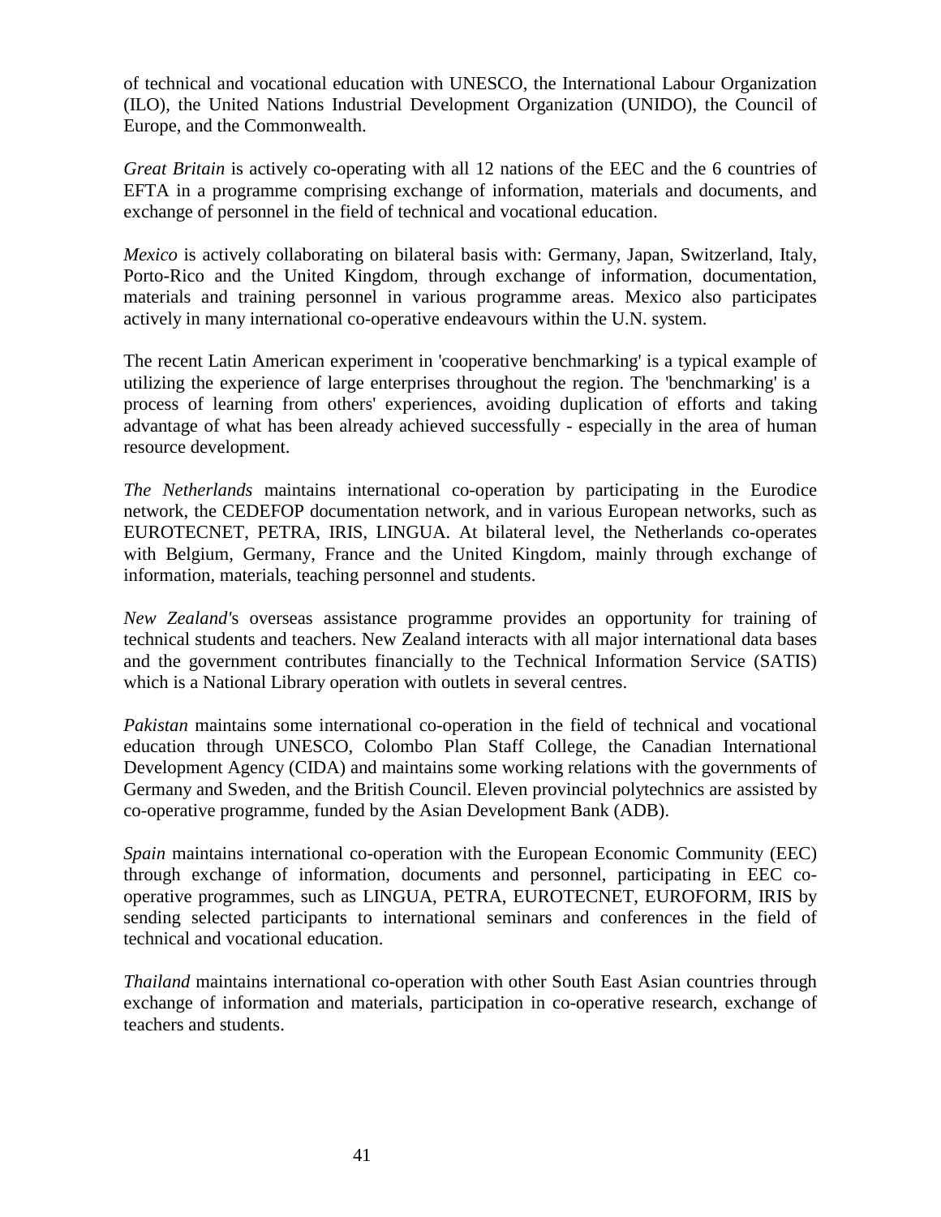of technical and vocational education with UNESCO, the International Labour Organization (ILO), the United Nations Industrial Development Organization (UNIDO), the Council of Europe, and the Commonwealth.

*Great Britain* is actively co-operating with all 12 nations of the EEC and the 6 countries of EFTA in a programme comprising exchange of information, materials and documents, and exchange of personnel in the field of technical and vocational education.

*Mexico* is actively collaborating on bilateral basis with: Germany, Japan, Switzerland, Italy, Porto-Rico and the United Kingdom, through exchange of information, documentation, materials and training personnel in various programme areas. Mexico also participates actively in many international co-operative endeavours within the U.N. system.

The recent Latin American experiment in 'cooperative benchmarking' is a typical example of utilizing the experience of large enterprises throughout the region. The 'benchmarking' is a process of learning from others' experiences, avoiding duplication of efforts and taking advantage of what has been already achieved successfully - especially in the area of human resource development.

*The Netherlands* maintains international co-operation by participating in the Eurodice network, the CEDEFOP documentation network, and in various European networks, such as EUROTECNET, PETRA, IRIS, LINGUA. At bilateral level, the Netherlands co-operates with Belgium, Germany, France and the United Kingdom, mainly through exchange of information, materials, teaching personnel and students.

*New Zealand's* overseas assistance programme provides an opportunity for training of technical students and teachers. New Zealand interacts with all major international data bases and the government contributes financially to the Technical Information Service (SATIS) which is a National Library operation with outlets in several centres.

*Pakistan* maintains some international co-operation in the field of technical and vocational education through UNESCO, Colombo Plan Staff College, the Canadian International Development Agency (CIDA) and maintains some working relations with the governments of Germany and Sweden, and the British Council. Eleven provincial polytechnics are assisted by co-operative programme, funded by the Asian Development Bank (ADB).

*Spain* maintains international co-operation with the European Economic Community (EEC) through exchange of information, documents and personnel, participating in EEC co-operative programmes, such as LINGUA, PETRA, EUROTECNET, EUROFORM, IRIS by sending selected participants to international seminars and conferences in the field of technical and vocational education.

*Thailand* maintains international co-operation with other South East Asian countries through exchange of information and materials, participation in co-operative research, exchange of teachers and students.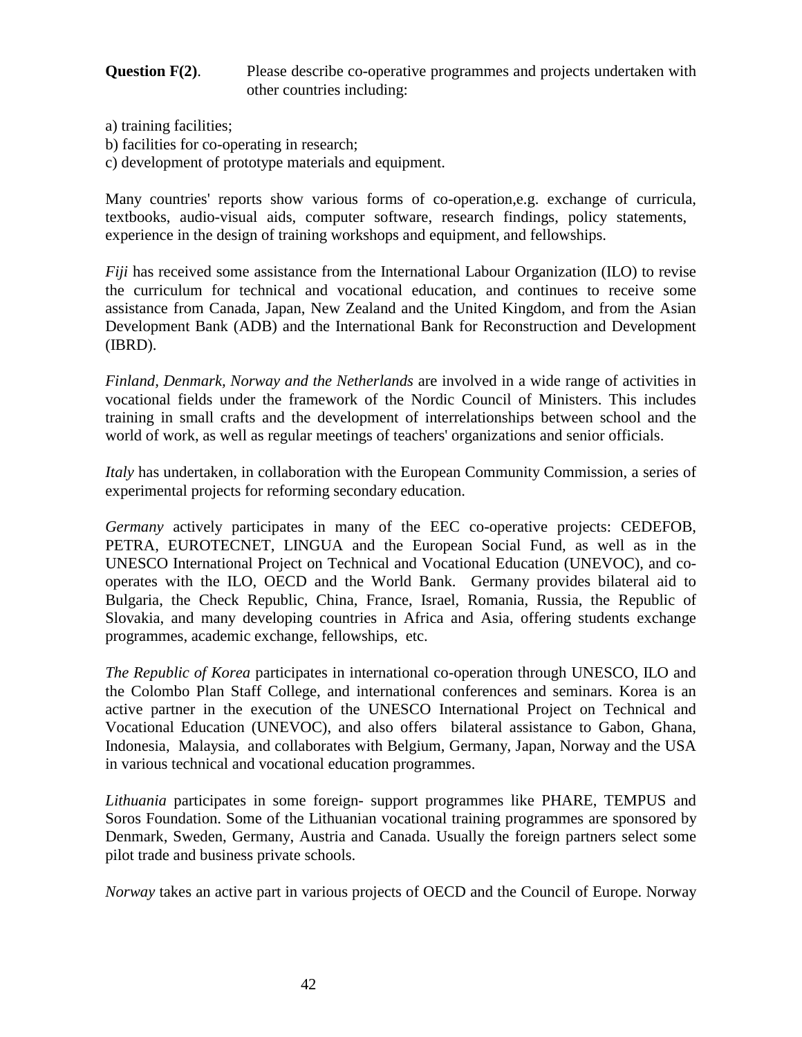**Question F(2)**. Please describe co-operative programmes and projects undertaken with other countries including:

a) training facilities;
b) facilities for co-operating in research;
c) development of prototype materials and equipment.

Many countries' reports show various forms of co-operation,e.g. exchange of curricula, textbooks, audio-visual aids, computer software, research findings, policy statements, experience in the design of training workshops and equipment, and fellowships.

*Fiji* has received some assistance from the International Labour Organization (ILO) to revise the curriculum for technical and vocational education, and continues to receive some assistance from Canada, Japan, New Zealand and the United Kingdom, and from the Asian Development Bank (ADB) and the International Bank for Reconstruction and Development (IBRD).

*Finland, Denmark, Norway and the Netherlands* are involved in a wide range of activities in vocational fields under the framework of the Nordic Council of Ministers. This includes training in small crafts and the development of interrelationships between school and the world of work, as well as regular meetings of teachers' organizations and senior officials.

*Italy* has undertaken, in collaboration with the European Community Commission, a series of experimental projects for reforming secondary education.

*Germany* actively participates in many of the EEC co-operative projects: CEDEFOB, PETRA, EUROTECNET, LINGUA and the European Social Fund, as well as in the UNESCO International Project on Technical and Vocational Education (UNEVOC), and co-operates with the ILO, OECD and the World Bank. Germany provides bilateral aid to Bulgaria, the Check Republic, China, France, Israel, Romania, Russia, the Republic of Slovakia, and many developing countries in Africa and Asia, offering students exchange programmes, academic exchange, fellowships, etc.

*The Republic of Korea* participates in international co-operation through UNESCO, ILO and the Colombo Plan Staff College, and international conferences and seminars. Korea is an active partner in the execution of the UNESCO International Project on Technical and Vocational Education (UNEVOC), and also offers bilateral assistance to Gabon, Ghana, Indonesia, Malaysia, and collaborates with Belgium, Germany, Japan, Norway and the USA in various technical and vocational education programmes.

*Lithuania* participates in some foreign- support programmes like PHARE, TEMPUS and Soros Foundation. Some of the Lithuanian vocational training programmes are sponsored by Denmark, Sweden, Germany, Austria and Canada. Usually the foreign partners select some pilot trade and business private schools.

*Norway* takes an active part in various projects of OECD and the Council of Europe. Norway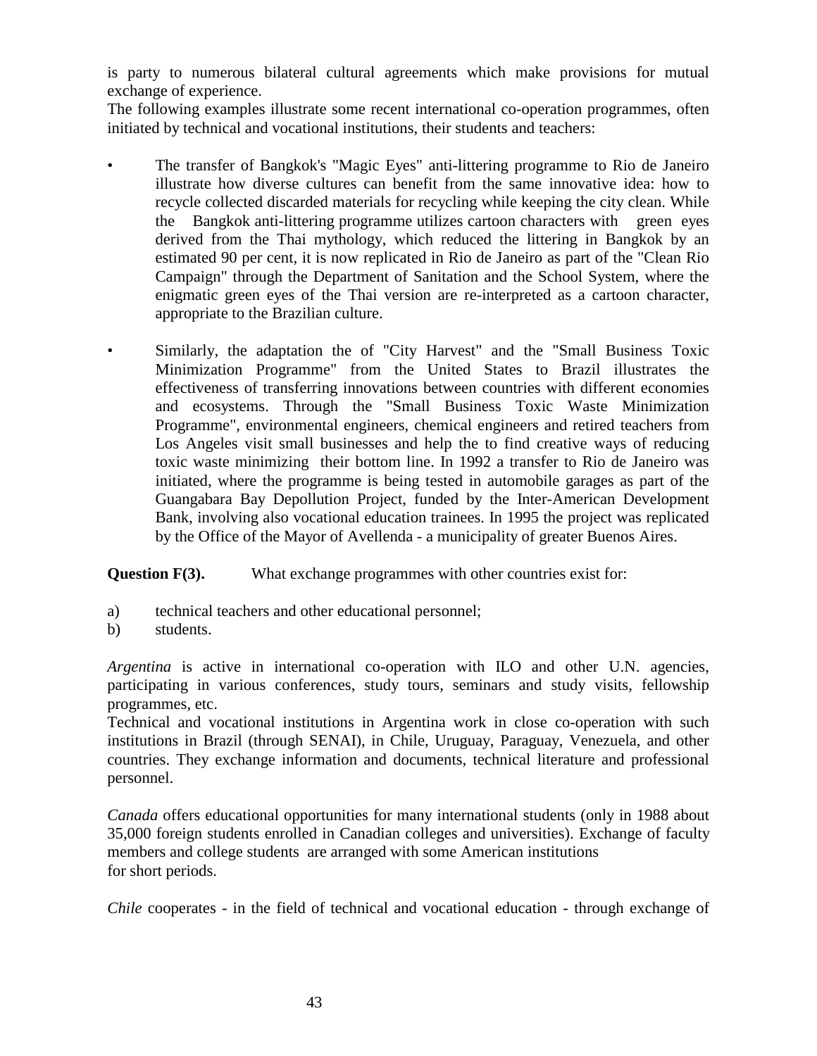is party to numerous bilateral cultural agreements which make provisions for mutual exchange of experience.

The following examples illustrate some recent international co-operation programmes, often initiated by technical and vocational institutions, their students and teachers:

- The transfer of Bangkok's "Magic Eyes" anti-littering programme to Rio de Janeiro illustrate how diverse cultures can benefit from the same innovative idea: how to recycle collected discarded materials for recycling while keeping the city clean. While the Bangkok anti-littering programme utilizes cartoon characters with green eyes derived from the Thai mythology, which reduced the littering in Bangkok by an estimated 90 per cent, it is now replicated in Rio de Janeiro as part of the "Clean Rio Campaign" through the Department of Sanitation and the School System, where the enigmatic green eyes of the Thai version are re-interpreted as a cartoon character, appropriate to the Brazilian culture.

- Similarly, the adaptation the of "City Harvest" and the "Small Business Toxic Minimization Programme" from the United States to Brazil illustrates the effectiveness of transferring innovations between countries with different economies and ecosystems. Through the "Small Business Toxic Waste Minimization Programme", environmental engineers, chemical engineers and retired teachers from Los Angeles visit small businesses and help the to find creative ways of reducing toxic waste minimizing their bottom line. In 1992 a transfer to Rio de Janeiro was initiated, where the programme is being tested in automobile garages as part of the Guangabara Bay Depollution Project, funded by the Inter-American Development Bank, involving also vocational education trainees. In 1995 the project was replicated by the Office of the Mayor of Avellenda - a municipality of greater Buenos Aires.

**Question F(3).** What exchange programmes with other countries exist for:

a) technical teachers and other educational personnel;
b) students.

*Argentina* is active in international co-operation with ILO and other U.N. agencies, participating in various conferences, study tours, seminars and study visits, fellowship programmes, etc.

Technical and vocational institutions in Argentina work in close co-operation with such institutions in Brazil (through SENAI), in Chile, Uruguay, Paraguay, Venezuela, and other countries. They exchange information and documents, technical literature and professional personnel.

*Canada* offers educational opportunities for many international students (only in 1988 about 35,000 foreign students enrolled in Canadian colleges and universities). Exchange of faculty members and college students are arranged with some American institutions for short periods.

*Chile* cooperates - in the field of technical and vocational education - through exchange of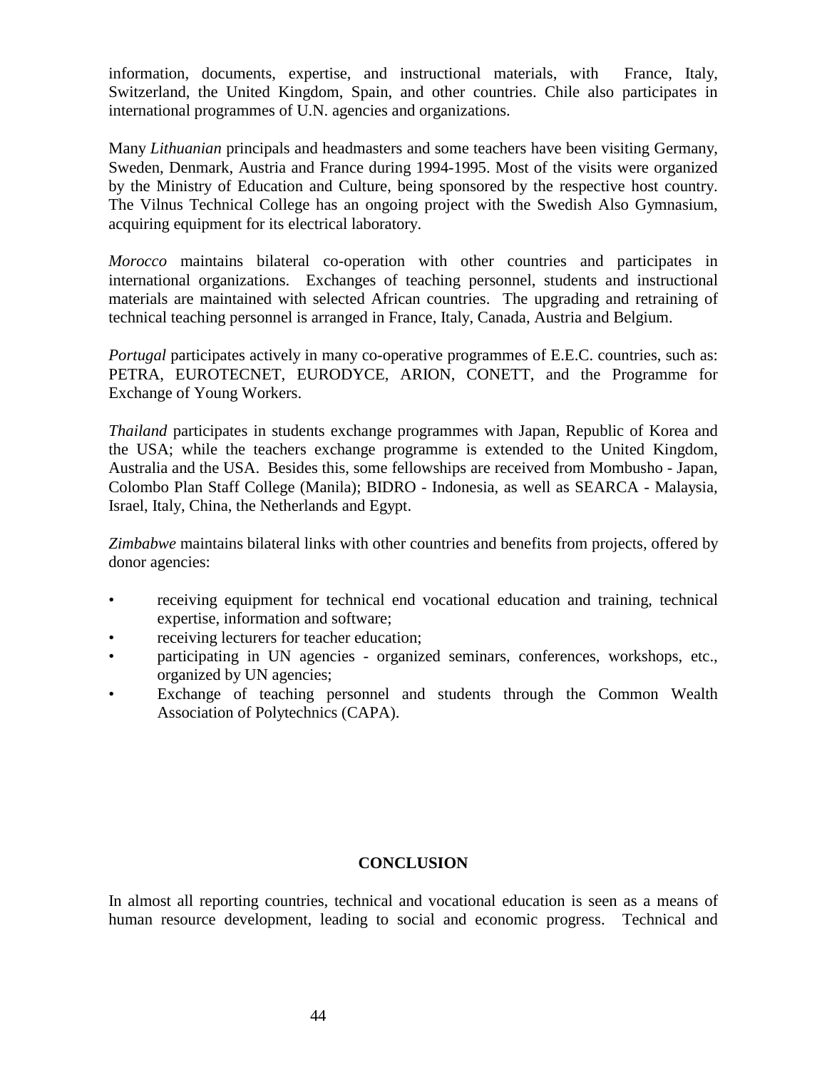information, documents, expertise, and instructional materials, with France, Italy, Switzerland, the United Kingdom, Spain, and other countries. Chile also participates in international programmes of U.N. agencies and organizations.

Many *Lithuanian* principals and headmasters and some teachers have been visiting Germany, Sweden, Denmark, Austria and France during 1994-1995. Most of the visits were organized by the Ministry of Education and Culture, being sponsored by the respective host country. The Vilnus Technical College has an ongoing project with the Swedish Also Gymnasium, acquiring equipment for its electrical laboratory.

*Morocco* maintains bilateral co-operation with other countries and participates in international organizations. Exchanges of teaching personnel, students and instructional materials are maintained with selected African countries. The upgrading and retraining of technical teaching personnel is arranged in France, Italy, Canada, Austria and Belgium.

*Portugal* participates actively in many co-operative programmes of E.E.C. countries, such as: PETRA, EUROTECNET, EURODYCE, ARION, CONETT, and the Programme for Exchange of Young Workers.

*Thailand* participates in students exchange programmes with Japan, Republic of Korea and the USA; while the teachers exchange programme is extended to the United Kingdom, Australia and the USA. Besides this, some fellowships are received from Mombusho - Japan, Colombo Plan Staff College (Manila); BIDRO - Indonesia, as well as SEARCA - Malaysia, Israel, Italy, China, the Netherlands and Egypt.

*Zimbabwe* maintains bilateral links with other countries and benefits from projects, offered by donor agencies:

- receiving equipment for technical end vocational education and training, technical expertise, information and software;
- receiving lecturers for teacher education;
- participating in UN agencies - organized seminars, conferences, workshops, etc., organized by UN agencies;
- Exchange of teaching personnel and students through the Common Wealth Association of Polytechnics (CAPA).

## CONCLUSION

In almost all reporting countries, technical and vocational education is seen as a means of human resource development, leading to social and economic progress. Technical and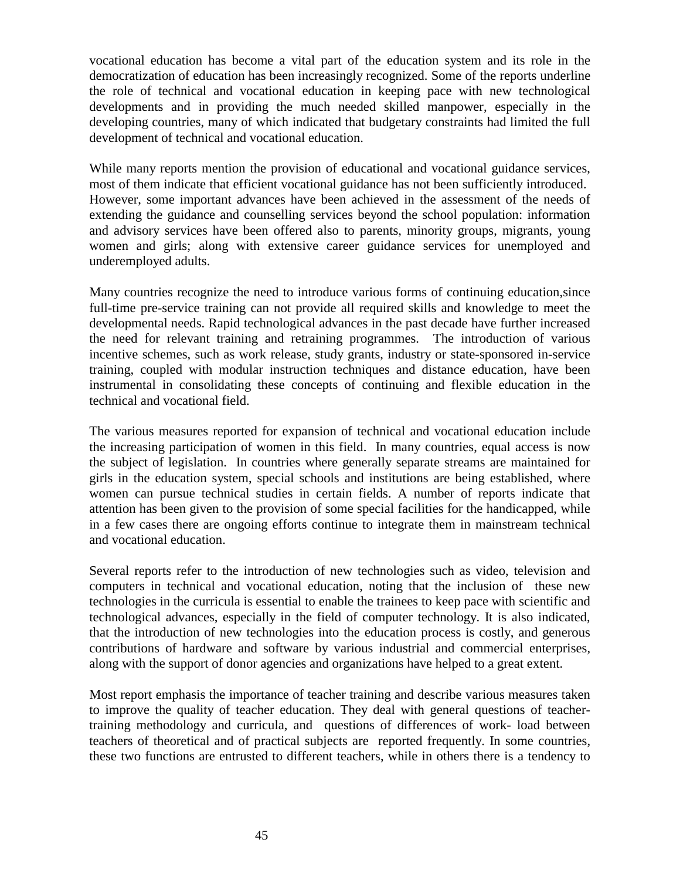vocational education has become a vital part of the education system and its role in the democratization of education has been increasingly recognized. Some of the reports underline the role of technical and vocational education in keeping pace with new technological developments and in providing the much needed skilled manpower, especially in the developing countries, many of which indicated that budgetary constraints had limited the full development of technical and vocational education.

While many reports mention the provision of educational and vocational guidance services, most of them indicate that efficient vocational guidance has not been sufficiently introduced. However, some important advances have been achieved in the assessment of the needs of extending the guidance and counselling services beyond the school population: information and advisory services have been offered also to parents, minority groups, migrants, young women and girls; along with extensive career guidance services for unemployed and underemployed adults.

Many countries recognize the need to introduce various forms of continuing education,since full-time pre-service training can not provide all required skills and knowledge to meet the developmental needs. Rapid technological advances in the past decade have further increased the need for relevant training and retraining programmes. The introduction of various incentive schemes, such as work release, study grants, industry or state-sponsored in-service training, coupled with modular instruction techniques and distance education, have been instrumental in consolidating these concepts of continuing and flexible education in the technical and vocational field.

The various measures reported for expansion of technical and vocational education include the increasing participation of women in this field. In many countries, equal access is now the subject of legislation. In countries where generally separate streams are maintained for girls in the education system, special schools and institutions are being established, where women can pursue technical studies in certain fields. A number of reports indicate that attention has been given to the provision of some special facilities for the handicapped, while in a few cases there are ongoing efforts continue to integrate them in mainstream technical and vocational education.

Several reports refer to the introduction of new technologies such as video, television and computers in technical and vocational education, noting that the inclusion of these new technologies in the curricula is essential to enable the trainees to keep pace with scientific and technological advances, especially in the field of computer technology. It is also indicated, that the introduction of new technologies into the education process is costly, and generous contributions of hardware and software by various industrial and commercial enterprises, along with the support of donor agencies and organizations have helped to a great extent.

Most report emphasis the importance of teacher training and describe various measures taken to improve the quality of teacher education. They deal with general questions of teacher-training methodology and curricula, and questions of differences of work- load between teachers of theoretical and of practical subjects are reported frequently. In some countries, these two functions are entrusted to different teachers, while in others there is a tendency to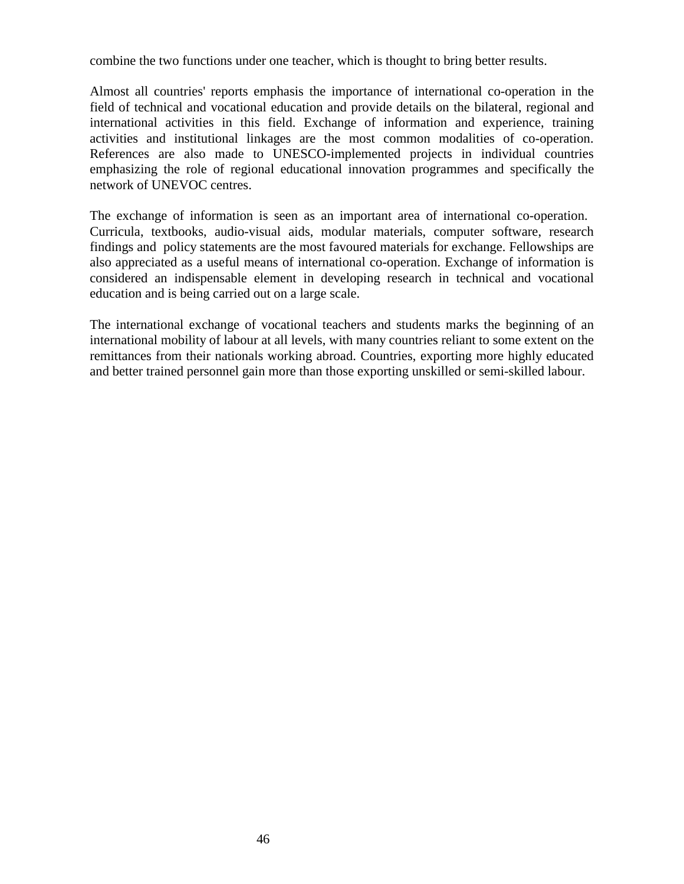combine the two functions under one teacher, which is thought to bring better results.

Almost all countries' reports emphasis the importance of international co-operation in the field of technical and vocational education and provide details on the bilateral, regional and international activities in this field. Exchange of information and experience, training activities and institutional linkages are the most common modalities of co-operation. References are also made to UNESCO-implemented projects in individual countries emphasizing the role of regional educational innovation programmes and specifically the network of UNEVOC centres.

The exchange of information is seen as an important area of international co-operation. Curricula, textbooks, audio-visual aids, modular materials, computer software, research findings and policy statements are the most favoured materials for exchange. Fellowships are also appreciated as a useful means of international co-operation. Exchange of information is considered an indispensable element in developing research in technical and vocational education and is being carried out on a large scale.

The international exchange of vocational teachers and students marks the beginning of an international mobility of labour at all levels, with many countries reliant to some extent on the remittances from their nationals working abroad. Countries, exporting more highly educated and better trained personnel gain more than those exporting unskilled or semi-skilled labour.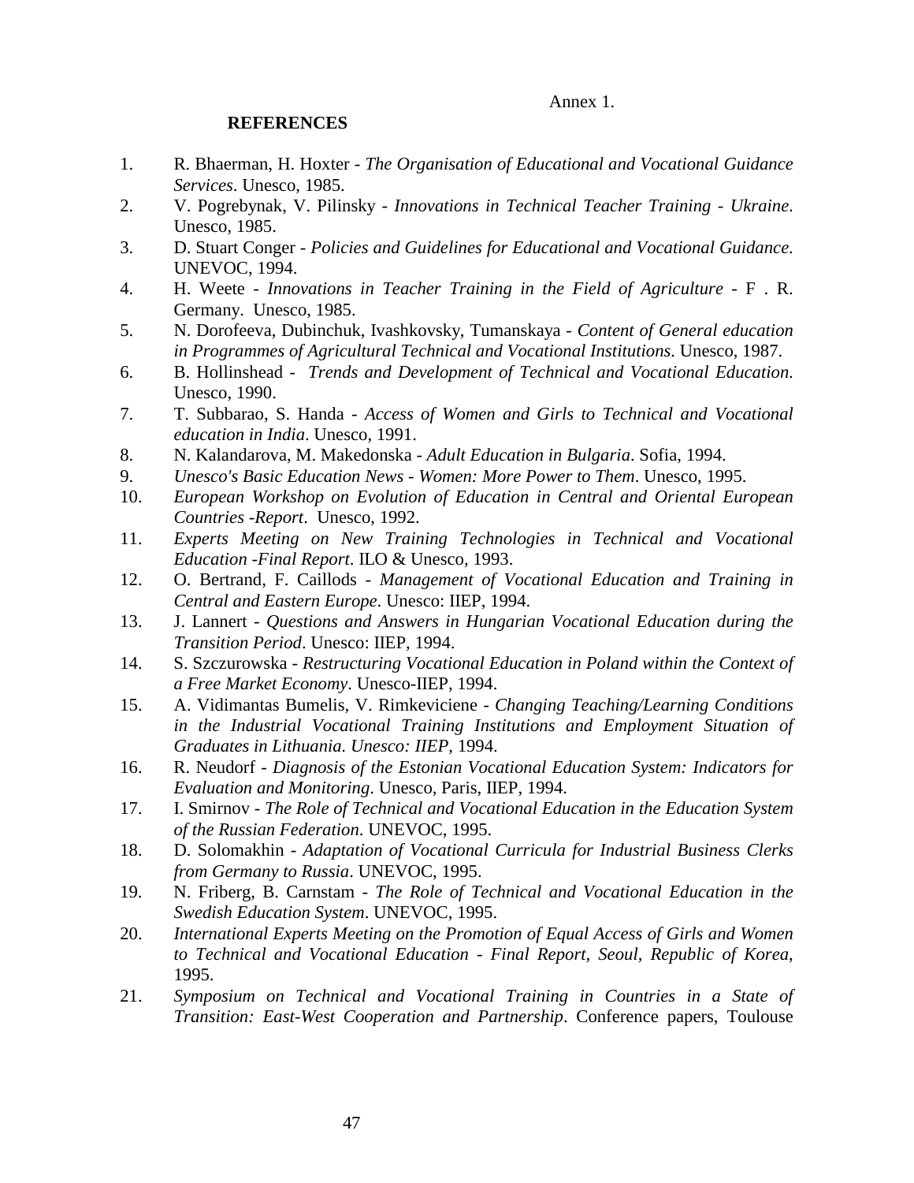Annex 1.

## REFERENCES

1. R. Bhaerman, H. Hoxter - *The Organisation of Educational and Vocational Guidance Services*. Unesco, 1985.
2. V. Pogrebynak, V. Pilinsky - *Innovations in Technical Teacher Training - Ukraine.* Unesco, 1985.
3. D. Stuart Conger - *Policies and Guidelines for Educational and Vocational Guidance.* UNEVOC, 1994.
4. H. Weete - *Innovations in Teacher Training in the Field of Agriculture* - F . R. Germany. Unesco, 1985.
5. N. Dorofeeva, Dubinchuk, Ivashkovsky, Tumanskaya - *Content of General education in Programmes of Agricultural Technical and Vocational Institutions*. Unesco, 1987.
6. B. Hollinshead - *Trends and Development of Technical and Vocational Education.* Unesco, 1990.
7. T. Subbarao, S. Handa - *Access of Women and Girls to Technical and Vocational education in India*. Unesco, 1991.
8. N. Kalandarova, M. Makedonska - *Adult Education in Bulgaria*. Sofia, 1994.
9. *Unesco's Basic Education News - Women: More Power to Them*. Unesco, 1995.
10. *European Workshop on Evolution of Education in Central and Oriental European Countries -Report*. Unesco, 1992.
11. *Experts Meeting on New Training Technologies in Technical and Vocational Education -Final Report*. ILO & Unesco, 1993.
12. O. Bertrand, F. Caillods - *Management of Vocational Education and Training in Central and Eastern Europe*. Unesco: IIEP, 1994.
13. J. Lannert - *Questions and Answers in Hungarian Vocational Education during the Transition Period*. Unesco: IIEP, 1994.
14. S. Szczurowska - *Restructuring Vocational Education in Poland within the Context of a Free Market Economy*. Unesco-IIEP, 1994.
15. A. Vidimantas Bumelis, V. Rimkeviciene - *Changing Teaching/Learning Conditions in the Industrial Vocational Training Institutions and Employment Situation of Graduates in Lithuania. Unesco: IIEP*, 1994.
16. R. Neudorf - *Diagnosis of the Estonian Vocational Education System: Indicators for Evaluation and Monitoring*. Unesco, Paris, IIEP, 1994.
17. I. Smirnov - *The Role of Technical and Vocational Education in the Education System of the Russian Federation*. UNEVOC, 1995.
18. D. Solomakhin - *Adaptation of Vocational Curricula for Industrial Business Clerks from Germany to Russia*. UNEVOC, 1995.
19. N. Friberg, B. Carnstam - *The Role of Technical and Vocational Education in the Swedish Education System*. UNEVOC, 1995.
20. *International Experts Meeting on the Promotion of Equal Access of Girls and Women to Technical and Vocational Education - Final Report, Seoul, Republic of Korea*, 1995.
21. *Symposium on Technical and Vocational Training in Countries in a State of Transition: East-West Cooperation and Partnership*. Conference papers, Toulouse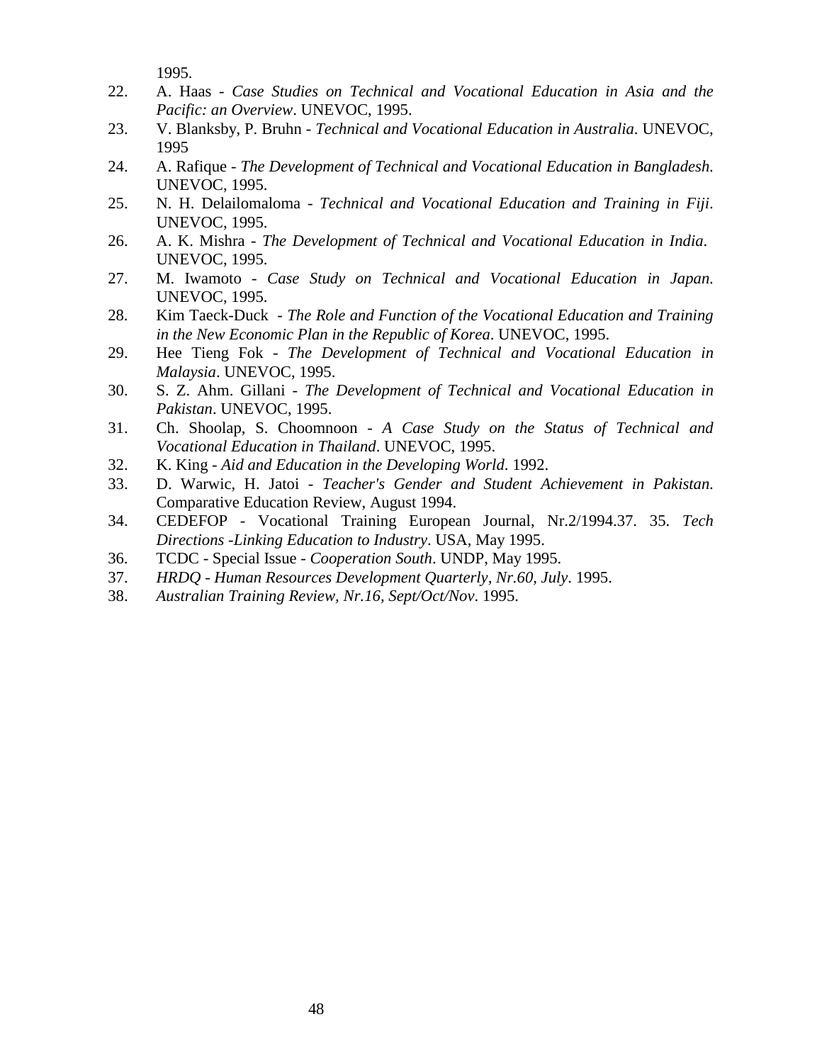1995.

22. A. Haas - *Case Studies on Technical and Vocational Education in Asia and the Pacific: an Overview*. UNEVOC, 1995.
23. V. Blanksby, P. Bruhn - *Technical and Vocational Education in Australia*. UNEVOC, 1995
24. A. Rafique - *The Development of Technical and Vocational Education in Bangladesh*. UNEVOC, 1995.
25. N. H. Delailomaloma - *Technical and Vocational Education and Training in Fiji*. UNEVOC, 1995.
26. A. K. Mishra - *The Development of Technical and Vocational Education in India*. UNEVOC, 1995.
27. M. Iwamoto - *Case Study on Technical and Vocational Education in Japan*. UNEVOC, 1995.
28. Kim Taeck-Duck - *The Role and Function of the Vocational Education and Training in the New Economic Plan in the Republic of Korea*. UNEVOC, 1995.
29. Hee Tieng Fok - *The Development of Technical and Vocational Education in Malaysia*. UNEVOC, 1995.
30. S. Z. Ahm. Gillani - *The Development of Technical and Vocational Education in Pakistan*. UNEVOC, 1995.
31. Ch. Shoolap, S. Choomnoon - *A Case Study on the Status of Technical and Vocational Education in Thailand*. UNEVOC, 1995.
32. K. King - *Aid and Education in the Developing World*. 1992.
33. D. Warwic, H. Jatoi - *Teacher's Gender and Student Achievement in Pakistan*. Comparative Education Review, August 1994.
34. CEDEFOP - Vocational Training European Journal, Nr.2/1994.37. 35. *Tech Directions -Linking Education to Industry*. USA, May 1995.
36. TCDC - Special Issue - *Cooperation South*. UNDP, May 1995.
37. *HRDQ - Human Resources Development Quarterly, Nr.60, July*. 1995.
38. *Australian Training Review, Nr.16, Sept/Oct/Nov*. 1995.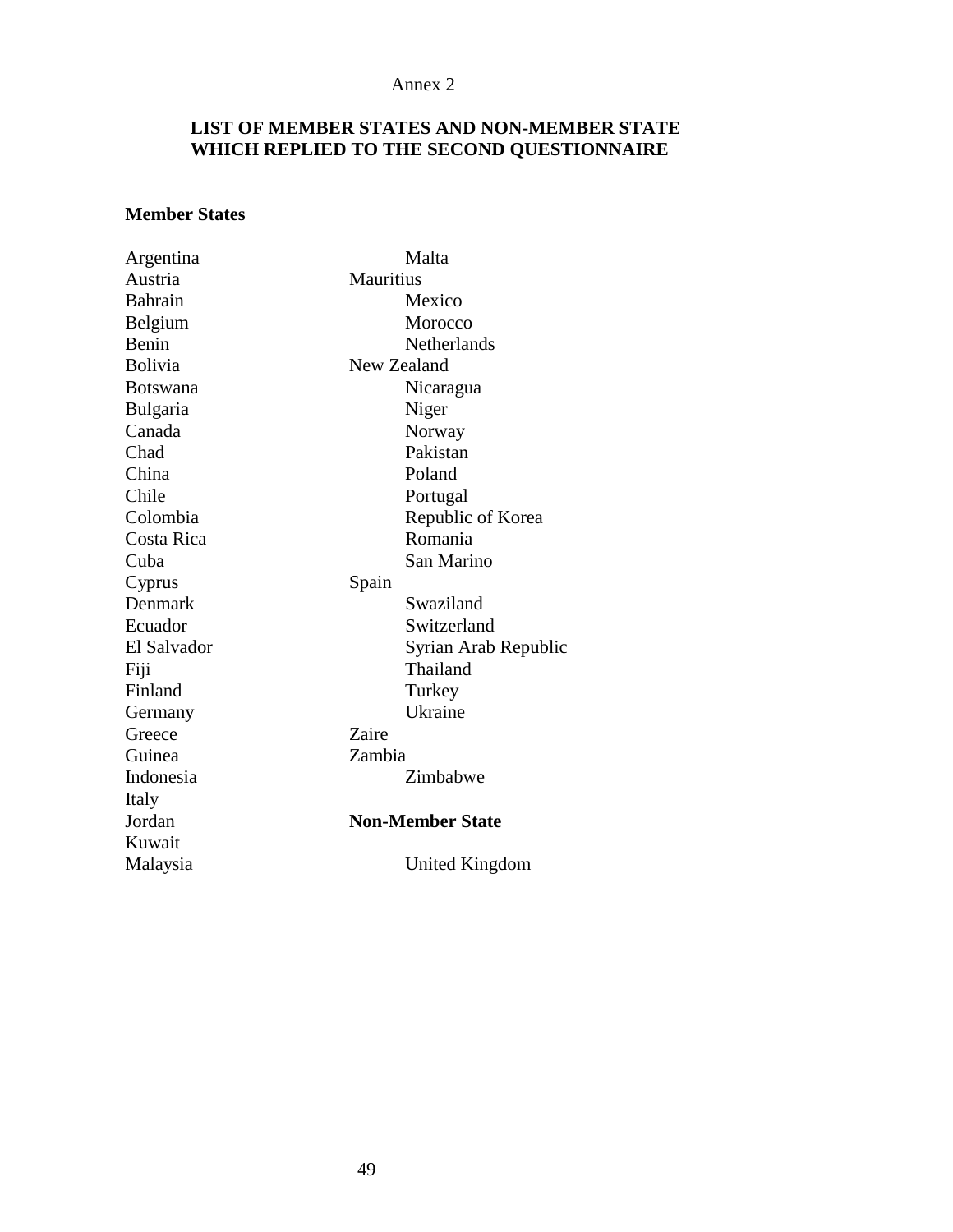Annex 2

**LIST OF MEMBER STATES AND NON-MEMBER STATE WHICH REPLIED TO THE SECOND QUESTIONNAIRE**

**Member States**

Argentina
Austria
Bahrain
Belgium
Benin
Bolivia
Botswana
Bulgaria
Canada
Chad
China
Chile
Colombia
Costa Rica
Cuba
Cyprus
Denmark
Ecuador
El Salvador
Fiji
Finland
Germany
Greece
Guinea
Indonesia
Italy
Jordan
Kuwait
Malaysia
Malta
Mauritius
Mexico
Morocco
Netherlands
New Zealand
Nicaragua
Niger
Norway
Pakistan
Poland
Portugal
Republic of Korea
Romania
San Marino
Spain
Swaziland
Switzerland
Syrian Arab Republic
Thailand
Turkey
Ukraine
Zaire
Zambia
Zimbabwe

**Non-Member State**

United Kingdom